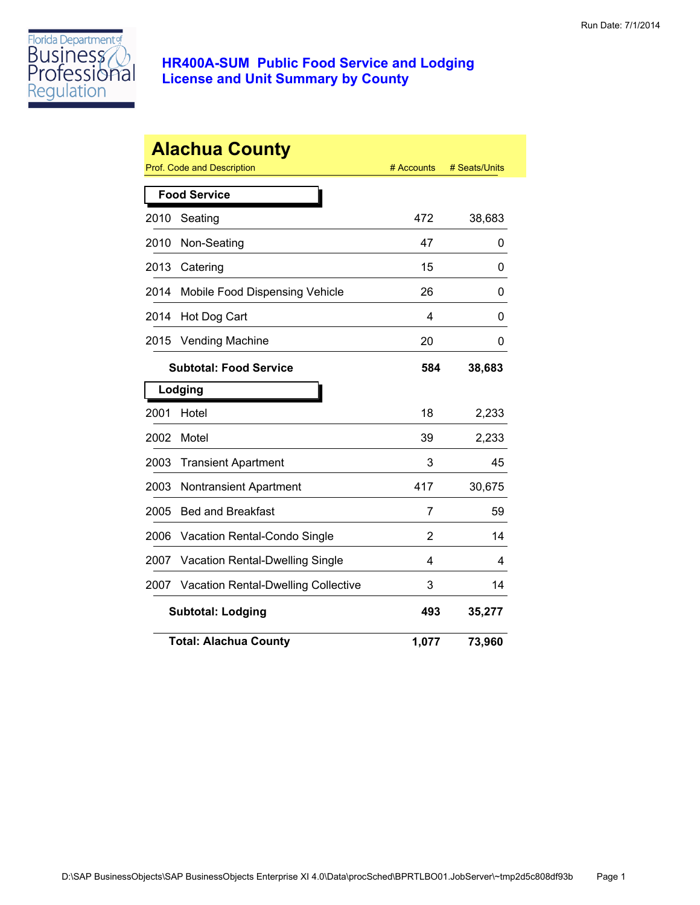Run Date: 7/1/2014

# HR400A-SUM Public Food Service and Lodging License and Unit Summary by County

## Alachua County

| Prof. Code and Description | | # Accounts | # Seats/Units |
|---|---|---|---|
| **Food Service** | | | |
| 2010 | Seating | 472 | 38,683 |
| 2010 | Non-Seating | 47 | 0 |
| 2013 | Catering | 15 | 0 |
| 2014 | Mobile Food Dispensing Vehicle | 26 | 0 |
| 2014 | Hot Dog Cart | 4 | 0 |
| 2015 | Vending Machine | 20 | 0 |
| | **Subtotal: Food Service** | **584** | **38,683** |
| **Lodging** | | | |
| 2001 | Hotel | 18 | 2,233 |
| 2002 | Motel | 39 | 2,233 |
| 2003 | Transient Apartment | 3 | 45 |
| 2003 | Nontransient Apartment | 417 | 30,675 |
| 2005 | Bed and Breakfast | 7 | 59 |
| 2006 | Vacation Rental-Condo Single | 2 | 14 |
| 2007 | Vacation Rental-Dwelling Single | 4 | 4 |
| 2007 | Vacation Rental-Dwelling Collective | 3 | 14 |
| | **Subtotal: Lodging** | **493** | **35,277** |
| | **Total: Alachua County** | **1,077** | **73,960** |

D:\SAP BusinessObjects\SAP BusinessObjects Enterprise XI 4.0\Data\procSched\BPRTLBO01.JobServer\~tmp2d5c808df93b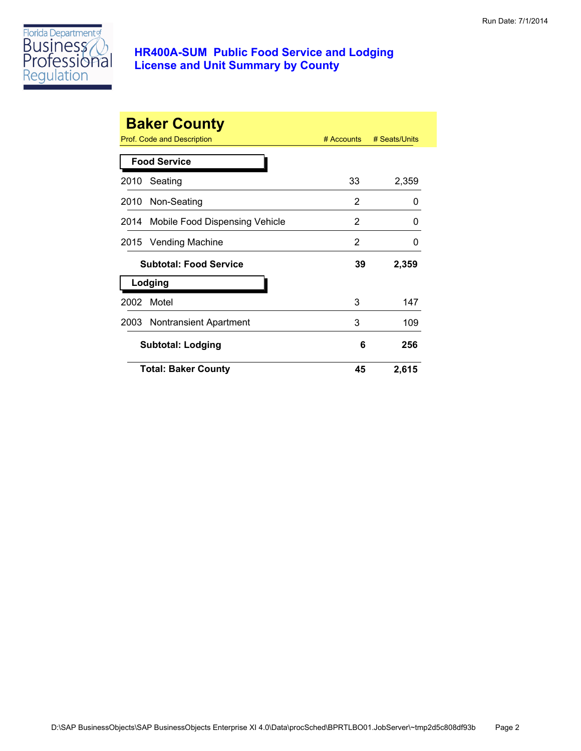# HR400A-SUM Public Food Service and Lodging License and Unit Summary by County

## Baker County

| Prof. Code and Description | # Accounts | # Seats/Units |
|---|---|---|
| **Food Service** | | |
| 2010 Seating | 33 | 2,359 |
| 2010 Non-Seating | 2 | 0 |
| 2014 Mobile Food Dispensing Vehicle | 2 | 0 |
| 2015 Vending Machine | 2 | 0 |
| **Subtotal: Food Service** | **39** | **2,359** |
| **Lodging** | | |
| 2002 Motel | 3 | 147 |
| 2003 Nontransient Apartment | 3 | 109 |
| **Subtotal: Lodging** | **6** | **256** |
| **Total: Baker County** | **45** | **2,615** |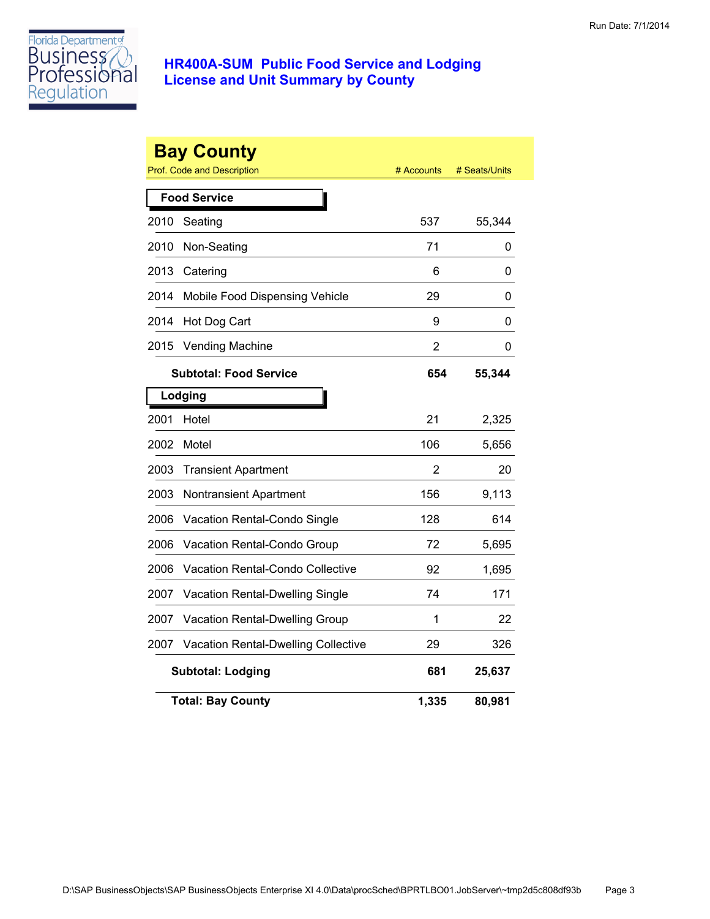Run Date: 7/1/2014

# HR400A-SUM Public Food Service and Lodging License and Unit Summary by County

## Bay County

| Prof. Code and Description | | # Accounts | # Seats/Units |
|---|---|---|---|
| **Food Service** | | | |
| 2010 | Seating | 537 | 55,344 |
| 2010 | Non-Seating | 71 | 0 |
| 2013 | Catering | 6 | 0 |
| 2014 | Mobile Food Dispensing Vehicle | 29 | 0 |
| 2014 | Hot Dog Cart | 9 | 0 |
| 2015 | Vending Machine | 2 | 0 |
| | **Subtotal: Food Service** | **654** | **55,344** |
| **Lodging** | | | |
| 2001 | Hotel | 21 | 2,325 |
| 2002 | Motel | 106 | 5,656 |
| 2003 | Transient Apartment | 2 | 20 |
| 2003 | Nontransient Apartment | 156 | 9,113 |
| 2006 | Vacation Rental-Condo Single | 128 | 614 |
| 2006 | Vacation Rental-Condo Group | 72 | 5,695 |
| 2006 | Vacation Rental-Condo Collective | 92 | 1,695 |
| 2007 | Vacation Rental-Dwelling Single | 74 | 171 |
| 2007 | Vacation Rental-Dwelling Group | 1 | 22 |
| 2007 | Vacation Rental-Dwelling Collective | 29 | 326 |
| | **Subtotal: Lodging** | **681** | **25,637** |
| | **Total: Bay County** | **1,335** | **80,981** |

D:\SAP BusinessObjects\SAP BusinessObjects Enterprise XI 4.0\Data\procSched\BPRTLBO01.JobServer\~tmp2d5c808df93b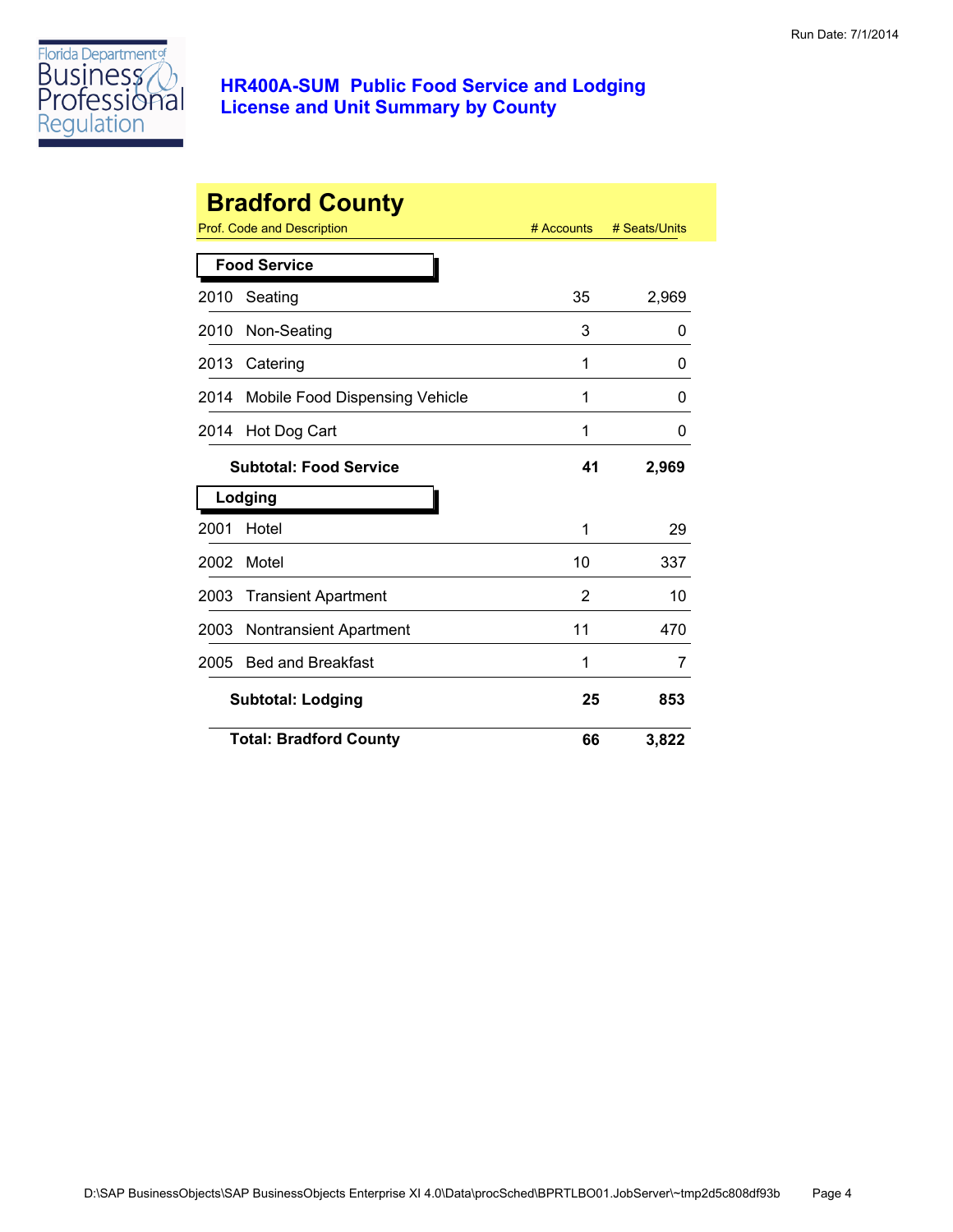# HR400A-SUM Public Food Service and Lodging License and Unit Summary by County

## Bradford County

| Prof. Code and Description | # Accounts | # Seats/Units |
|---|---|---|
| **Food Service** | | |
| 2010 Seating | 35 | 2,969 |
| 2010 Non-Seating | 3 | 0 |
| 2013 Catering | 1 | 0 |
| 2014 Mobile Food Dispensing Vehicle | 1 | 0 |
| 2014 Hot Dog Cart | 1 | 0 |
| **Subtotal: Food Service** | **41** | **2,969** |
| **Lodging** | | |
| 2001 Hotel | 1 | 29 |
| 2002 Motel | 10 | 337 |
| 2003 Transient Apartment | 2 | 10 |
| 2003 Nontransient Apartment | 11 | 470 |
| 2005 Bed and Breakfast | 1 | 7 |
| **Subtotal: Lodging** | **25** | **853** |
| **Total: Bradford County** | **66** | **3,822** |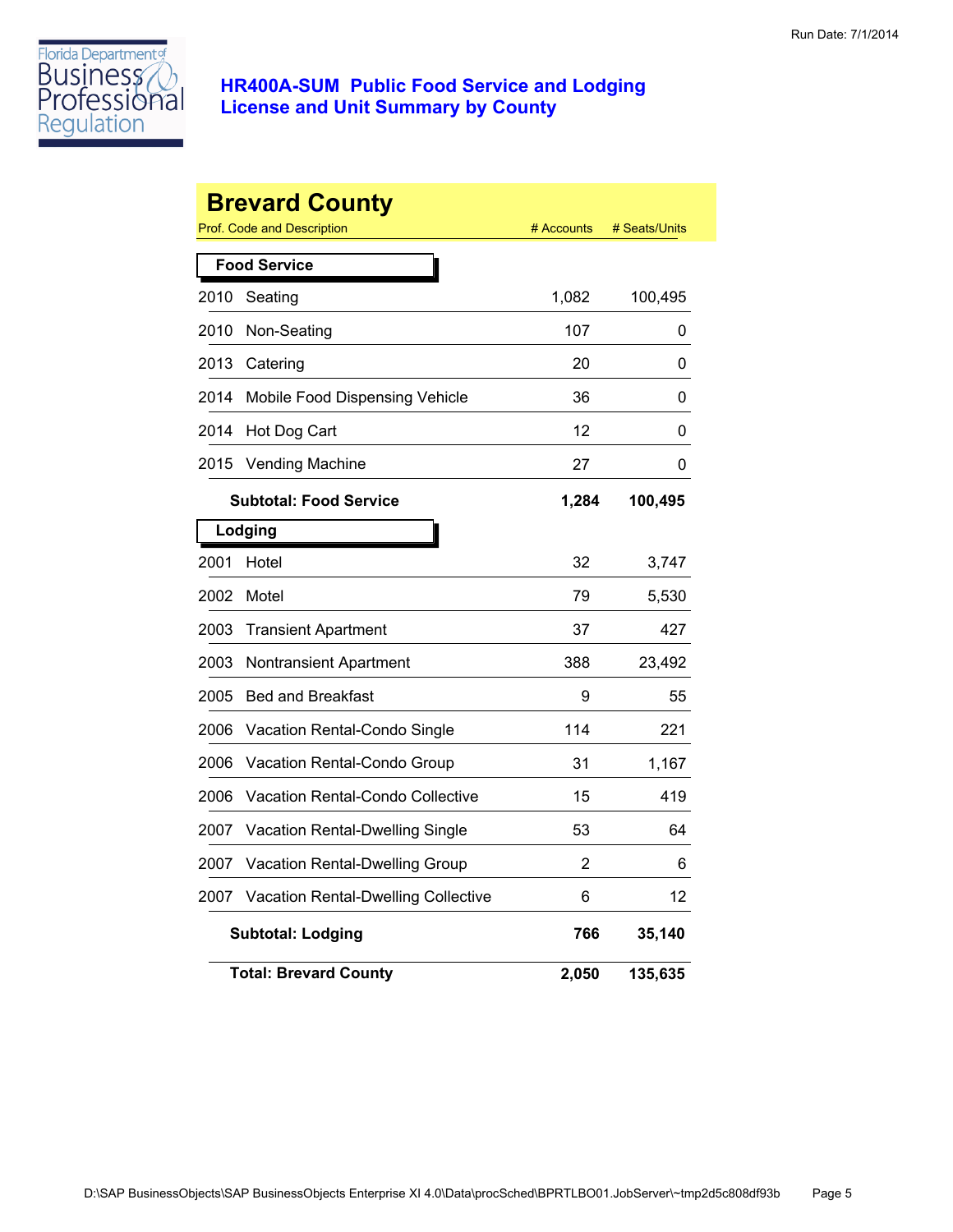Run Date: 7/1/2014

# HR400A-SUM Public Food Service and Lodging License and Unit Summary by County

## Brevard County

| Prof. Code and Description | | # Accounts | # Seats/Units |
|---|---|---|---|
| **Food Service** | | | |
| 2010 | Seating | 1,082 | 100,495 |
| 2010 | Non-Seating | 107 | 0 |
| 2013 | Catering | 20 | 0 |
| 2014 | Mobile Food Dispensing Vehicle | 36 | 0 |
| 2014 | Hot Dog Cart | 12 | 0 |
| 2015 | Vending Machine | 27 | 0 |
| | **Subtotal: Food Service** | **1,284** | **100,495** |
| **Lodging** | | | |
| 2001 | Hotel | 32 | 3,747 |
| 2002 | Motel | 79 | 5,530 |
| 2003 | Transient Apartment | 37 | 427 |
| 2003 | Nontransient Apartment | 388 | 23,492 |
| 2005 | Bed and Breakfast | 9 | 55 |
| 2006 | Vacation Rental-Condo Single | 114 | 221 |
| 2006 | Vacation Rental-Condo Group | 31 | 1,167 |
| 2006 | Vacation Rental-Condo Collective | 15 | 419 |
| 2007 | Vacation Rental-Dwelling Single | 53 | 64 |
| 2007 | Vacation Rental-Dwelling Group | 2 | 6 |
| 2007 | Vacation Rental-Dwelling Collective | 6 | 12 |
| | **Subtotal: Lodging** | **766** | **35,140** |
| | **Total: Brevard County** | **2,050** | **135,635** |

D:\SAP BusinessObjects\SAP BusinessObjects Enterprise XI 4.0\Data\procSched\BPRTLBO01.JobServer\~tmp2d5c808df93b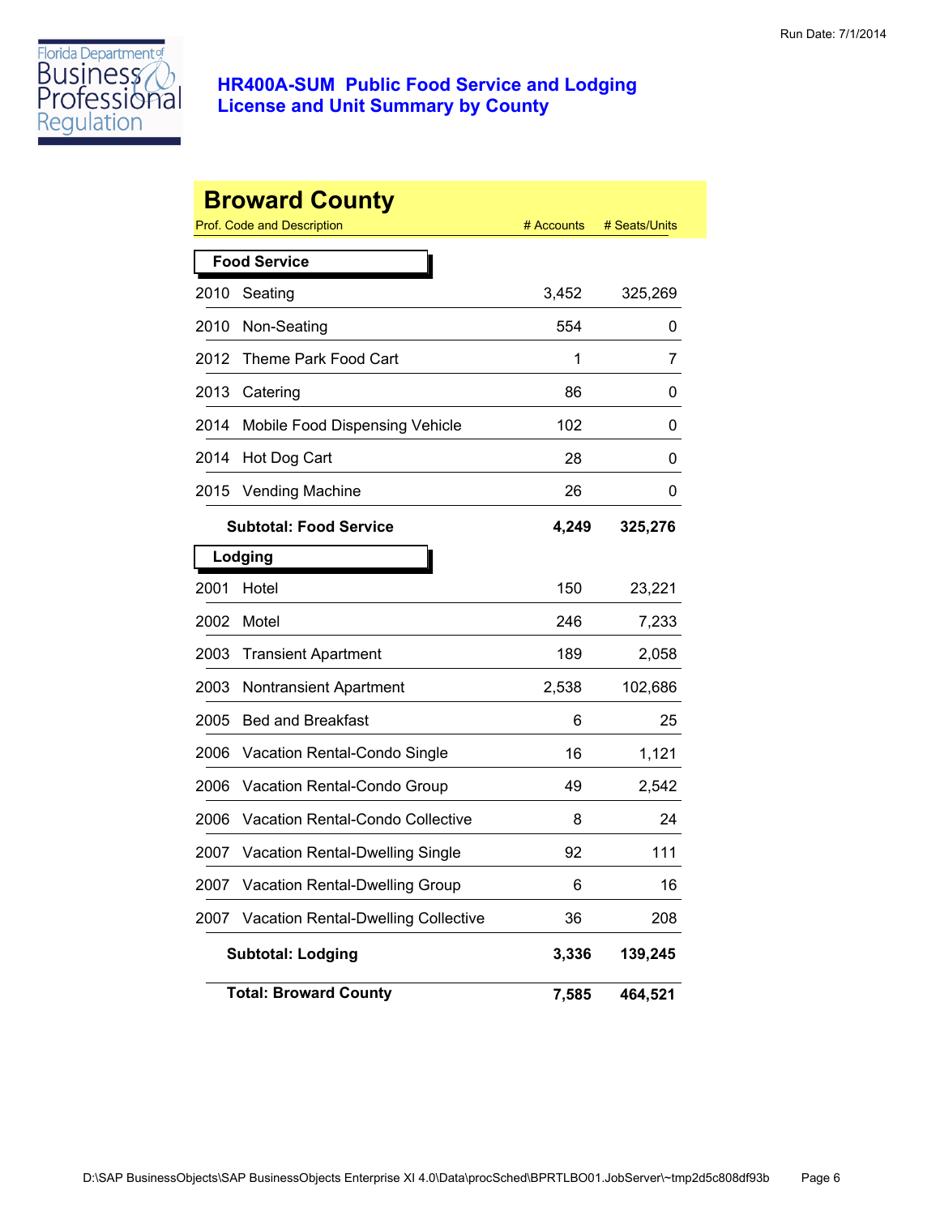Run Date: 7/1/2014

Florida Department of Business & Professional Regulation

# HR400A-SUM Public Food Service and Lodging License and Unit Summary by County

## Broward County

| Prof. Code and Description | | # Accounts | # Seats/Units |
|---|---|---|---|
| **Food Service** | | | |
| 2010 | Seating | 3,452 | 325,269 |
| 2010 | Non-Seating | 554 | 0 |
| 2012 | Theme Park Food Cart | 1 | 7 |
| 2013 | Catering | 86 | 0 |
| 2014 | Mobile Food Dispensing Vehicle | 102 | 0 |
| 2014 | Hot Dog Cart | 28 | 0 |
| 2015 | Vending Machine | 26 | 0 |
| | **Subtotal: Food Service** | **4,249** | **325,276** |
| **Lodging** | | | |
| 2001 | Hotel | 150 | 23,221 |
| 2002 | Motel | 246 | 7,233 |
| 2003 | Transient Apartment | 189 | 2,058 |
| 2003 | Nontransient Apartment | 2,538 | 102,686 |
| 2005 | Bed and Breakfast | 6 | 25 |
| 2006 | Vacation Rental-Condo Single | 16 | 1,121 |
| 2006 | Vacation Rental-Condo Group | 49 | 2,542 |
| 2006 | Vacation Rental-Condo Collective | 8 | 24 |
| 2007 | Vacation Rental-Dwelling Single | 92 | 111 |
| 2007 | Vacation Rental-Dwelling Group | 6 | 16 |
| 2007 | Vacation Rental-Dwelling Collective | 36 | 208 |
| | **Subtotal: Lodging** | **3,336** | **139,245** |
| | **Total: Broward County** | **7,585** | **464,521** |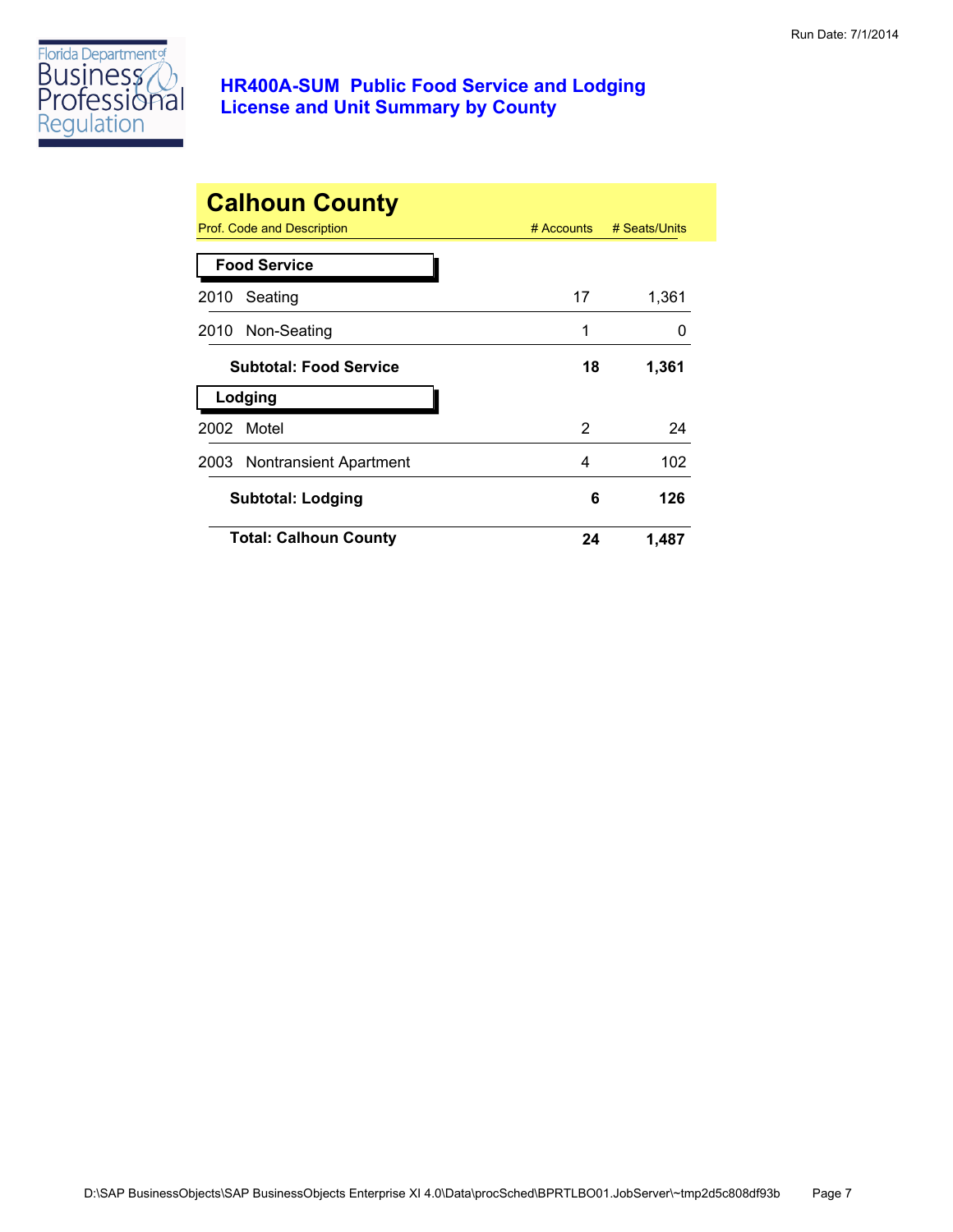# HR400A-SUM Public Food Service and Lodging License and Unit Summary by County

Run Date: 7/1/2014

## Calhoun County

| Prof. Code and Description | # Accounts | # Seats/Units |
|---|---|---|
| **Food Service** | | |
| 2010 Seating | 17 | 1,361 |
| 2010 Non-Seating | 1 | 0 |
| **Subtotal: Food Service** | **18** | **1,361** |
| **Lodging** | | |
| 2002 Motel | 2 | 24 |
| 2003 Nontransient Apartment | 4 | 102 |
| **Subtotal: Lodging** | **6** | **126** |
| **Total: Calhoun County** | **24** | **1,487** |

D:\SAP BusinessObjects\SAP BusinessObjects Enterprise XI 4.0\Data\procSched\BPRTLBO01.JobServer\~tmp2d5c808df93b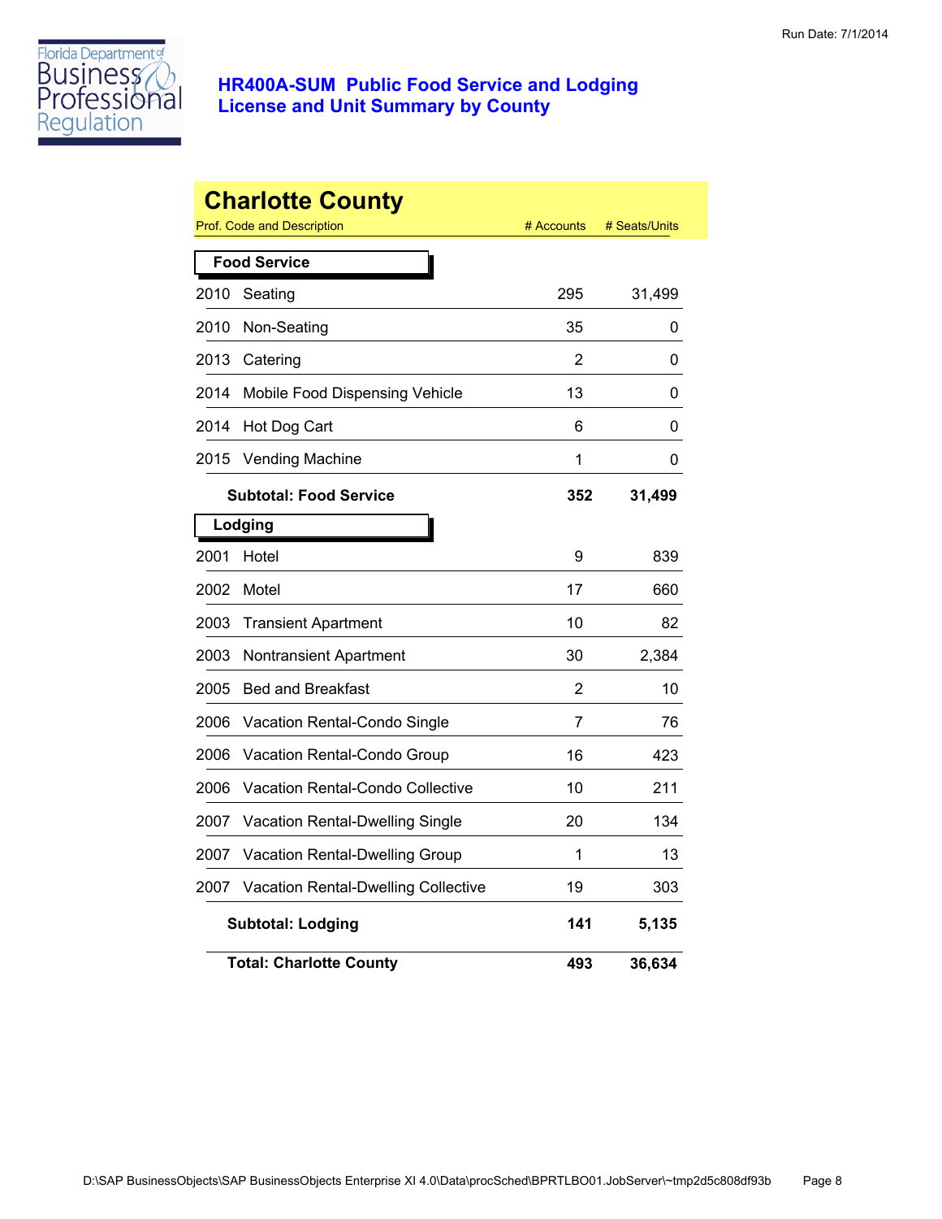Run Date: 7/1/2014

Florida Department of Business & Professional Regulation

# HR400A-SUM Public Food Service and Lodging License and Unit Summary by County

## Charlotte County

| Prof. Code and Description | | # Accounts | # Seats/Units |
|---|---|---|---|
| **Food Service** | | | |
| 2010 | Seating | 295 | 31,499 |
| 2010 | Non-Seating | 35 | 0 |
| 2013 | Catering | 2 | 0 |
| 2014 | Mobile Food Dispensing Vehicle | 13 | 0 |
| 2014 | Hot Dog Cart | 6 | 0 |
| 2015 | Vending Machine | 1 | 0 |
| | **Subtotal: Food Service** | **352** | **31,499** |
| **Lodging** | | | |
| 2001 | Hotel | 9 | 839 |
| 2002 | Motel | 17 | 660 |
| 2003 | Transient Apartment | 10 | 82 |
| 2003 | Nontransient Apartment | 30 | 2,384 |
| 2005 | Bed and Breakfast | 2 | 10 |
| 2006 | Vacation Rental-Condo Single | 7 | 76 |
| 2006 | Vacation Rental-Condo Group | 16 | 423 |
| 2006 | Vacation Rental-Condo Collective | 10 | 211 |
| 2007 | Vacation Rental-Dwelling Single | 20 | 134 |
| 2007 | Vacation Rental-Dwelling Group | 1 | 13 |
| 2007 | Vacation Rental-Dwelling Collective | 19 | 303 |
| | **Subtotal: Lodging** | **141** | **5,135** |
| | **Total: Charlotte County** | **493** | **36,634** |

D:\SAP BusinessObjects\SAP BusinessObjects Enterprise XI 4.0\Data\procSched\BPRTLBO01.JobServer\~tmp2d5c808df93b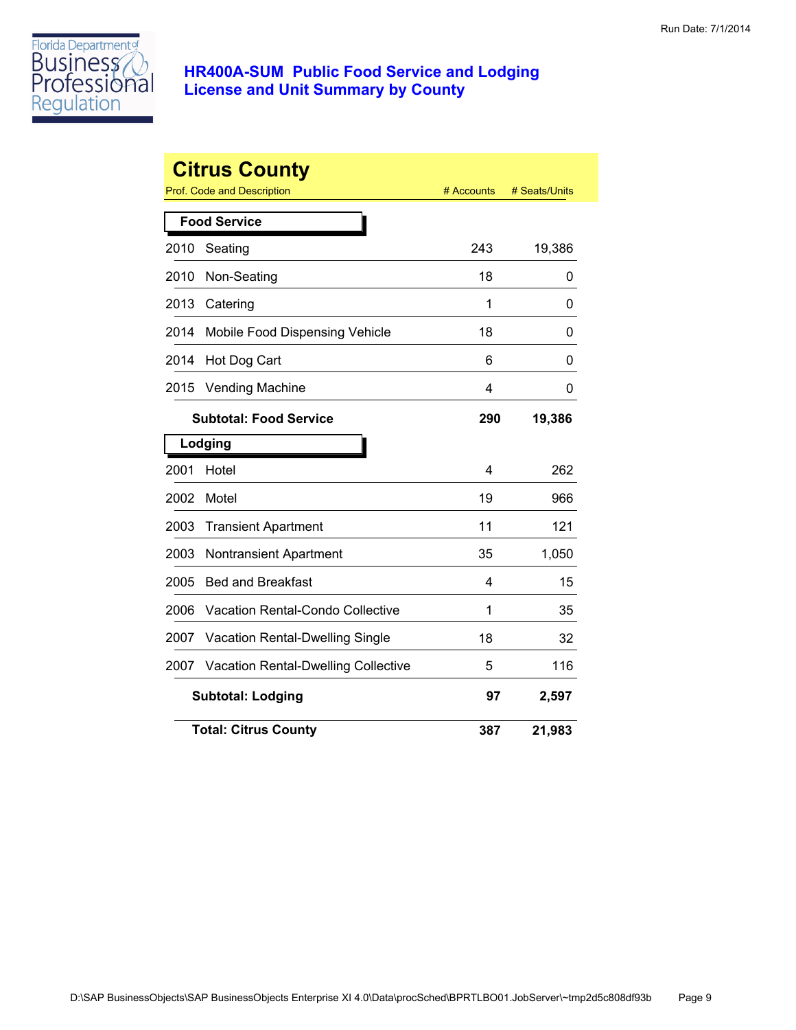Run Date: 7/1/2014

# HR400A-SUM Public Food Service and Lodging License and Unit Summary by County

## Citrus County

| Prof. Code and Description | | # Accounts | # Seats/Units |
|---|---|---|---|
| **Food Service** | | | |
| 2010 | Seating | 243 | 19,386 |
| 2010 | Non-Seating | 18 | 0 |
| 2013 | Catering | 1 | 0 |
| 2014 | Mobile Food Dispensing Vehicle | 18 | 0 |
| 2014 | Hot Dog Cart | 6 | 0 |
| 2015 | Vending Machine | 4 | 0 |
| | **Subtotal: Food Service** | **290** | **19,386** |
| **Lodging** | | | |
| 2001 | Hotel | 4 | 262 |
| 2002 | Motel | 19 | 966 |
| 2003 | Transient Apartment | 11 | 121 |
| 2003 | Nontransient Apartment | 35 | 1,050 |
| 2005 | Bed and Breakfast | 4 | 15 |
| 2006 | Vacation Rental-Condo Collective | 1 | 35 |
| 2007 | Vacation Rental-Dwelling Single | 18 | 32 |
| 2007 | Vacation Rental-Dwelling Collective | 5 | 116 |
| | **Subtotal: Lodging** | **97** | **2,597** |
| | **Total: Citrus County** | **387** | **21,983** |

D:\SAP BusinessObjects\SAP BusinessObjects Enterprise XI 4.0\Data\procSched\BPRTLBO01.JobServer\~tmp2d5c808df93b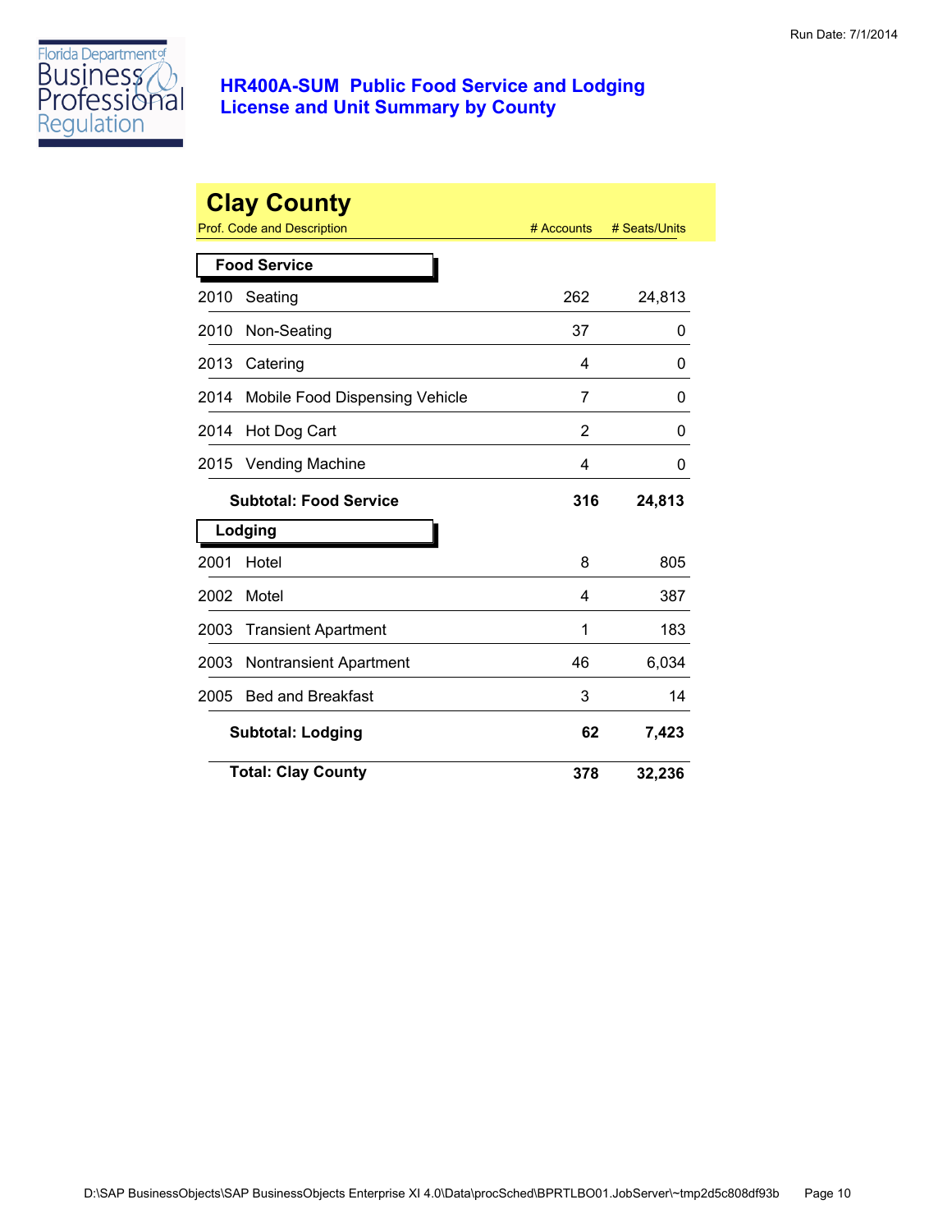Run Date: 7/1/2014

Florida Department of Business & Professional Regulation

# HR400A-SUM Public Food Service and Lodging License and Unit Summary by County

## Clay County

| Prof. Code and Description | | # Accounts | # Seats/Units |
|---|---|---|---|
| **Food Service** | | | |
| 2010 | Seating | 262 | 24,813 |
| 2010 | Non-Seating | 37 | 0 |
| 2013 | Catering | 4 | 0 |
| 2014 | Mobile Food Dispensing Vehicle | 7 | 0 |
| 2014 | Hot Dog Cart | 2 | 0 |
| 2015 | Vending Machine | 4 | 0 |
| | **Subtotal: Food Service** | **316** | **24,813** |
| **Lodging** | | | |
| 2001 | Hotel | 8 | 805 |
| 2002 | Motel | 4 | 387 |
| 2003 | Transient Apartment | 1 | 183 |
| 2003 | Nontransient Apartment | 46 | 6,034 |
| 2005 | Bed and Breakfast | 3 | 14 |
| | **Subtotal: Lodging** | **62** | **7,423** |
| | **Total: Clay County** | **378** | **32,236** |

D:\SAP BusinessObjects\SAP BusinessObjects Enterprise XI 4.0\Data\procSched\BPRTLBO01.JobServer\~tmp2d5c808df93b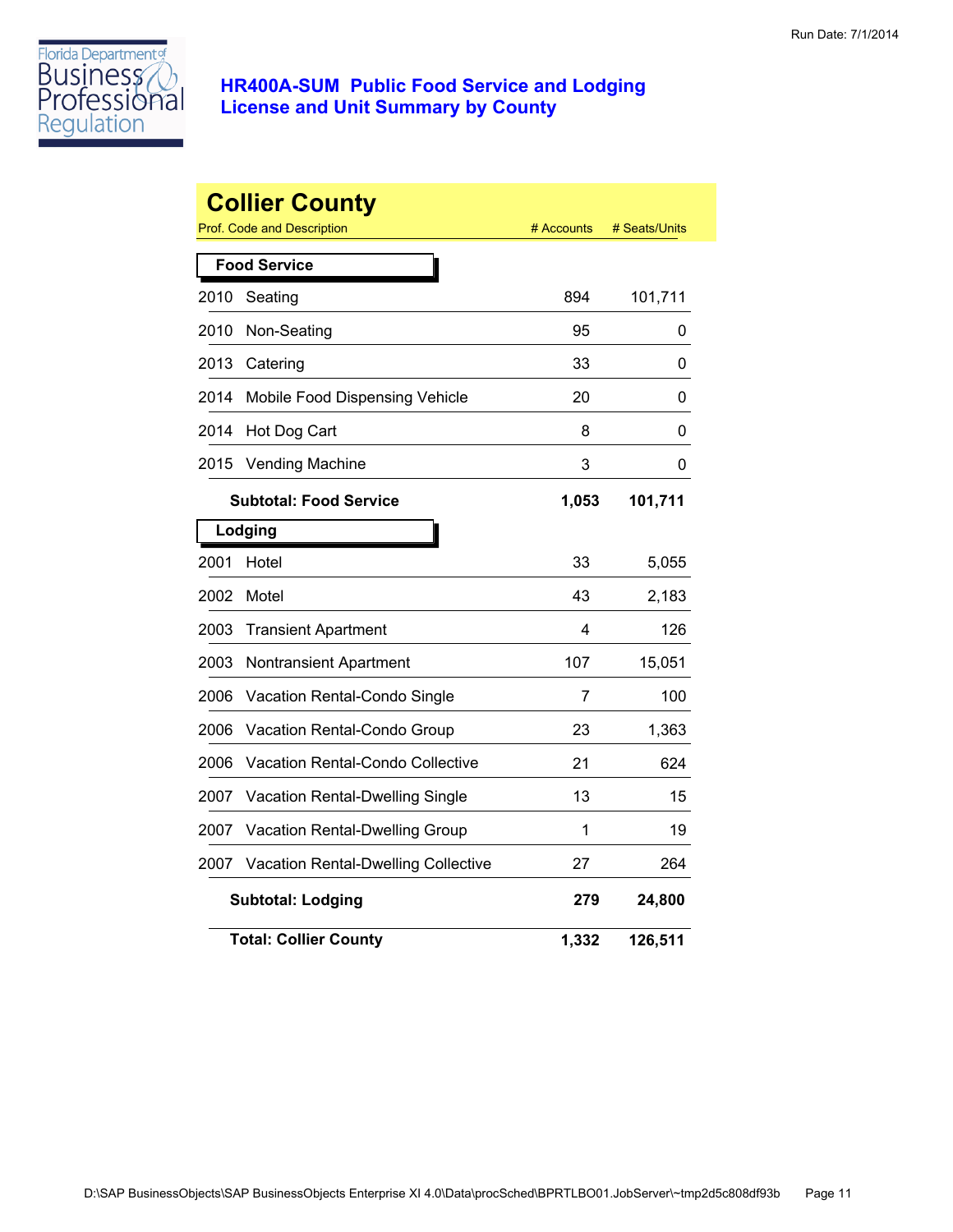# HR400A-SUM Public Food Service and Lodging License and Unit Summary by County

Run Date: 7/1/2014

## Collier County

| Prof. Code and Description | | # Accounts | # Seats/Units |
|---|---|---|---|
| **Food Service** | | | |
| 2010 | Seating | 894 | 101,711 |
| 2010 | Non-Seating | 95 | 0 |
| 2013 | Catering | 33 | 0 |
| 2014 | Mobile Food Dispensing Vehicle | 20 | 0 |
| 2014 | Hot Dog Cart | 8 | 0 |
| 2015 | Vending Machine | 3 | 0 |
| | **Subtotal: Food Service** | **1,053** | **101,711** |
| **Lodging** | | | |
| 2001 | Hotel | 33 | 5,055 |
| 2002 | Motel | 43 | 2,183 |
| 2003 | Transient Apartment | 4 | 126 |
| 2003 | Nontransient Apartment | 107 | 15,051 |
| 2006 | Vacation Rental-Condo Single | 7 | 100 |
| 2006 | Vacation Rental-Condo Group | 23 | 1,363 |
| 2006 | Vacation Rental-Condo Collective | 21 | 624 |
| 2007 | Vacation Rental-Dwelling Single | 13 | 15 |
| 2007 | Vacation Rental-Dwelling Group | 1 | 19 |
| 2007 | Vacation Rental-Dwelling Collective | 27 | 264 |
| | **Subtotal: Lodging** | **279** | **24,800** |
| | **Total: Collier County** | **1,332** | **126,511** |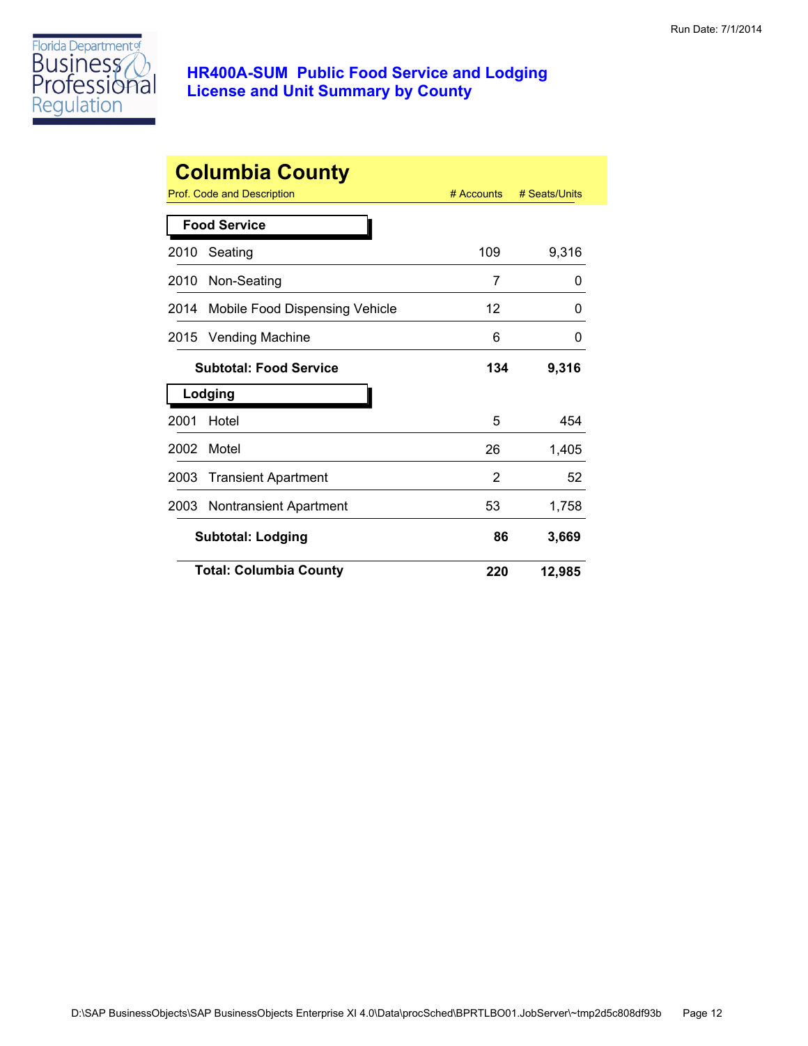# HR400A-SUM Public Food Service and Lodging
## License and Unit Summary by County

Run Date: 7/1/2014

## Columbia County

| Prof. Code and Description | | # Accounts | # Seats/Units |
|---|---|---|---|
| **Food Service** | | | |
| 2010 | Seating | 109 | 9,316 |
| 2010 | Non-Seating | 7 | 0 |
| 2014 | Mobile Food Dispensing Vehicle | 12 | 0 |
| 2015 | Vending Machine | 6 | 0 |
| | **Subtotal: Food Service** | **134** | **9,316** |
| **Lodging** | | | |
| 2001 | Hotel | 5 | 454 |
| 2002 | Motel | 26 | 1,405 |
| 2003 | Transient Apartment | 2 | 52 |
| 2003 | Nontransient Apartment | 53 | 1,758 |
| | **Subtotal: Lodging** | **86** | **3,669** |
| | **Total: Columbia County** | **220** | **12,985** |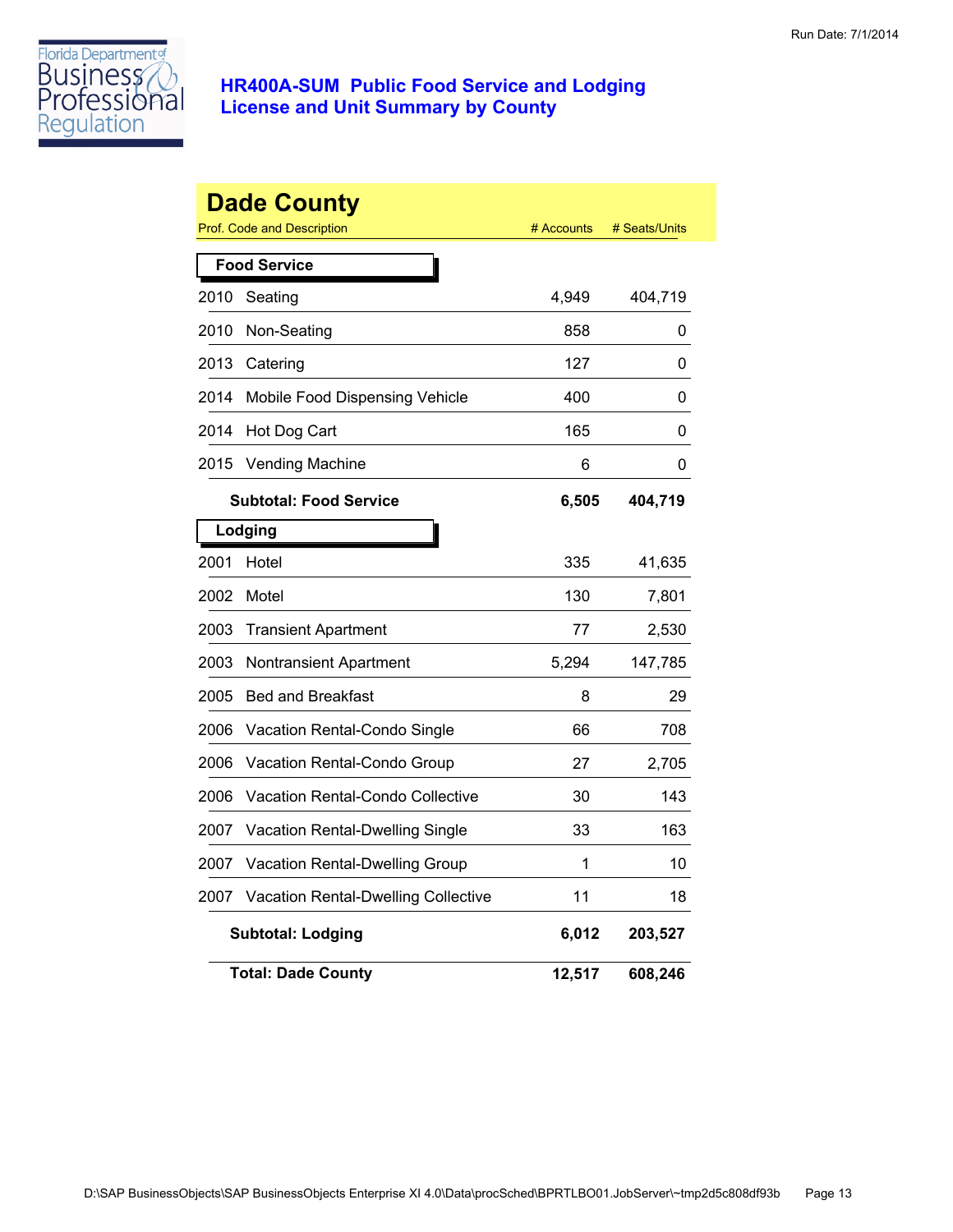# HR400A-SUM Public Food Service and Lodging License and Unit Summary by County

Run Date: 7/1/2014

## Dade County

| Prof. Code and Description | | # Accounts | # Seats/Units |
|---|---|---|---|
| **Food Service** | | | |
| 2010 | Seating | 4,949 | 404,719 |
| 2010 | Non-Seating | 858 | 0 |
| 2013 | Catering | 127 | 0 |
| 2014 | Mobile Food Dispensing Vehicle | 400 | 0 |
| 2014 | Hot Dog Cart | 165 | 0 |
| 2015 | Vending Machine | 6 | 0 |
| | **Subtotal: Food Service** | **6,505** | **404,719** |
| **Lodging** | | | |
| 2001 | Hotel | 335 | 41,635 |
| 2002 | Motel | 130 | 7,801 |
| 2003 | Transient Apartment | 77 | 2,530 |
| 2003 | Nontransient Apartment | 5,294 | 147,785 |
| 2005 | Bed and Breakfast | 8 | 29 |
| 2006 | Vacation Rental-Condo Single | 66 | 708 |
| 2006 | Vacation Rental-Condo Group | 27 | 2,705 |
| 2006 | Vacation Rental-Condo Collective | 30 | 143 |
| 2007 | Vacation Rental-Dwelling Single | 33 | 163 |
| 2007 | Vacation Rental-Dwelling Group | 1 | 10 |
| 2007 | Vacation Rental-Dwelling Collective | 11 | 18 |
| | **Subtotal: Lodging** | **6,012** | **203,527** |
| | **Total: Dade County** | **12,517** | **608,246** |

D:\SAP BusinessObjects\SAP BusinessObjects Enterprise XI 4.0\Data\procSched\BPRTLBO01.JobServer\~tmp2d5c808df93b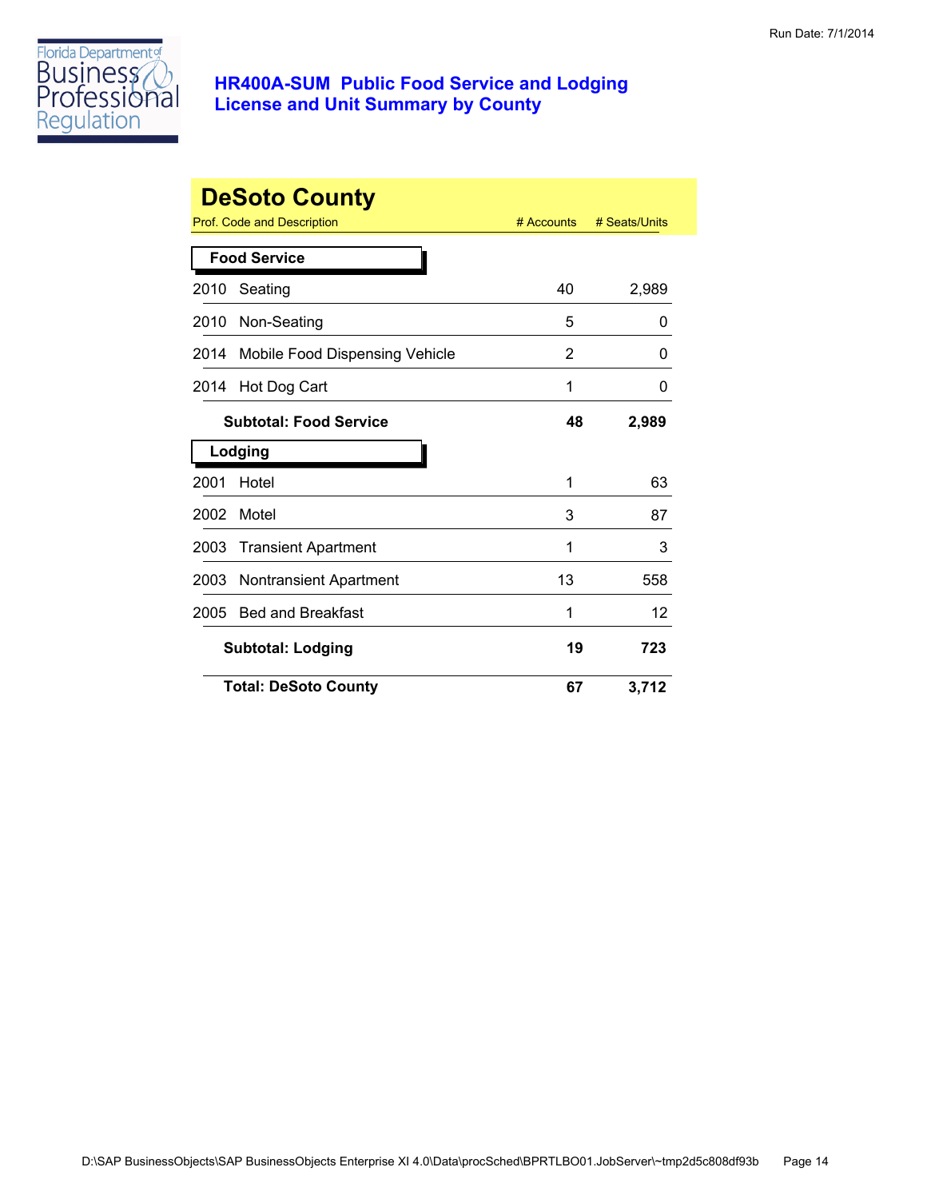Run Date: 7/1/2014

# HR400A-SUM Public Food Service and Lodging License and Unit Summary by County

## DeSoto County

| Prof. Code and Description | # Accounts | # Seats/Units |
|---|---|---|
| **Food Service** | | |
| 2010 Seating | 40 | 2,989 |
| 2010 Non-Seating | 5 | 0 |
| 2014 Mobile Food Dispensing Vehicle | 2 | 0 |
| 2014 Hot Dog Cart | 1 | 0 |
| **Subtotal: Food Service** | **48** | **2,989** |
| **Lodging** | | |
| 2001 Hotel | 1 | 63 |
| 2002 Motel | 3 | 87 |
| 2003 Transient Apartment | 1 | 3 |
| 2003 Nontransient Apartment | 13 | 558 |
| 2005 Bed and Breakfast | 1 | 12 |
| **Subtotal: Lodging** | **19** | **723** |
| **Total: DeSoto County** | **67** | **3,712** |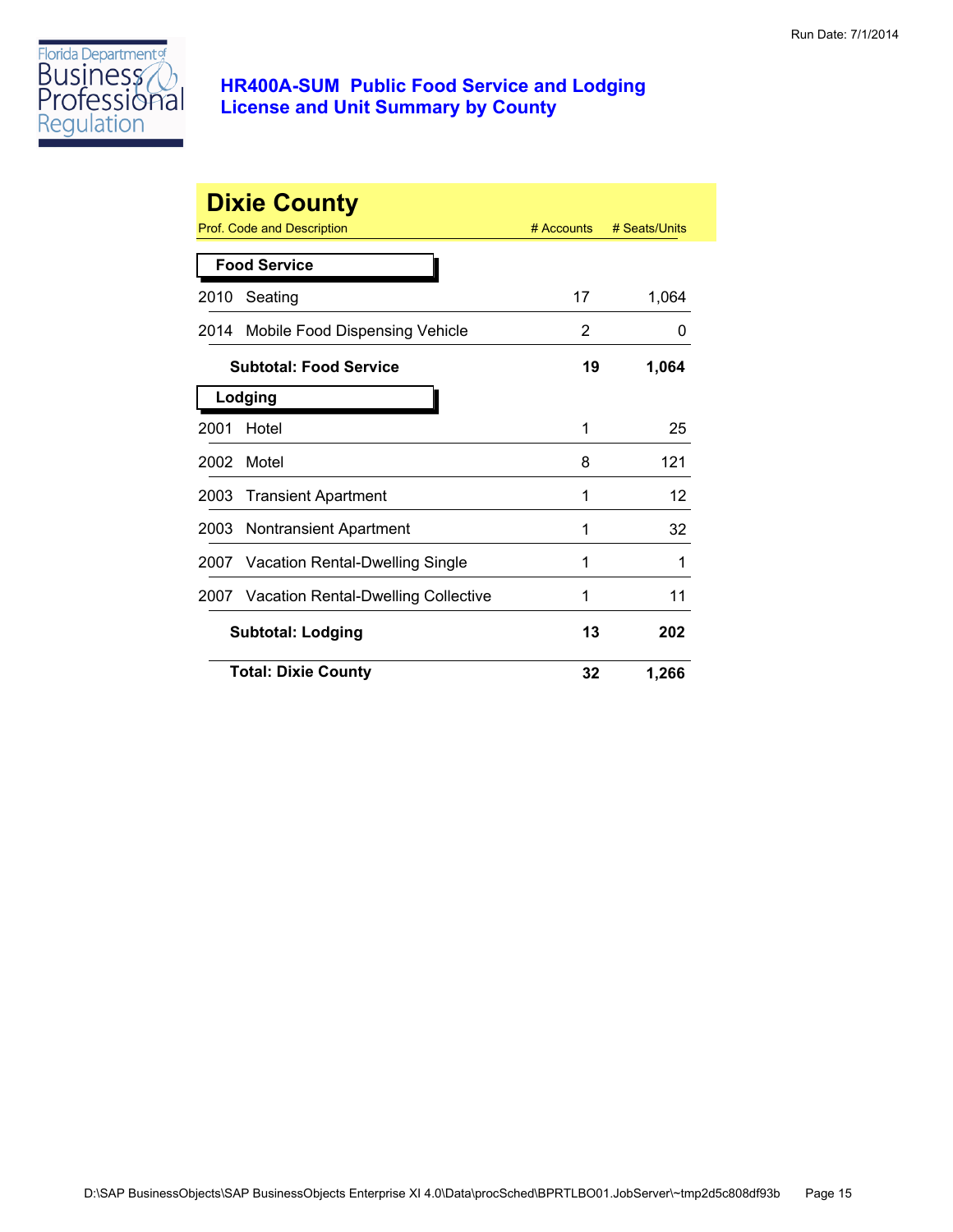# HR400A-SUM Public Food Service and Lodging License and Unit Summary by County

Run Date: 7/1/2014

## Dixie County

| Prof. Code and Description | # Accounts | # Seats/Units |
|---|---|---|
| **Food Service** | | |
| 2010 Seating | 17 | 1,064 |
| 2014 Mobile Food Dispensing Vehicle | 2 | 0 |
| **Subtotal: Food Service** | **19** | **1,064** |
| **Lodging** | | |
| 2001 Hotel | 1 | 25 |
| 2002 Motel | 8 | 121 |
| 2003 Transient Apartment | 1 | 12 |
| 2003 Nontransient Apartment | 1 | 32 |
| 2007 Vacation Rental-Dwelling Single | 1 | 1 |
| 2007 Vacation Rental-Dwelling Collective | 1 | 11 |
| **Subtotal: Lodging** | **13** | **202** |
| **Total: Dixie County** | **32** | **1,266** |

D:\SAP BusinessObjects\SAP BusinessObjects Enterprise XI 4.0\Data\procSched\BPRTLBO01.JobServer\~tmp2d5c808df93b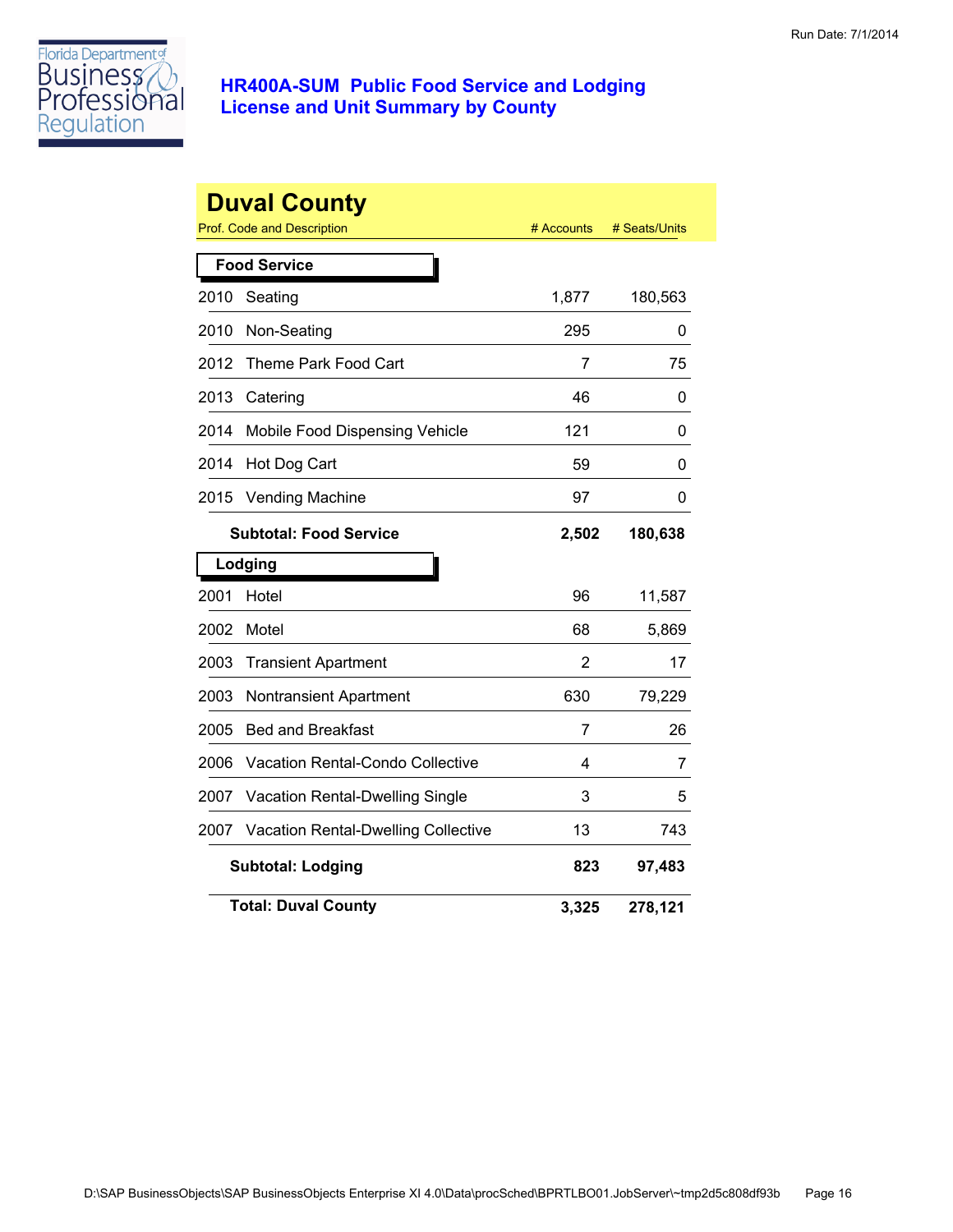# HR400A-SUM Public Food Service and Lodging License and Unit Summary by County

## Duval County

| Prof. Code and Description | | # Accounts | # Seats/Units |
|---|---|---|---|
| **Food Service** | | | |
| 2010 | Seating | 1,877 | 180,563 |
| 2010 | Non-Seating | 295 | 0 |
| 2012 | Theme Park Food Cart | 7 | 75 |
| 2013 | Catering | 46 | 0 |
| 2014 | Mobile Food Dispensing Vehicle | 121 | 0 |
| 2014 | Hot Dog Cart | 59 | 0 |
| 2015 | Vending Machine | 97 | 0 |
| | **Subtotal: Food Service** | **2,502** | **180,638** |
| **Lodging** | | | |
| 2001 | Hotel | 96 | 11,587 |
| 2002 | Motel | 68 | 5,869 |
| 2003 | Transient Apartment | 2 | 17 |
| 2003 | Nontransient Apartment | 630 | 79,229 |
| 2005 | Bed and Breakfast | 7 | 26 |
| 2006 | Vacation Rental-Condo Collective | 4 | 7 |
| 2007 | Vacation Rental-Dwelling Single | 3 | 5 |
| 2007 | Vacation Rental-Dwelling Collective | 13 | 743 |
| | **Subtotal: Lodging** | **823** | **97,483** |
| | **Total: Duval County** | **3,325** | **278,121** |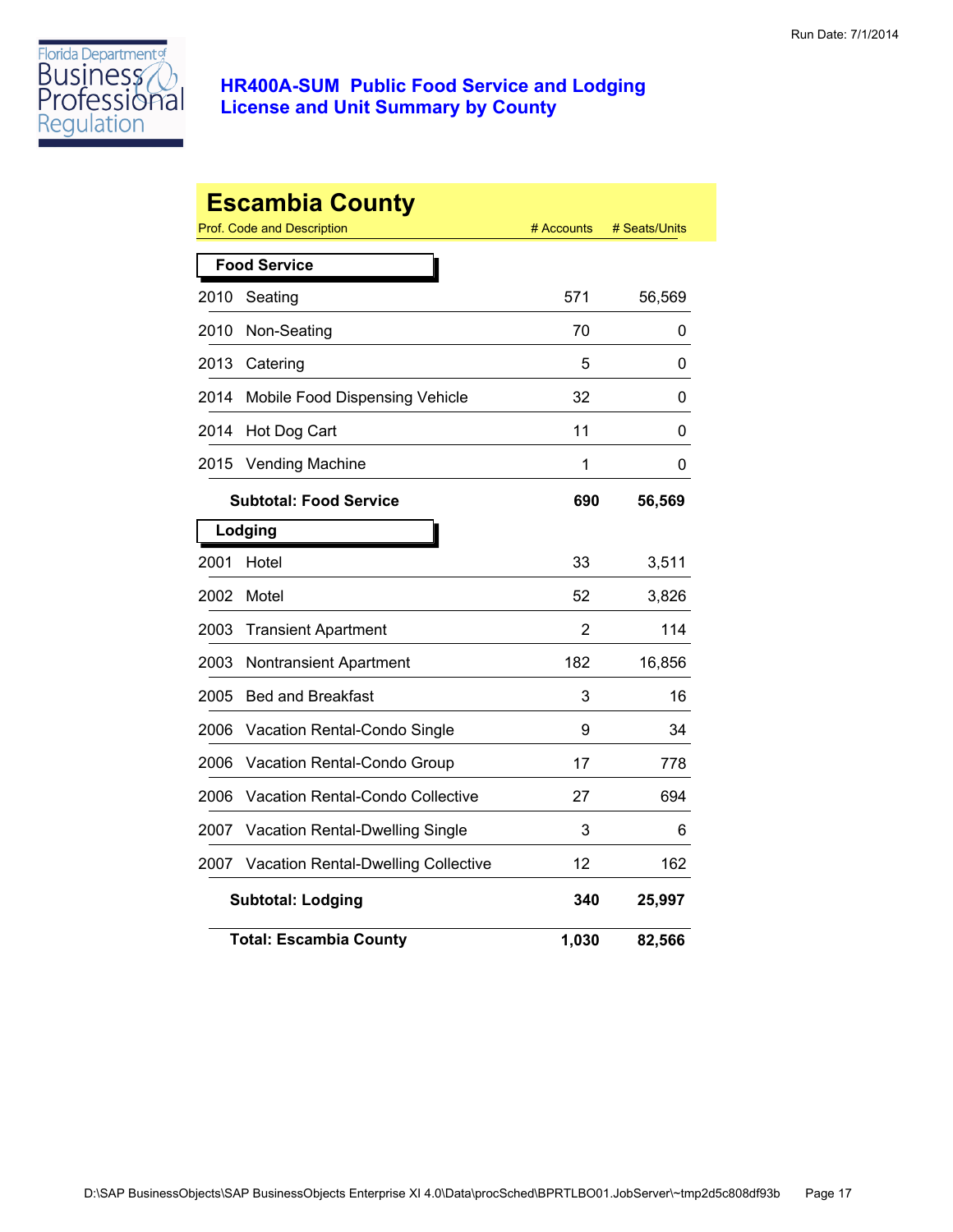# HR400A-SUM Public Food Service and Lodging License and Unit Summary by County

Run Date: 7/1/2014

## Escambia County

| Prof. Code and Description | | # Accounts | # Seats/Units |
|---|---|---|---|
| **Food Service** | | | |
| 2010 | Seating | 571 | 56,569 |
| 2010 | Non-Seating | 70 | 0 |
| 2013 | Catering | 5 | 0 |
| 2014 | Mobile Food Dispensing Vehicle | 32 | 0 |
| 2014 | Hot Dog Cart | 11 | 0 |
| 2015 | Vending Machine | 1 | 0 |
| | **Subtotal: Food Service** | **690** | **56,569** |
| **Lodging** | | | |
| 2001 | Hotel | 33 | 3,511 |
| 2002 | Motel | 52 | 3,826 |
| 2003 | Transient Apartment | 2 | 114 |
| 2003 | Nontransient Apartment | 182 | 16,856 |
| 2005 | Bed and Breakfast | 3 | 16 |
| 2006 | Vacation Rental-Condo Single | 9 | 34 |
| 2006 | Vacation Rental-Condo Group | 17 | 778 |
| 2006 | Vacation Rental-Condo Collective | 27 | 694 |
| 2007 | Vacation Rental-Dwelling Single | 3 | 6 |
| 2007 | Vacation Rental-Dwelling Collective | 12 | 162 |
| | **Subtotal: Lodging** | **340** | **25,997** |
| | **Total: Escambia County** | **1,030** | **82,566** |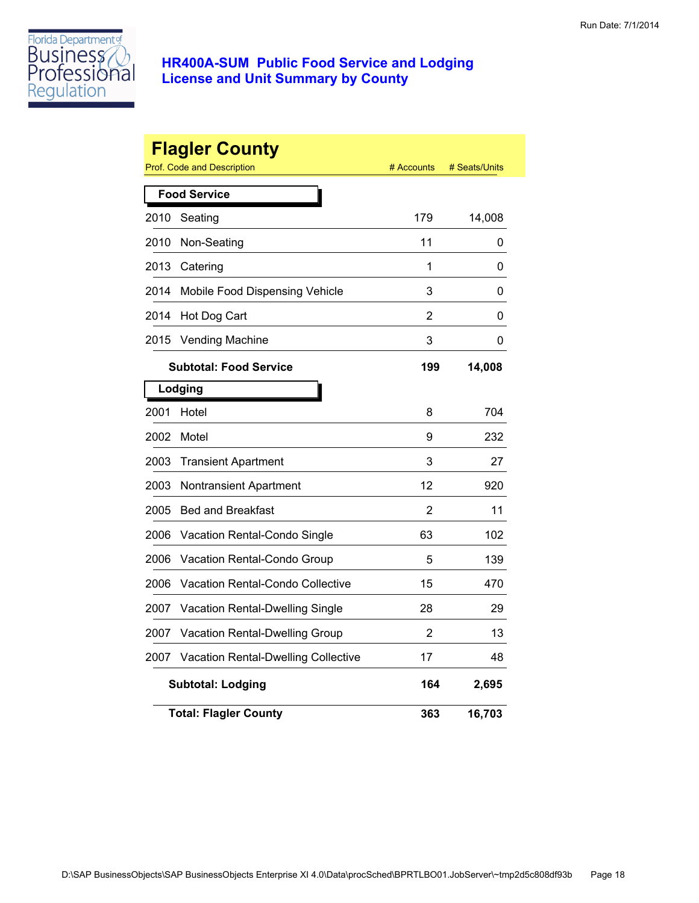# HR400A-SUM Public Food Service and Lodging License and Unit Summary by County

Run Date: 7/1/2014

## Flagler County

| Prof. Code and Description | | # Accounts | # Seats/Units |
|---|---|---|---|
| **Food Service** | | | |
| 2010 | Seating | 179 | 14,008 |
| 2010 | Non-Seating | 11 | 0 |
| 2013 | Catering | 1 | 0 |
| 2014 | Mobile Food Dispensing Vehicle | 3 | 0 |
| 2014 | Hot Dog Cart | 2 | 0 |
| 2015 | Vending Machine | 3 | 0 |
| | **Subtotal: Food Service** | **199** | **14,008** |
| **Lodging** | | | |
| 2001 | Hotel | 8 | 704 |
| 2002 | Motel | 9 | 232 |
| 2003 | Transient Apartment | 3 | 27 |
| 2003 | Nontransient Apartment | 12 | 920 |
| 2005 | Bed and Breakfast | 2 | 11 |
| 2006 | Vacation Rental-Condo Single | 63 | 102 |
| 2006 | Vacation Rental-Condo Group | 5 | 139 |
| 2006 | Vacation Rental-Condo Collective | 15 | 470 |
| 2007 | Vacation Rental-Dwelling Single | 28 | 29 |
| 2007 | Vacation Rental-Dwelling Group | 2 | 13 |
| 2007 | Vacation Rental-Dwelling Collective | 17 | 48 |
| | **Subtotal: Lodging** | **164** | **2,695** |
| | **Total: Flagler County** | **363** | **16,703** |

D:\SAP BusinessObjects\SAP BusinessObjects Enterprise XI 4.0\Data\procSched\BPRTLBO01.JobServer\~tmp2d5c808df93b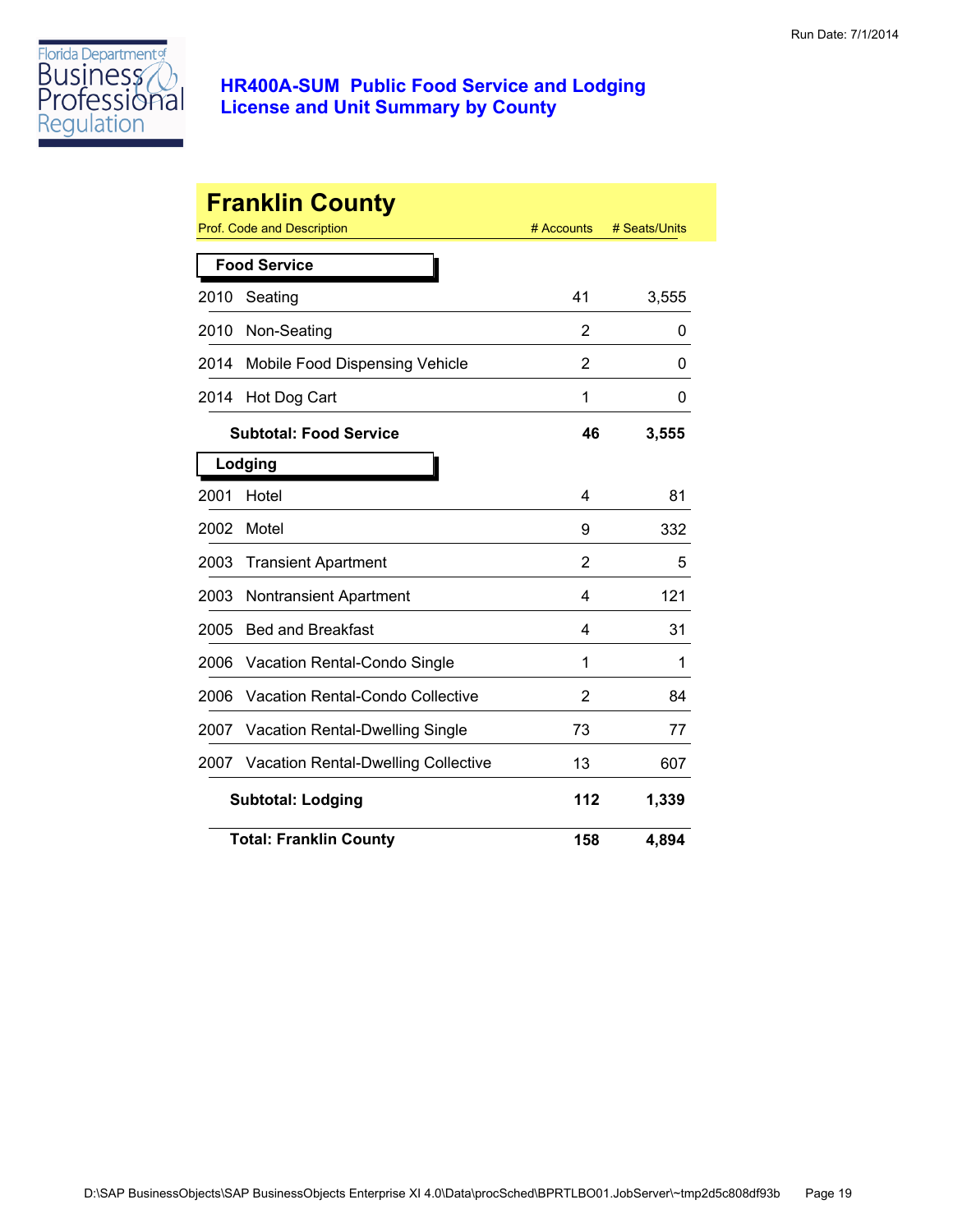Florida Department of Business & Professional Regulation

# HR400A-SUM Public Food Service and Lodging License and Unit Summary by County

Run Date: 7/1/2014

## Franklin County

| Prof. Code and Description | # Accounts | # Seats/Units |
|---|---|---|
| **Food Service** | | |
| 2010 Seating | 41 | 3,555 |
| 2010 Non-Seating | 2 | 0 |
| 2014 Mobile Food Dispensing Vehicle | 2 | 0 |
| 2014 Hot Dog Cart | 1 | 0 |
| **Subtotal: Food Service** | **46** | **3,555** |
| **Lodging** | | |
| 2001 Hotel | 4 | 81 |
| 2002 Motel | 9 | 332 |
| 2003 Transient Apartment | 2 | 5 |
| 2003 Nontransient Apartment | 4 | 121 |
| 2005 Bed and Breakfast | 4 | 31 |
| 2006 Vacation Rental-Condo Single | 1 | 1 |
| 2006 Vacation Rental-Condo Collective | 2 | 84 |
| 2007 Vacation Rental-Dwelling Single | 73 | 77 |
| 2007 Vacation Rental-Dwelling Collective | 13 | 607 |
| **Subtotal: Lodging** | **112** | **1,339** |
| **Total: Franklin County** | **158** | **4,894** |

D:\SAP BusinessObjects\SAP BusinessObjects Enterprise XI 4.0\Data\procSched\BPRTLBO01.JobServer\~tmp2d5c808df93b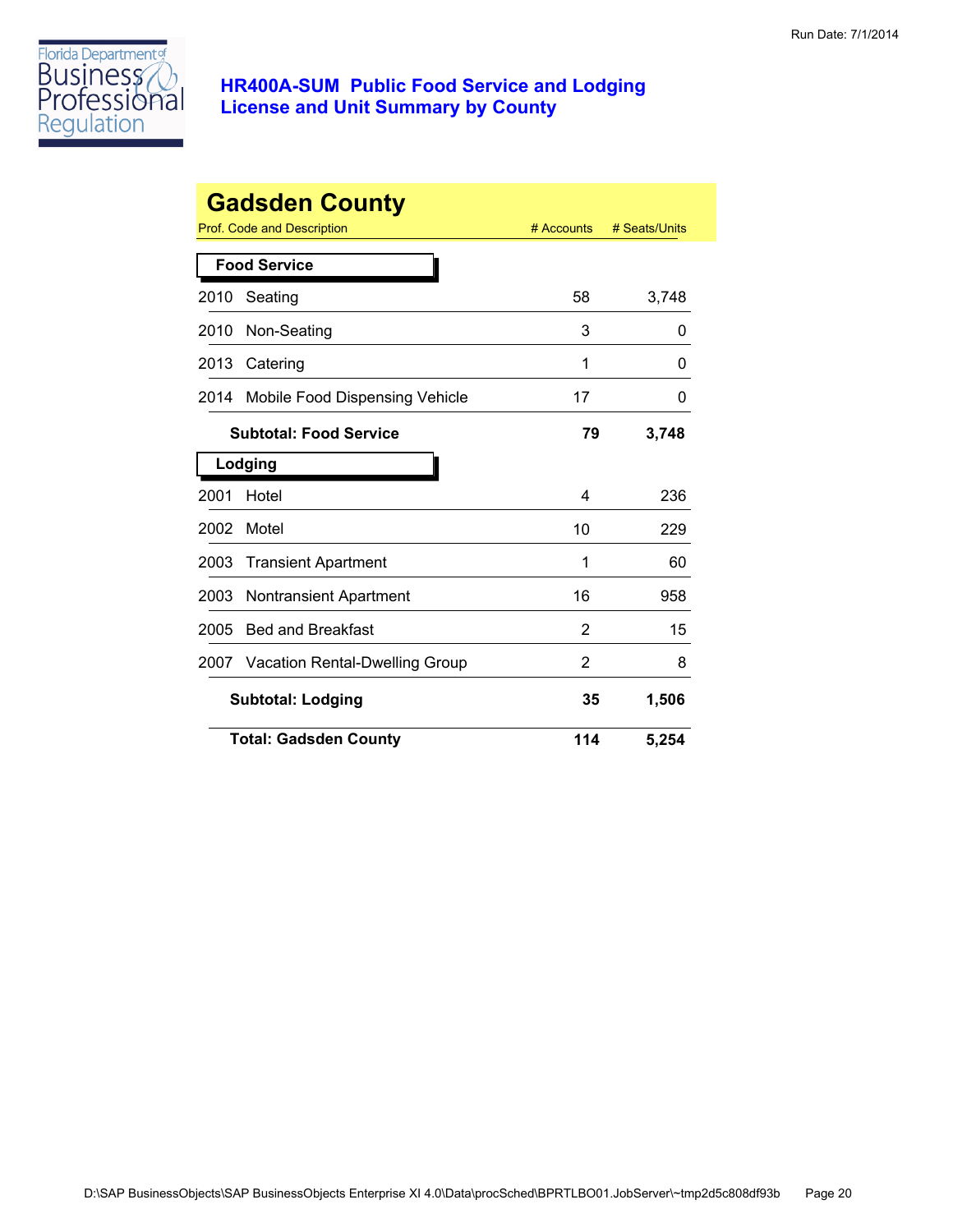# HR400A-SUM Public Food Service and Lodging License and Unit Summary by County

## Gadsden County

| Prof. Code and Description | | # Accounts | # Seats/Units |
|---|---|---|---|
| **Food Service** | | | |
| 2010 | Seating | 58 | 3,748 |
| 2010 | Non-Seating | 3 | 0 |
| 2013 | Catering | 1 | 0 |
| 2014 | Mobile Food Dispensing Vehicle | 17 | 0 |
| | **Subtotal: Food Service** | **79** | **3,748** |
| **Lodging** | | | |
| 2001 | Hotel | 4 | 236 |
| 2002 | Motel | 10 | 229 |
| 2003 | Transient Apartment | 1 | 60 |
| 2003 | Nontransient Apartment | 16 | 958 |
| 2005 | Bed and Breakfast | 2 | 15 |
| 2007 | Vacation Rental-Dwelling Group | 2 | 8 |
| | **Subtotal: Lodging** | **35** | **1,506** |
| | **Total: Gadsden County** | **114** | **5,254** |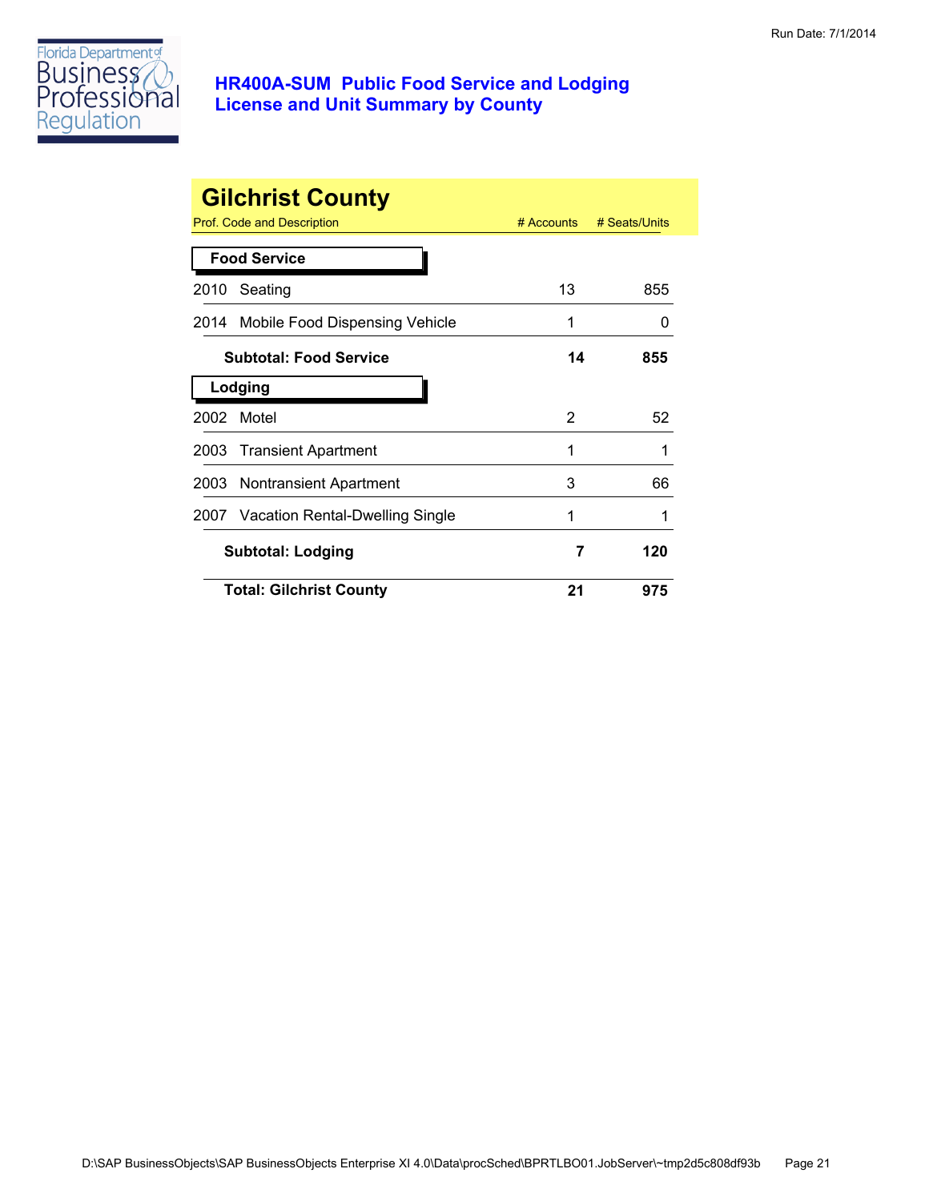Run Date: 7/1/2014

# HR400A-SUM Public Food Service and Lodging License and Unit Summary by County

## Gilchrist County

| Prof. Code and Description | # Accounts | # Seats/Units |
|---|---|---|
| **Food Service** | | |
| 2010 Seating | 13 | 855 |
| 2014 Mobile Food Dispensing Vehicle | 1 | 0 |
| **Subtotal: Food Service** | **14** | **855** |
| **Lodging** | | |
| 2002 Motel | 2 | 52 |
| 2003 Transient Apartment | 1 | 1 |
| 2003 Nontransient Apartment | 3 | 66 |
| 2007 Vacation Rental-Dwelling Single | 1 | 1 |
| **Subtotal: Lodging** | **7** | **120** |
| **Total: Gilchrist County** | **21** | **975** |

D:\SAP BusinessObjects\SAP BusinessObjects Enterprise XI 4.0\Data\procSched\BPRTLBO01.JobServer\~tmp2d5c808df93b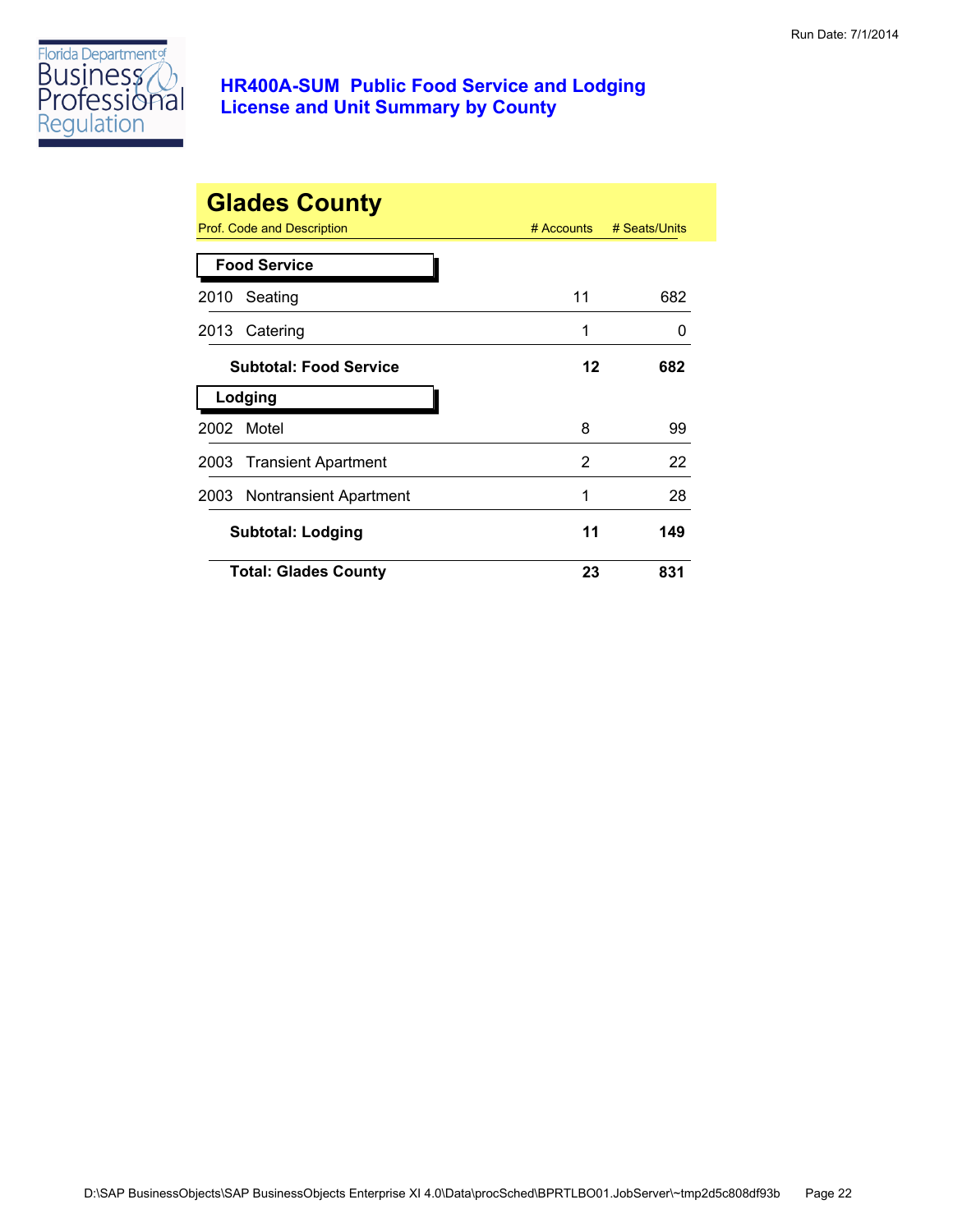# HR400A-SUM Public Food Service and Lodging License and Unit Summary by County

## Glades County

| Prof. Code and Description | # Accounts | # Seats/Units |
|---|---|---|
| **Food Service** | | |
| 2010 Seating | 11 | 682 |
| 2013 Catering | 1 | 0 |
| **Subtotal: Food Service** | **12** | **682** |
| **Lodging** | | |
| 2002 Motel | 8 | 99 |
| 2003 Transient Apartment | 2 | 22 |
| 2003 Nontransient Apartment | 1 | 28 |
| **Subtotal: Lodging** | **11** | **149** |
| **Total: Glades County** | **23** | **831** |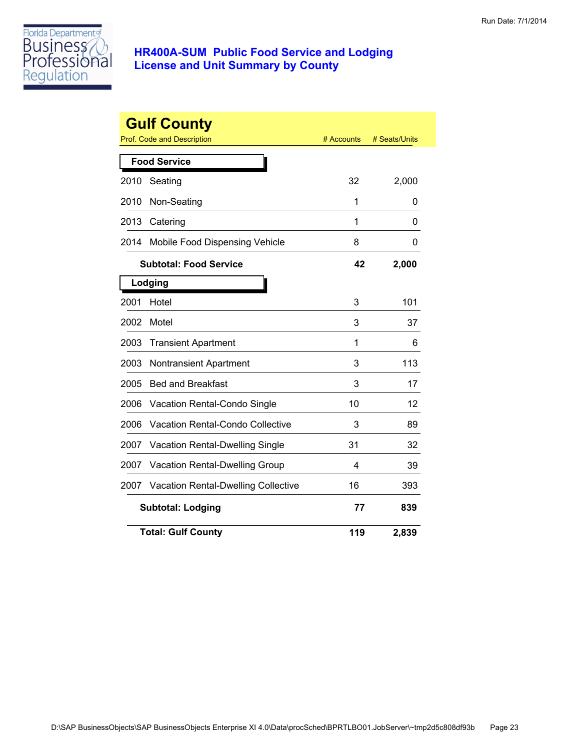Florida Department of Business & Professional Regulation

# HR400A-SUM Public Food Service and Lodging License and Unit Summary by County

## Gulf County

| Prof. Code and Description | | # Accounts | # Seats/Units |
|---|---|---|---|
| **Food Service** | | | |
| 2010 | Seating | 32 | 2,000 |
| 2010 | Non-Seating | 1 | 0 |
| 2013 | Catering | 1 | 0 |
| 2014 | Mobile Food Dispensing Vehicle | 8 | 0 |
| | **Subtotal: Food Service** | **42** | **2,000** |
| **Lodging** | | | |
| 2001 | Hotel | 3 | 101 |
| 2002 | Motel | 3 | 37 |
| 2003 | Transient Apartment | 1 | 6 |
| 2003 | Nontransient Apartment | 3 | 113 |
| 2005 | Bed and Breakfast | 3 | 17 |
| 2006 | Vacation Rental-Condo Single | 10 | 12 |
| 2006 | Vacation Rental-Condo Collective | 3 | 89 |
| 2007 | Vacation Rental-Dwelling Single | 31 | 32 |
| 2007 | Vacation Rental-Dwelling Group | 4 | 39 |
| 2007 | Vacation Rental-Dwelling Collective | 16 | 393 |
| | **Subtotal: Lodging** | **77** | **839** |
| | **Total: Gulf County** | **119** | **2,839** |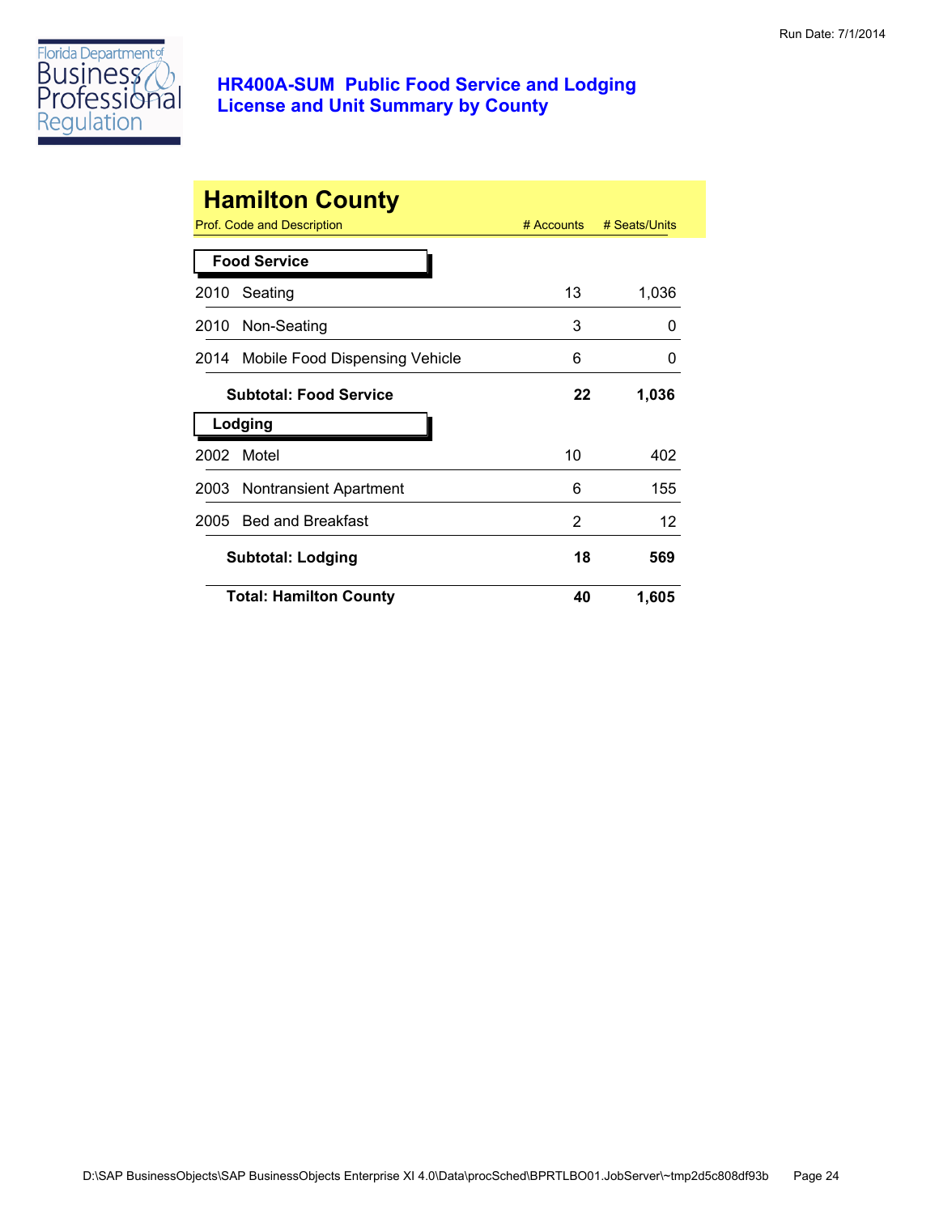# HR400A-SUM Public Food Service and Lodging License and Unit Summary by County

## Hamilton County

| Prof. Code and Description | | # Accounts | # Seats/Units |
|---|---|---|---|
| **Food Service** | | | |
| 2010 | Seating | 13 | 1,036 |
| 2010 | Non-Seating | 3 | 0 |
| 2014 | Mobile Food Dispensing Vehicle | 6 | 0 |
| | **Subtotal: Food Service** | **22** | **1,036** |
| **Lodging** | | | |
| 2002 | Motel | 10 | 402 |
| 2003 | Nontransient Apartment | 6 | 155 |
| 2005 | Bed and Breakfast | 2 | 12 |
| | **Subtotal: Lodging** | **18** | **569** |
| | **Total: Hamilton County** | **40** | **1,605** |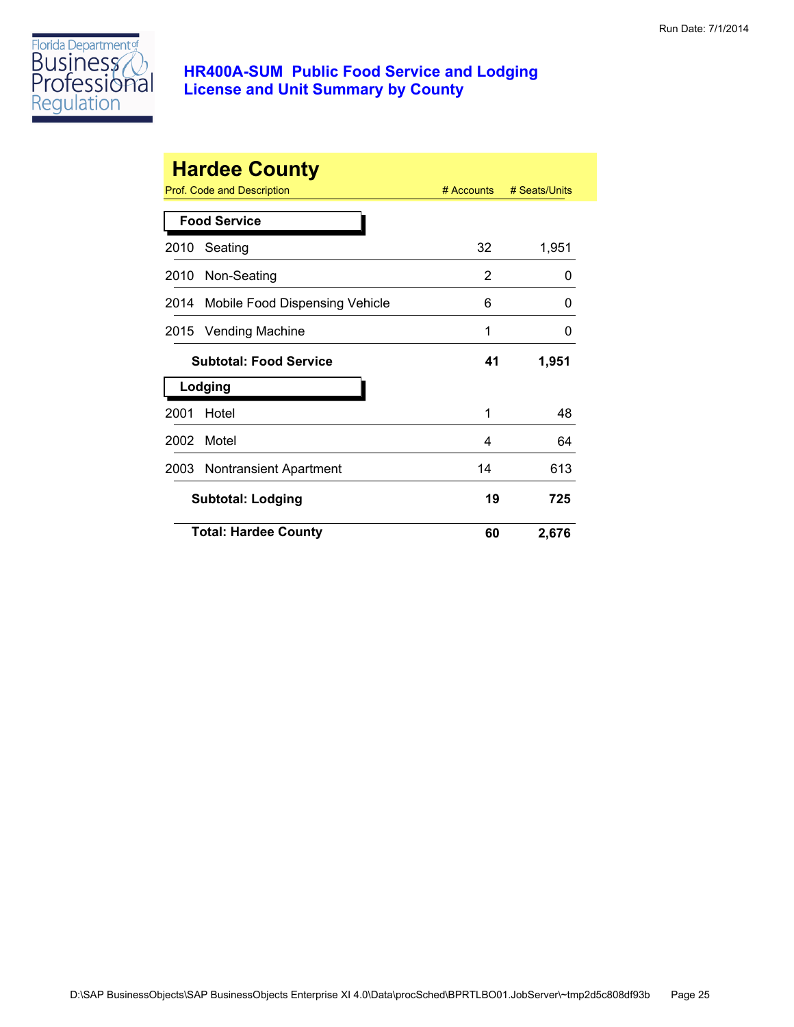Run Date: 7/1/2014

# HR400A-SUM Public Food Service and Lodging License and Unit Summary by County

## Hardee County

| Prof. Code and Description | | # Accounts | # Seats/Units |
|---|---|---|---|
| **Food Service** | | | |
| 2010 | Seating | 32 | 1,951 |
| 2010 | Non-Seating | 2 | 0 |
| 2014 | Mobile Food Dispensing Vehicle | 6 | 0 |
| 2015 | Vending Machine | 1 | 0 |
| | **Subtotal: Food Service** | **41** | **1,951** |
| **Lodging** | | | |
| 2001 | Hotel | 1 | 48 |
| 2002 | Motel | 4 | 64 |
| 2003 | Nontransient Apartment | 14 | 613 |
| | **Subtotal: Lodging** | **19** | **725** |
| | **Total: Hardee County** | **60** | **2,676** |

D:\SAP BusinessObjects\SAP BusinessObjects Enterprise XI 4.0\Data\procSched\BPRTLBO01.JobServer\~tmp2d5c808df93b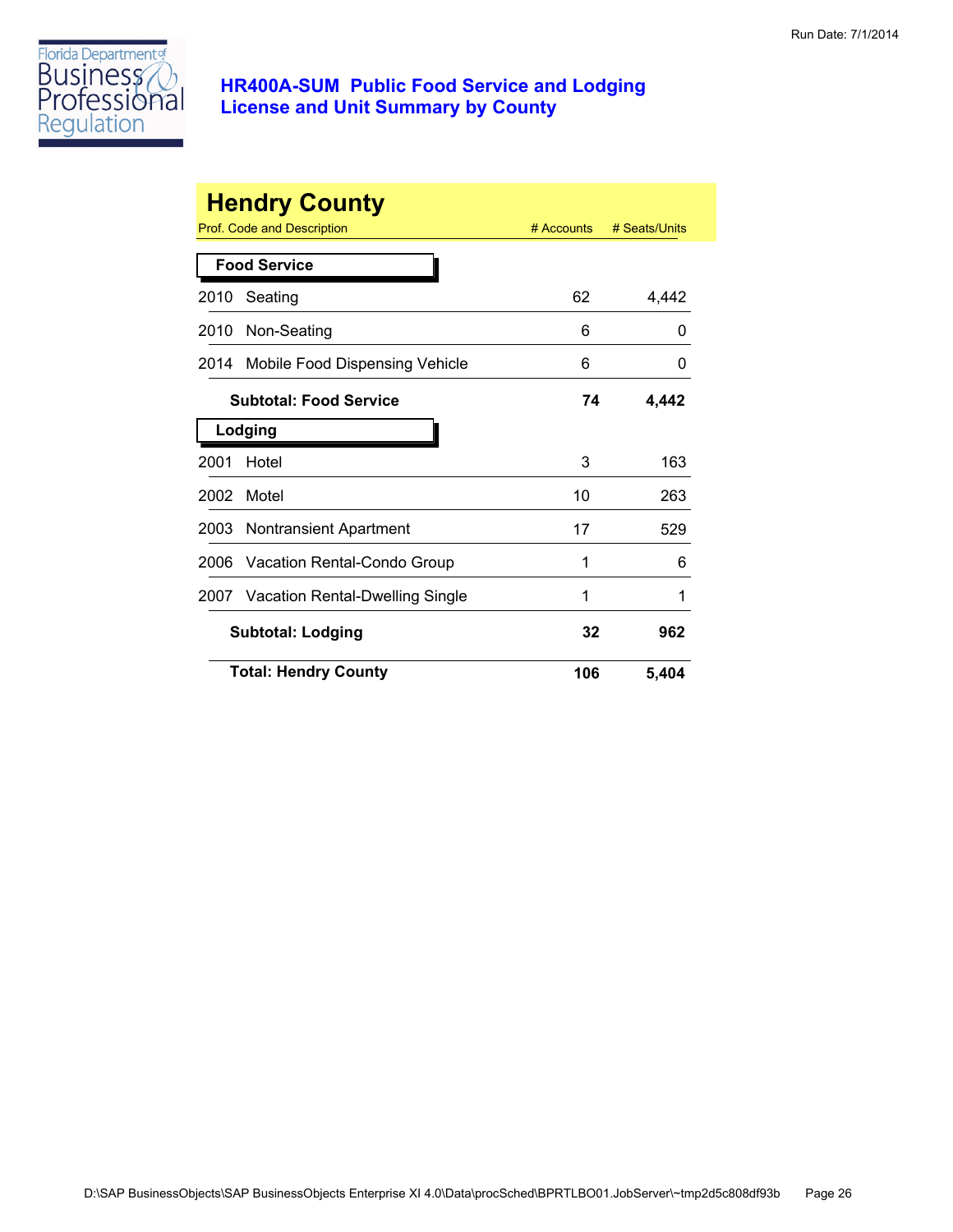# HR400A-SUM Public Food Service and Lodging License and Unit Summary by County

## Hendry County

| Prof. Code and Description | | # Accounts | # Seats/Units |
|---|---|---|---|
| **Food Service** | | | |
| 2010 | Seating | 62 | 4,442 |
| 2010 | Non-Seating | 6 | 0 |
| 2014 | Mobile Food Dispensing Vehicle | 6 | 0 |
| | **Subtotal: Food Service** | **74** | **4,442** |
| **Lodging** | | | |
| 2001 | Hotel | 3 | 163 |
| 2002 | Motel | 10 | 263 |
| 2003 | Nontransient Apartment | 17 | 529 |
| 2006 | Vacation Rental-Condo Group | 1 | 6 |
| 2007 | Vacation Rental-Dwelling Single | 1 | 1 |
| | **Subtotal: Lodging** | **32** | **962** |
| | **Total: Hendry County** | **106** | **5,404** |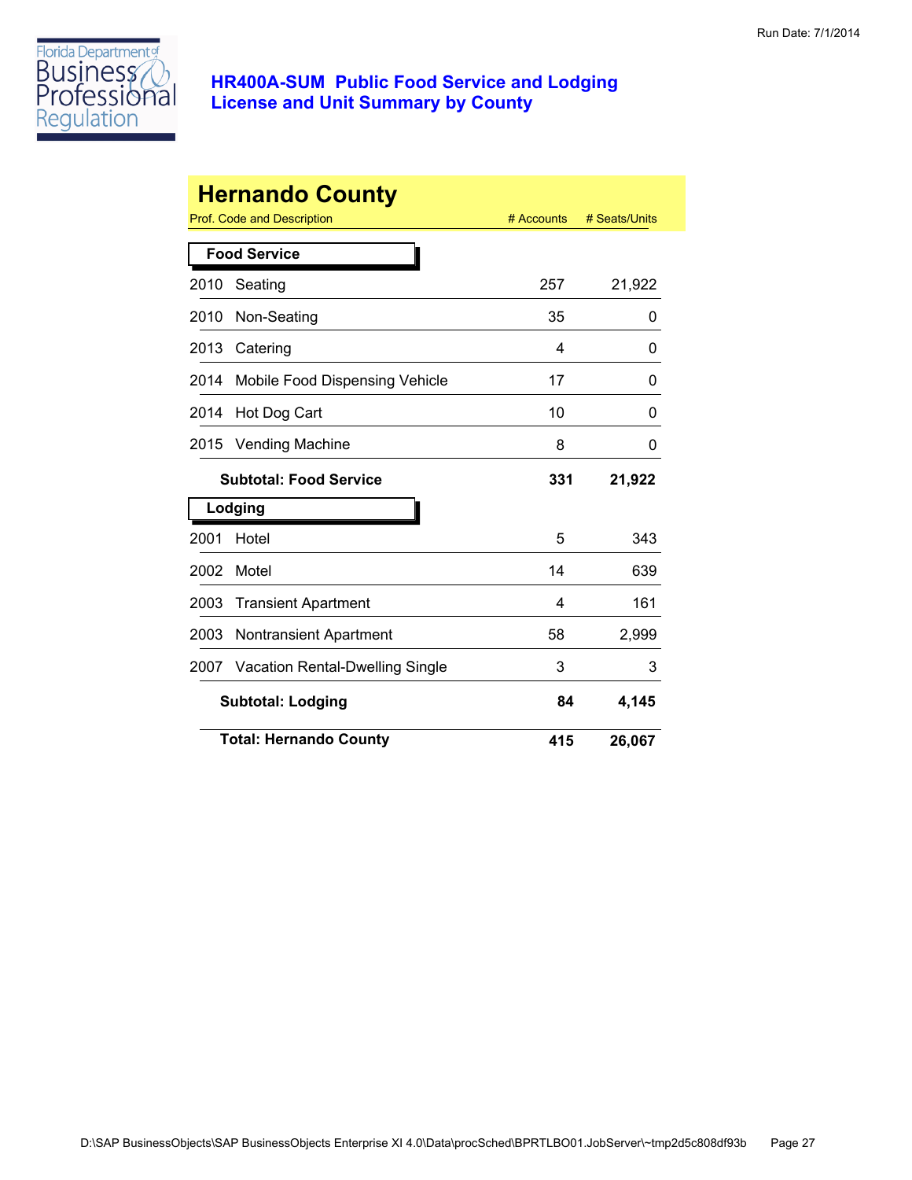Run Date: 7/1/2014

# HR400A-SUM Public Food Service and Lodging License and Unit Summary by County

## Hernando County

| Prof. Code and Description | # Accounts | # Seats/Units |
|---|---|---|
| **Food Service** | | |
| 2010 Seating | 257 | 21,922 |
| 2010 Non-Seating | 35 | 0 |
| 2013 Catering | 4 | 0 |
| 2014 Mobile Food Dispensing Vehicle | 17 | 0 |
| 2014 Hot Dog Cart | 10 | 0 |
| 2015 Vending Machine | 8 | 0 |
| **Subtotal: Food Service** | **331** | **21,922** |
| **Lodging** | | |
| 2001 Hotel | 5 | 343 |
| 2002 Motel | 14 | 639 |
| 2003 Transient Apartment | 4 | 161 |
| 2003 Nontransient Apartment | 58 | 2,999 |
| 2007 Vacation Rental-Dwelling Single | 3 | 3 |
| **Subtotal: Lodging** | **84** | **4,145** |
| **Total: Hernando County** | **415** | **26,067** |

D:\SAP BusinessObjects\SAP BusinessObjects Enterprise XI 4.0\Data\procSched\BPRTLBO01.JobServer\~tmp2d5c808df93b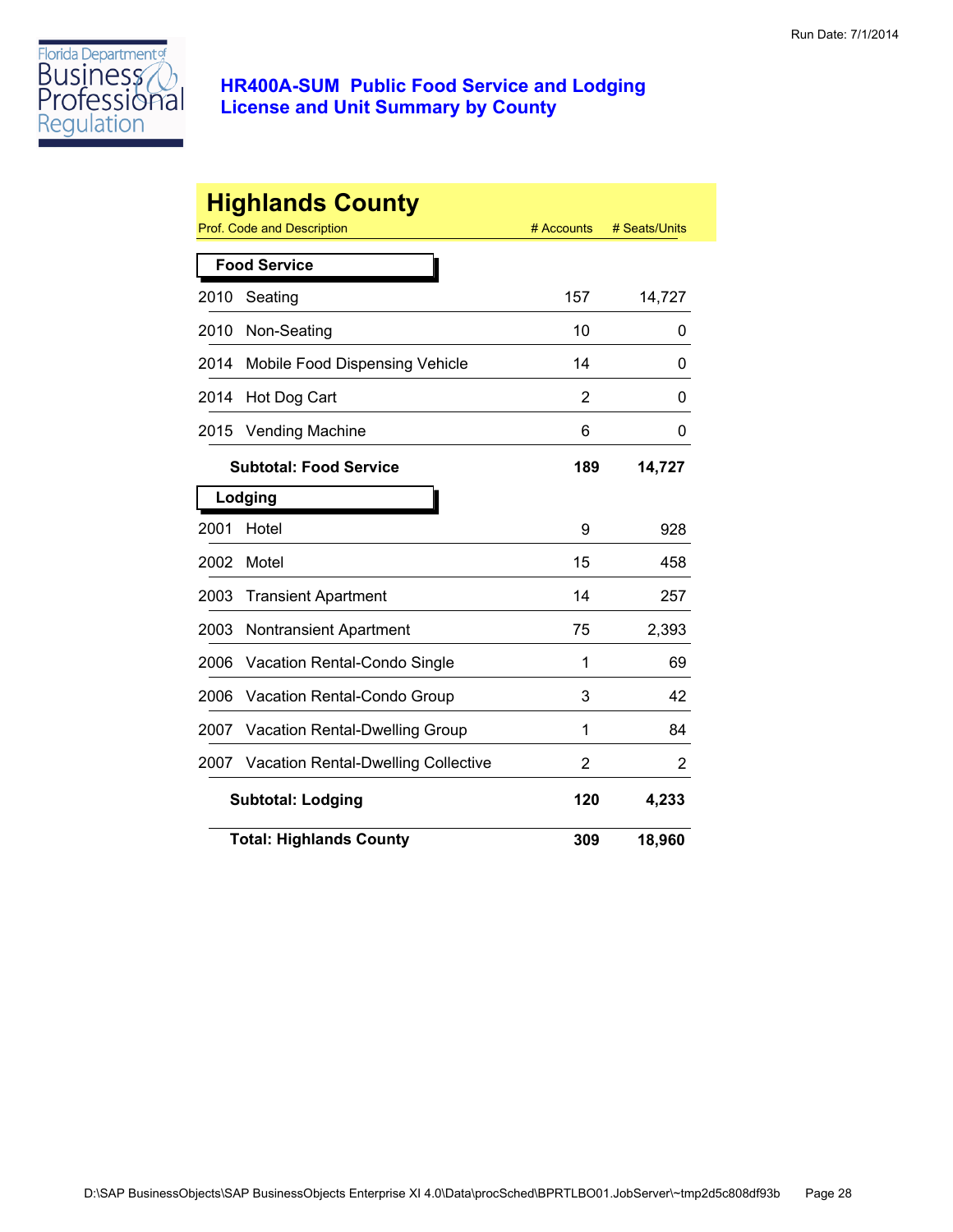Run Date: 7/1/2014

# HR400A-SUM Public Food Service and Lodging License and Unit Summary by County

## Highlands County

| Prof. Code and Description | | # Accounts | # Seats/Units |
|---|---|---|---|
| **Food Service** | | | |
| 2010 | Seating | 157 | 14,727 |
| 2010 | Non-Seating | 10 | 0 |
| 2014 | Mobile Food Dispensing Vehicle | 14 | 0 |
| 2014 | Hot Dog Cart | 2 | 0 |
| 2015 | Vending Machine | 6 | 0 |
| | **Subtotal: Food Service** | **189** | **14,727** |
| **Lodging** | | | |
| 2001 | Hotel | 9 | 928 |
| 2002 | Motel | 15 | 458 |
| 2003 | Transient Apartment | 14 | 257 |
| 2003 | Nontransient Apartment | 75 | 2,393 |
| 2006 | Vacation Rental-Condo Single | 1 | 69 |
| 2006 | Vacation Rental-Condo Group | 3 | 42 |
| 2007 | Vacation Rental-Dwelling Group | 1 | 84 |
| 2007 | Vacation Rental-Dwelling Collective | 2 | 2 |
| | **Subtotal: Lodging** | **120** | **4,233** |
| | **Total: Highlands County** | **309** | **18,960** |

D:\SAP BusinessObjects\SAP BusinessObjects Enterprise XI 4.0\Data\procSched\BPRTLBO01.JobServer\~tmp2d5c808df93b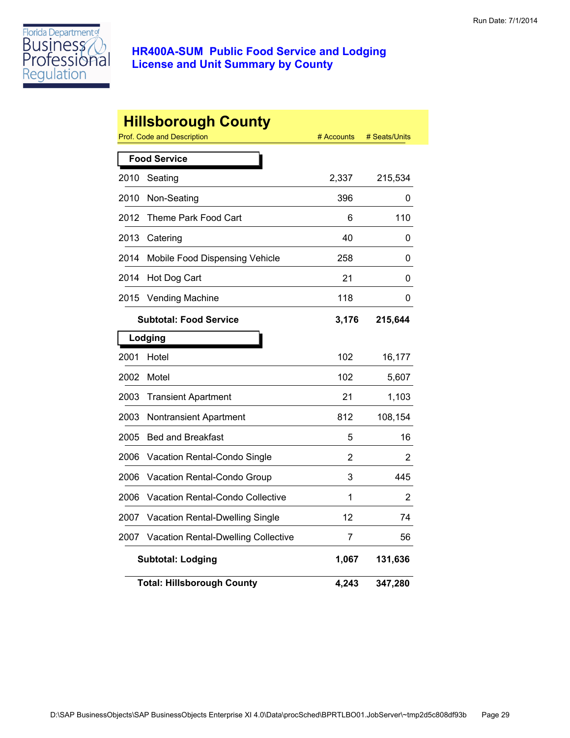# HR400A-SUM Public Food Service and Lodging License and Unit Summary by County

Run Date: 7/1/2014

## Hillsborough County

| Prof. Code and Description | | # Accounts | # Seats/Units |
|---|---|---|---|
| **Food Service** | | | |
| 2010 | Seating | 2,337 | 215,534 |
| 2010 | Non-Seating | 396 | 0 |
| 2012 | Theme Park Food Cart | 6 | 110 |
| 2013 | Catering | 40 | 0 |
| 2014 | Mobile Food Dispensing Vehicle | 258 | 0 |
| 2014 | Hot Dog Cart | 21 | 0 |
| 2015 | Vending Machine | 118 | 0 |
| | **Subtotal: Food Service** | **3,176** | **215,644** |
| **Lodging** | | | |
| 2001 | Hotel | 102 | 16,177 |
| 2002 | Motel | 102 | 5,607 |
| 2003 | Transient Apartment | 21 | 1,103 |
| 2003 | Nontransient Apartment | 812 | 108,154 |
| 2005 | Bed and Breakfast | 5 | 16 |
| 2006 | Vacation Rental-Condo Single | 2 | 2 |
| 2006 | Vacation Rental-Condo Group | 3 | 445 |
| 2006 | Vacation Rental-Condo Collective | 1 | 2 |
| 2007 | Vacation Rental-Dwelling Single | 12 | 74 |
| 2007 | Vacation Rental-Dwelling Collective | 7 | 56 |
| | **Subtotal: Lodging** | **1,067** | **131,636** |
| | **Total: Hillsborough County** | **4,243** | **347,280** |

D:\SAP BusinessObjects\SAP BusinessObjects Enterprise XI 4.0\Data\procSched\BPRTLBO01.JobServer\~tmp2d5c808df93b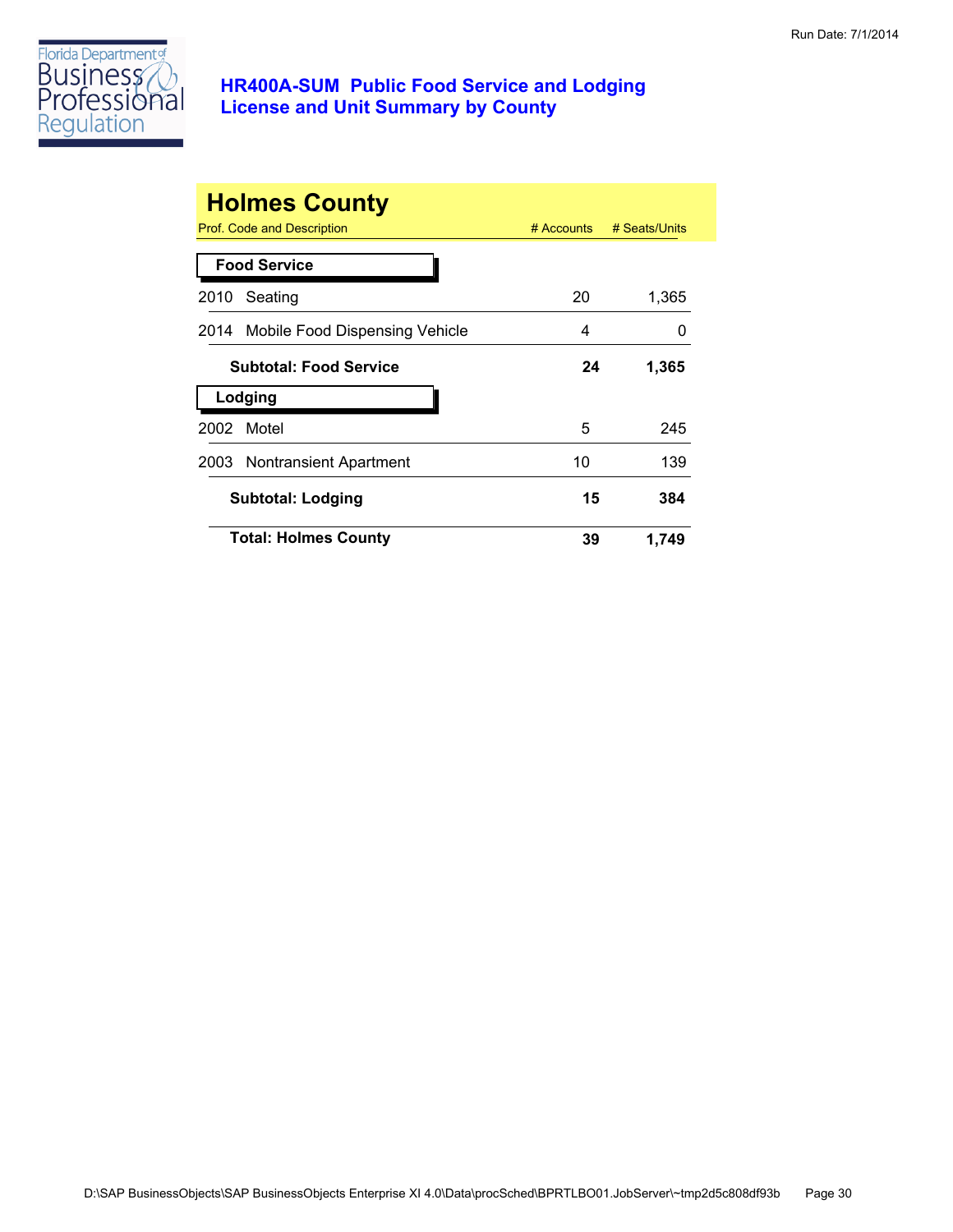Run Date: 7/1/2014

# HR400A-SUM Public Food Service and Lodging License and Unit Summary by County

## Holmes County

| Prof. Code and Description | # Accounts | # Seats/Units |
|---|---|---|
| **Food Service** | | |
| 2010 Seating | 20 | 1,365 |
| 2014 Mobile Food Dispensing Vehicle | 4 | 0 |
| **Subtotal: Food Service** | **24** | **1,365** |
| **Lodging** | | |
| 2002 Motel | 5 | 245 |
| 2003 Nontransient Apartment | 10 | 139 |
| **Subtotal: Lodging** | **15** | **384** |
| **Total: Holmes County** | **39** | **1,749** |

D:\SAP BusinessObjects\SAP BusinessObjects Enterprise XI 4.0\Data\procSched\BPRTLBO01.JobServer\~tmp2d5c808df93b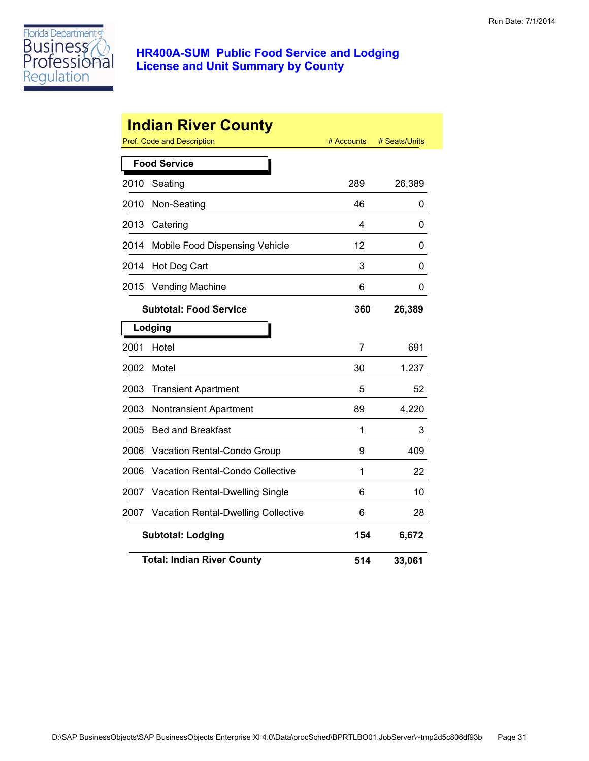**HR400A-SUM Public Food Service and Lodging License and Unit Summary by County**

Run Date: 7/1/2014

## Indian River County

| Prof. Code and Description | | # Accounts | # Seats/Units |
|---|---|---|---|
| **Food Service** | | | |
| 2010 | Seating | 289 | 26,389 |
| 2010 | Non-Seating | 46 | 0 |
| 2013 | Catering | 4 | 0 |
| 2014 | Mobile Food Dispensing Vehicle | 12 | 0 |
| 2014 | Hot Dog Cart | 3 | 0 |
| 2015 | Vending Machine | 6 | 0 |
| | **Subtotal: Food Service** | **360** | **26,389** |
| **Lodging** | | | |
| 2001 | Hotel | 7 | 691 |
| 2002 | Motel | 30 | 1,237 |
| 2003 | Transient Apartment | 5 | 52 |
| 2003 | Nontransient Apartment | 89 | 4,220 |
| 2005 | Bed and Breakfast | 1 | 3 |
| 2006 | Vacation Rental-Condo Group | 9 | 409 |
| 2006 | Vacation Rental-Condo Collective | 1 | 22 |
| 2007 | Vacation Rental-Dwelling Single | 6 | 10 |
| 2007 | Vacation Rental-Dwelling Collective | 6 | 28 |
| | **Subtotal: Lodging** | **154** | **6,672** |
| | **Total: Indian River County** | **514** | **33,061** |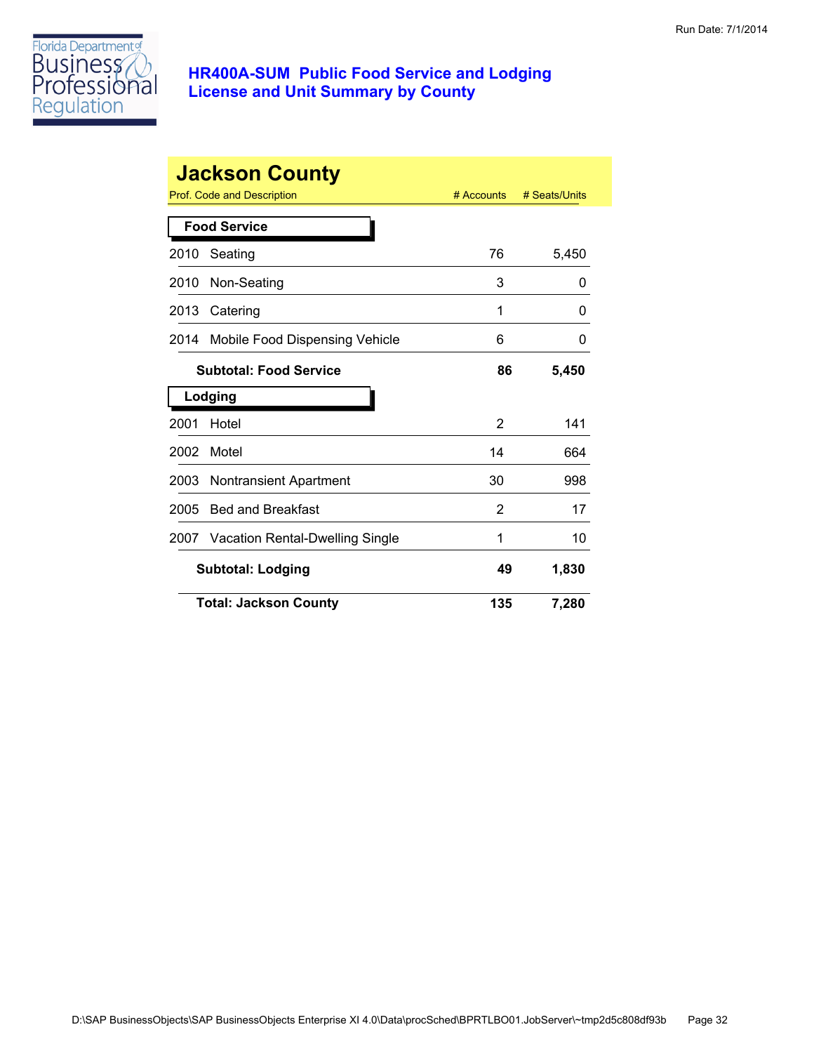# HR400A-SUM Public Food Service and Lodging License and Unit Summary by County

Run Date: 7/1/2014

## Jackson County

| Prof. Code and Description | | # Accounts | # Seats/Units |
|---|---|---|---|
| **Food Service** | | | |
| 2010 | Seating | 76 | 5,450 |
| 2010 | Non-Seating | 3 | 0 |
| 2013 | Catering | 1 | 0 |
| 2014 | Mobile Food Dispensing Vehicle | 6 | 0 |
| | **Subtotal: Food Service** | **86** | **5,450** |
| **Lodging** | | | |
| 2001 | Hotel | 2 | 141 |
| 2002 | Motel | 14 | 664 |
| 2003 | Nontransient Apartment | 30 | 998 |
| 2005 | Bed and Breakfast | 2 | 17 |
| 2007 | Vacation Rental-Dwelling Single | 1 | 10 |
| | **Subtotal: Lodging** | **49** | **1,830** |
| | **Total: Jackson County** | **135** | **7,280** |

D:\SAP BusinessObjects\SAP BusinessObjects Enterprise XI 4.0\Data\procSched\BPRTLBO01.JobServer\~tmp2d5c808df93b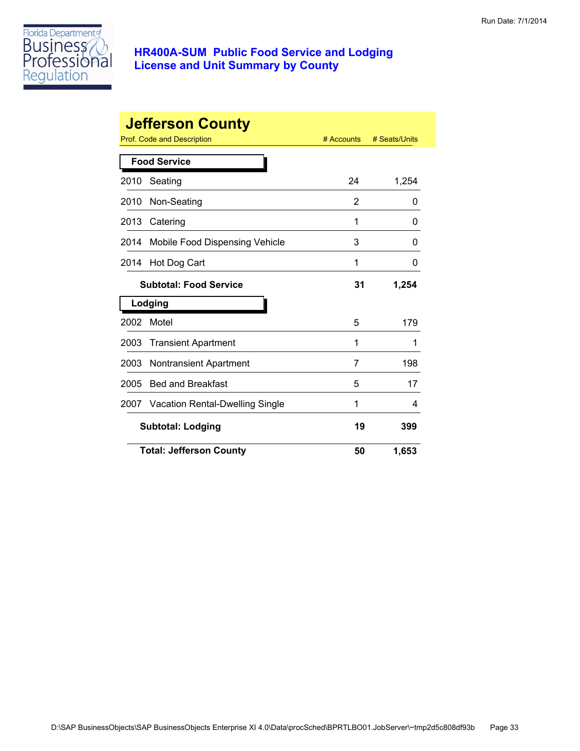# HR400A-SUM Public Food Service and Lodging License and Unit Summary by County

Run Date: 7/1/2014

## Jefferson County

| Prof. Code and Description | | # Accounts | # Seats/Units |
|---|---|---|---|
| **Food Service** | | | |
| 2010 | Seating | 24 | 1,254 |
| 2010 | Non-Seating | 2 | 0 |
| 2013 | Catering | 1 | 0 |
| 2014 | Mobile Food Dispensing Vehicle | 3 | 0 |
| 2014 | Hot Dog Cart | 1 | 0 |
| | **Subtotal: Food Service** | **31** | **1,254** |
| **Lodging** | | | |
| 2002 | Motel | 5 | 179 |
| 2003 | Transient Apartment | 1 | 1 |
| 2003 | Nontransient Apartment | 7 | 198 |
| 2005 | Bed and Breakfast | 5 | 17 |
| 2007 | Vacation Rental-Dwelling Single | 1 | 4 |
| | **Subtotal: Lodging** | **19** | **399** |
| | **Total: Jefferson County** | **50** | **1,653** |

D:\SAP BusinessObjects\SAP BusinessObjects Enterprise XI 4.0\Data\procSched\BPRTLBO01.JobServer\~tmp2d5c808df93b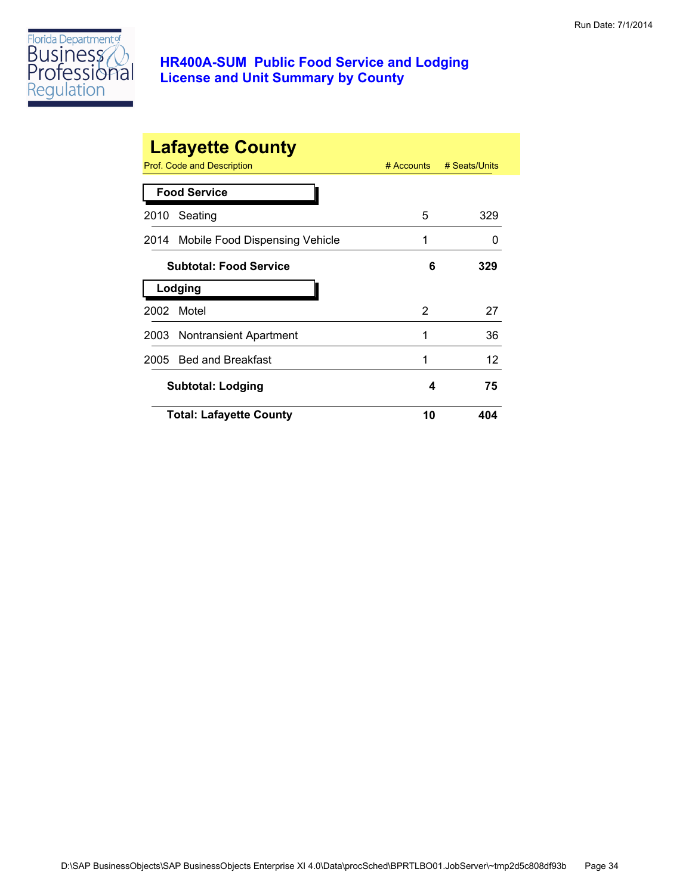# HR400A-SUM Public Food Service and Lodging License and Unit Summary by County

## Lafayette County

| Prof. Code and Description | # Accounts | # Seats/Units |
|---|---|---|
| **Food Service** | | |
| 2010 Seating | 5 | 329 |
| 2014 Mobile Food Dispensing Vehicle | 1 | 0 |
| **Subtotal: Food Service** | **6** | **329** |
| **Lodging** | | |
| 2002 Motel | 2 | 27 |
| 2003 Nontransient Apartment | 1 | 36 |
| 2005 Bed and Breakfast | 1 | 12 |
| **Subtotal: Lodging** | **4** | **75** |
| **Total: Lafayette County** | **10** | **404** |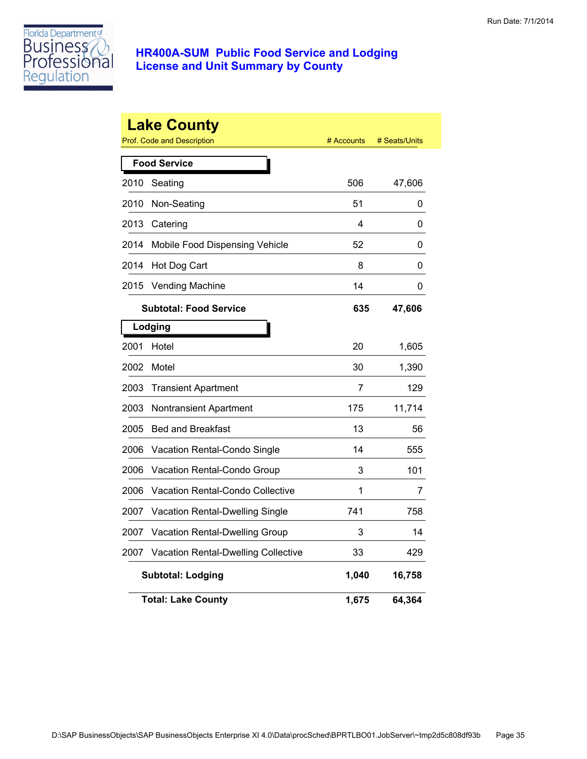Run Date: 7/1/2014

Florida Department of Business & Professional Regulation

# HR400A-SUM Public Food Service and Lodging License and Unit Summary by County

## Lake County

| Prof. Code and Description | # Accounts | # Seats/Units |
|---|---|---|
| **Food Service** | | |
| 2010 Seating | 506 | 47,606 |
| 2010 Non-Seating | 51 | 0 |
| 2013 Catering | 4 | 0 |
| 2014 Mobile Food Dispensing Vehicle | 52 | 0 |
| 2014 Hot Dog Cart | 8 | 0 |
| 2015 Vending Machine | 14 | 0 |
| **Subtotal: Food Service** | **635** | **47,606** |
| **Lodging** | | |
| 2001 Hotel | 20 | 1,605 |
| 2002 Motel | 30 | 1,390 |
| 2003 Transient Apartment | 7 | 129 |
| 2003 Nontransient Apartment | 175 | 11,714 |
| 2005 Bed and Breakfast | 13 | 56 |
| 2006 Vacation Rental-Condo Single | 14 | 555 |
| 2006 Vacation Rental-Condo Group | 3 | 101 |
| 2006 Vacation Rental-Condo Collective | 1 | 7 |
| 2007 Vacation Rental-Dwelling Single | 741 | 758 |
| 2007 Vacation Rental-Dwelling Group | 3 | 14 |
| 2007 Vacation Rental-Dwelling Collective | 33 | 429 |
| **Subtotal: Lodging** | **1,040** | **16,758** |
| **Total: Lake County** | **1,675** | **64,364** |

D:\SAP BusinessObjects\SAP BusinessObjects Enterprise XI 4.0\Data\procSched\BPRTLBO01.JobServer\~tmp2d5c808df93b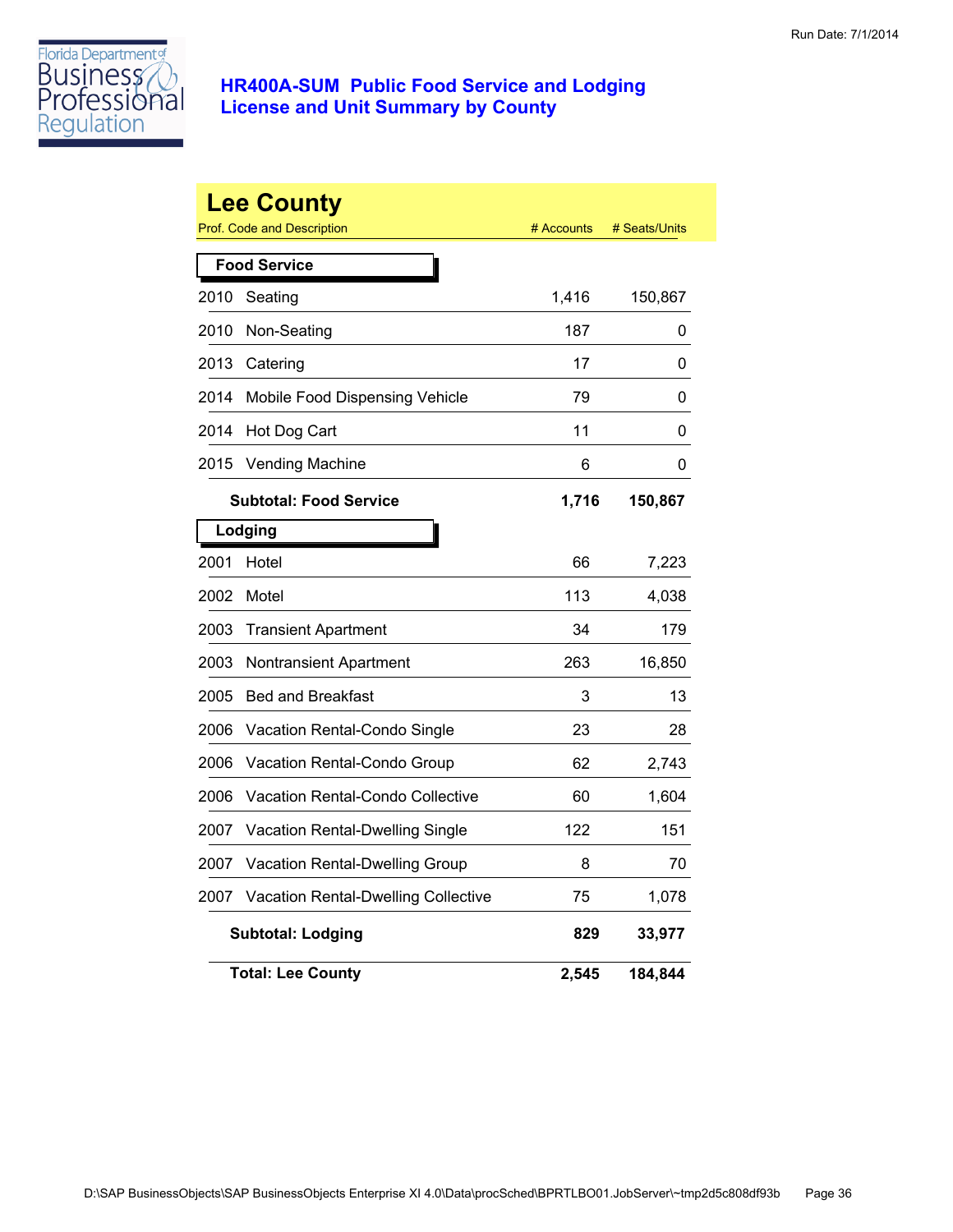Run Date: 7/1/2014

# HR400A-SUM Public Food Service and Lodging License and Unit Summary by County

## Lee County

| Prof. Code and Description | | # Accounts | # Seats/Units |
|---|---|---|---|
| **Food Service** | | | |
| 2010 | Seating | 1,416 | 150,867 |
| 2010 | Non-Seating | 187 | 0 |
| 2013 | Catering | 17 | 0 |
| 2014 | Mobile Food Dispensing Vehicle | 79 | 0 |
| 2014 | Hot Dog Cart | 11 | 0 |
| 2015 | Vending Machine | 6 | 0 |
| | **Subtotal: Food Service** | **1,716** | **150,867** |
| **Lodging** | | | |
| 2001 | Hotel | 66 | 7,223 |
| 2002 | Motel | 113 | 4,038 |
| 2003 | Transient Apartment | 34 | 179 |
| 2003 | Nontransient Apartment | 263 | 16,850 |
| 2005 | Bed and Breakfast | 3 | 13 |
| 2006 | Vacation Rental-Condo Single | 23 | 28 |
| 2006 | Vacation Rental-Condo Group | 62 | 2,743 |
| 2006 | Vacation Rental-Condo Collective | 60 | 1,604 |
| 2007 | Vacation Rental-Dwelling Single | 122 | 151 |
| 2007 | Vacation Rental-Dwelling Group | 8 | 70 |
| 2007 | Vacation Rental-Dwelling Collective | 75 | 1,078 |
| | **Subtotal: Lodging** | **829** | **33,977** |
| | **Total: Lee County** | **2,545** | **184,844** |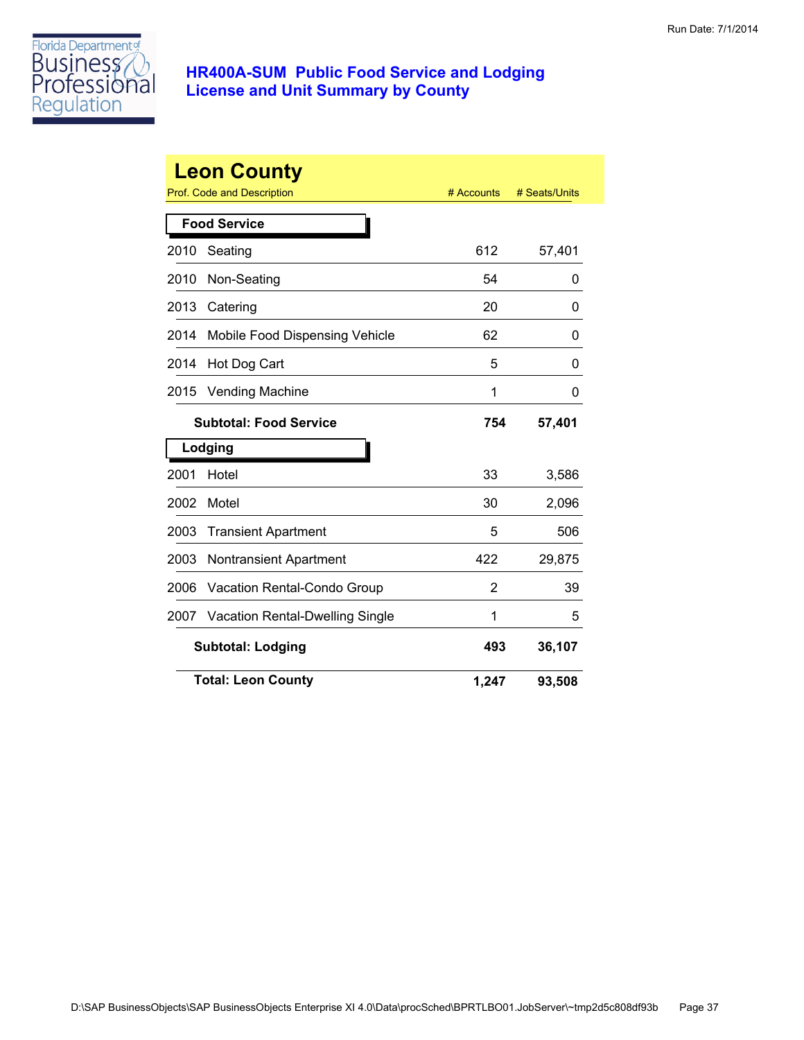# HR400A-SUM Public Food Service and Lodging License and Unit Summary by County

Run Date: 7/1/2014

## Leon County

| Prof. Code and Description | | # Accounts | # Seats/Units |
|---|---|---|---|
| **Food Service** | | | |
| 2010 | Seating | 612 | 57,401 |
| 2010 | Non-Seating | 54 | 0 |
| 2013 | Catering | 20 | 0 |
| 2014 | Mobile Food Dispensing Vehicle | 62 | 0 |
| 2014 | Hot Dog Cart | 5 | 0 |
| 2015 | Vending Machine | 1 | 0 |
| | **Subtotal: Food Service** | **754** | **57,401** |
| **Lodging** | | | |
| 2001 | Hotel | 33 | 3,586 |
| 2002 | Motel | 30 | 2,096 |
| 2003 | Transient Apartment | 5 | 506 |
| 2003 | Nontransient Apartment | 422 | 29,875 |
| 2006 | Vacation Rental-Condo Group | 2 | 39 |
| 2007 | Vacation Rental-Dwelling Single | 1 | 5 |
| | **Subtotal: Lodging** | **493** | **36,107** |
| | **Total: Leon County** | **1,247** | **93,508** |

D:\SAP BusinessObjects\SAP BusinessObjects Enterprise XI 4.0\Data\procSched\BPRTLBO01.JobServer\~tmp2d5c808df93b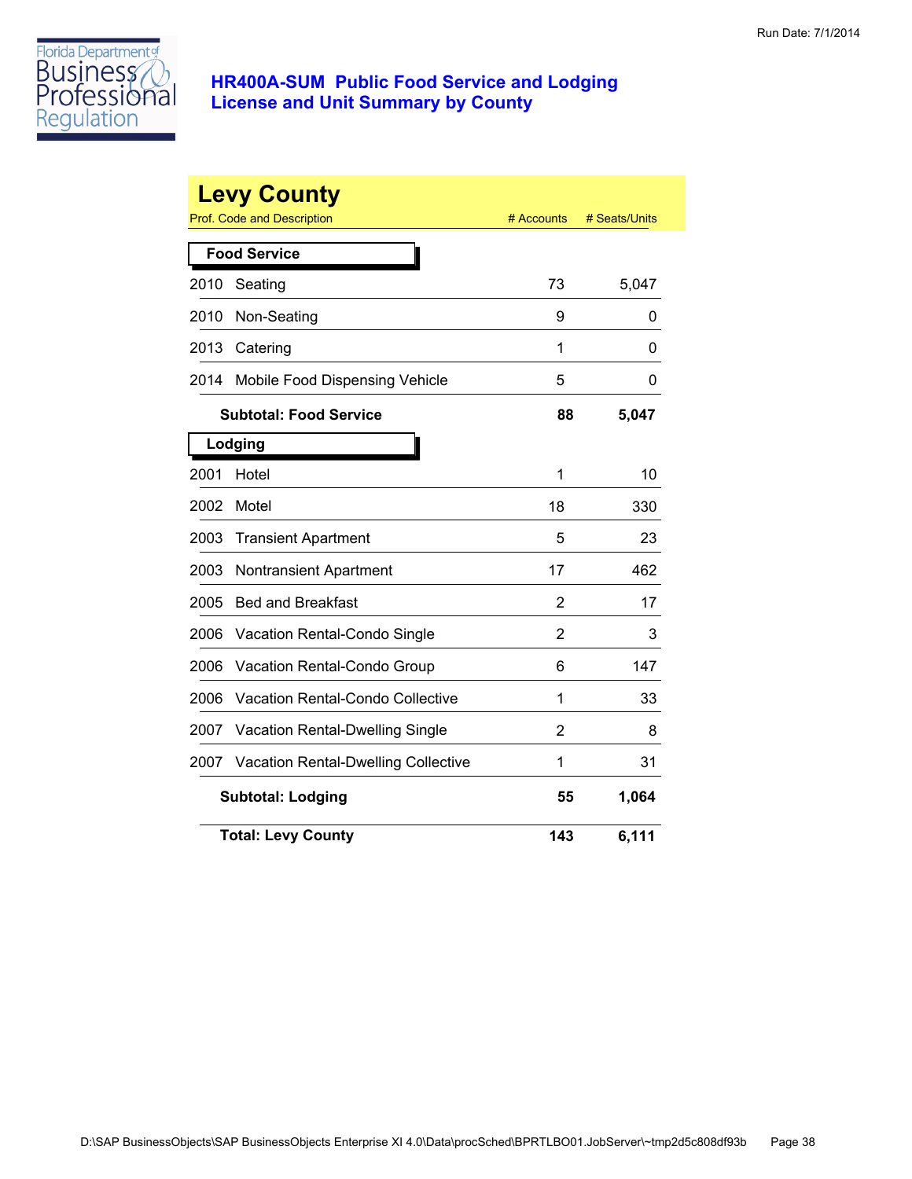Florida Department of Business & Professional Regulation

# HR400A-SUM Public Food Service and Lodging License and Unit Summary by County

## Levy County

| Prof. Code and Description | | # Accounts | # Seats/Units |
|---|---|---|---|
| **Food Service** | | | |
| 2010 | Seating | 73 | 5,047 |
| 2010 | Non-Seating | 9 | 0 |
| 2013 | Catering | 1 | 0 |
| 2014 | Mobile Food Dispensing Vehicle | 5 | 0 |
| | **Subtotal: Food Service** | **88** | **5,047** |
| **Lodging** | | | |
| 2001 | Hotel | 1 | 10 |
| 2002 | Motel | 18 | 330 |
| 2003 | Transient Apartment | 5 | 23 |
| 2003 | Nontransient Apartment | 17 | 462 |
| 2005 | Bed and Breakfast | 2 | 17 |
| 2006 | Vacation Rental-Condo Single | 2 | 3 |
| 2006 | Vacation Rental-Condo Group | 6 | 147 |
| 2006 | Vacation Rental-Condo Collective | 1 | 33 |
| 2007 | Vacation Rental-Dwelling Single | 2 | 8 |
| 2007 | Vacation Rental-Dwelling Collective | 1 | 31 |
| | **Subtotal: Lodging** | **55** | **1,064** |
| | **Total: Levy County** | **143** | **6,111** |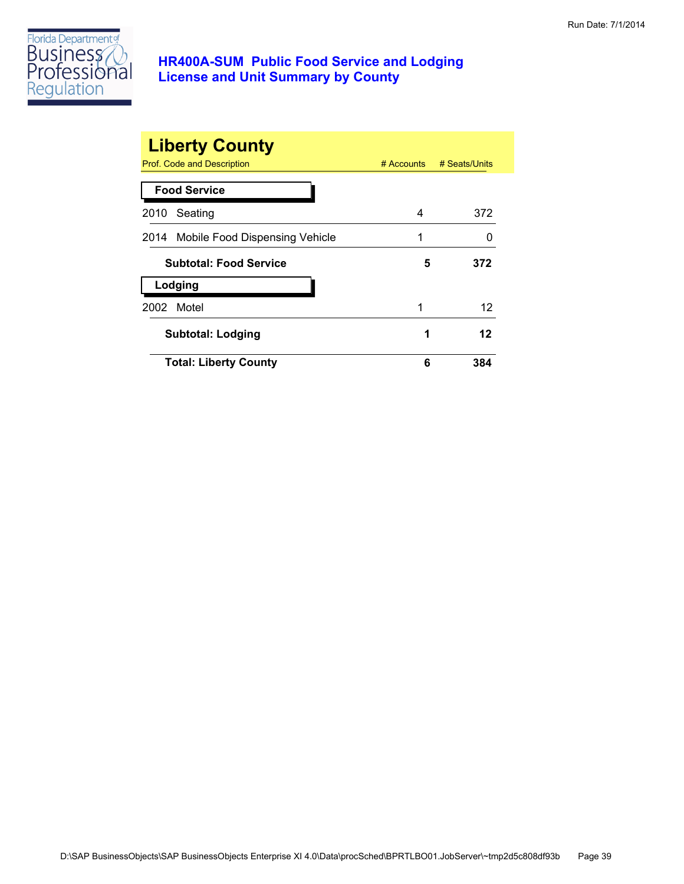# HR400A-SUM Public Food Service and Lodging License and Unit Summary by County

Run Date: 7/1/2014

## Liberty County

| Prof. Code and Description | # Accounts | # Seats/Units |
|---|---|---|
| **Food Service** | | |
| 2010 Seating | 4 | 372 |
| 2014 Mobile Food Dispensing Vehicle | 1 | 0 |
| **Subtotal: Food Service** | **5** | **372** |
| **Lodging** | | |
| 2002 Motel | 1 | 12 |
| **Subtotal: Lodging** | **1** | **12** |
| **Total: Liberty County** | **6** | **384** |

D:\SAP BusinessObjects\SAP BusinessObjects Enterprise XI 4.0\Data\procSched\BPRTLBO01.JobServer\~tmp2d5c808df93b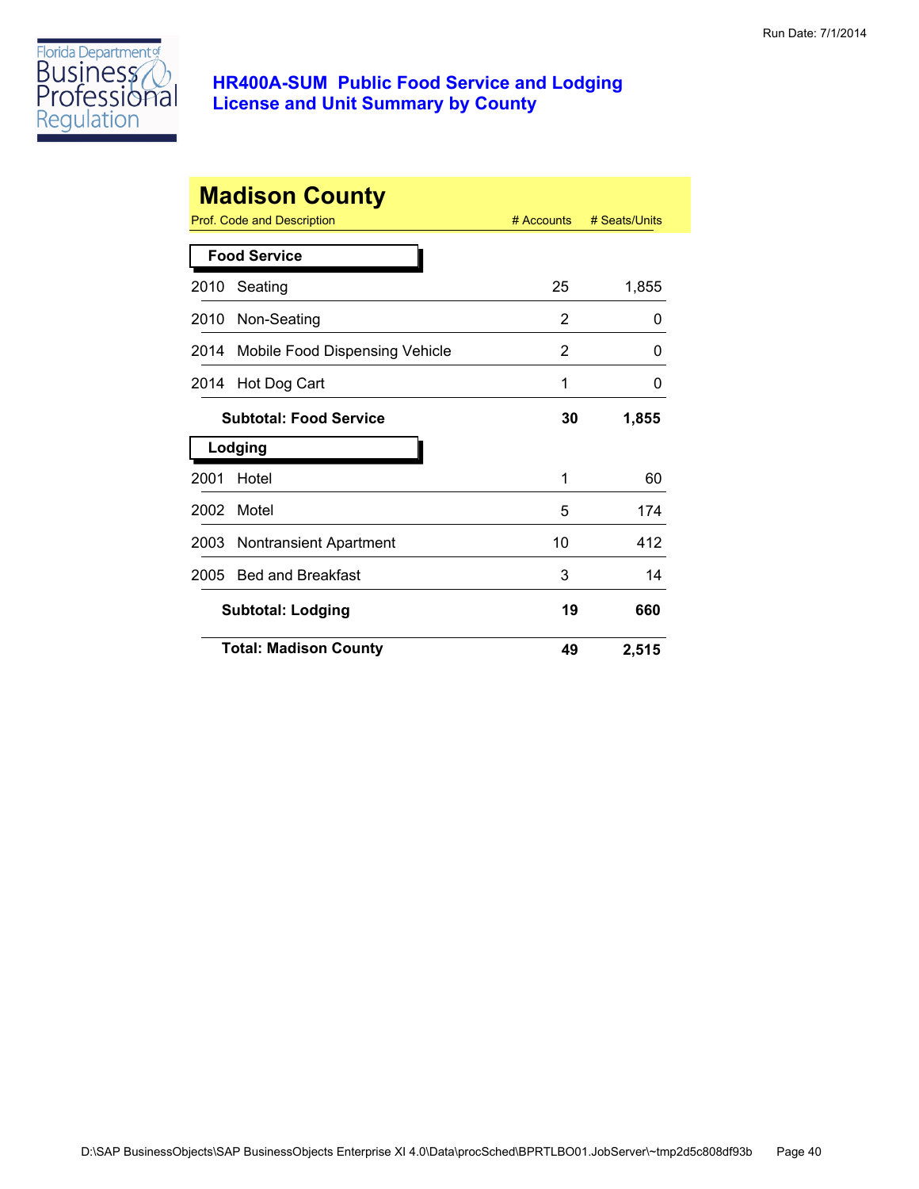Run Date: 7/1/2014

Florida Department of Business & Professional Regulation

## HR400A-SUM Public Food Service and Lodging License and Unit Summary by County

# Madison County

| Prof. Code and Description | # Accounts | # Seats/Units |
|---|---|---|
| **Food Service** | | |
| 2010 Seating | 25 | 1,855 |
| 2010 Non-Seating | 2 | 0 |
| 2014 Mobile Food Dispensing Vehicle | 2 | 0 |
| 2014 Hot Dog Cart | 1 | 0 |
| **Subtotal: Food Service** | **30** | **1,855** |
| **Lodging** | | |
| 2001 Hotel | 1 | 60 |
| 2002 Motel | 5 | 174 |
| 2003 Nontransient Apartment | 10 | 412 |
| 2005 Bed and Breakfast | 3 | 14 |
| **Subtotal: Lodging** | **19** | **660** |
| **Total: Madison County** | **49** | **2,515** |

D:\SAP BusinessObjects\SAP BusinessObjects Enterprise XI 4.0\Data\procSched\BPRTLBO01.JobServer\~tmp2d5c808df93b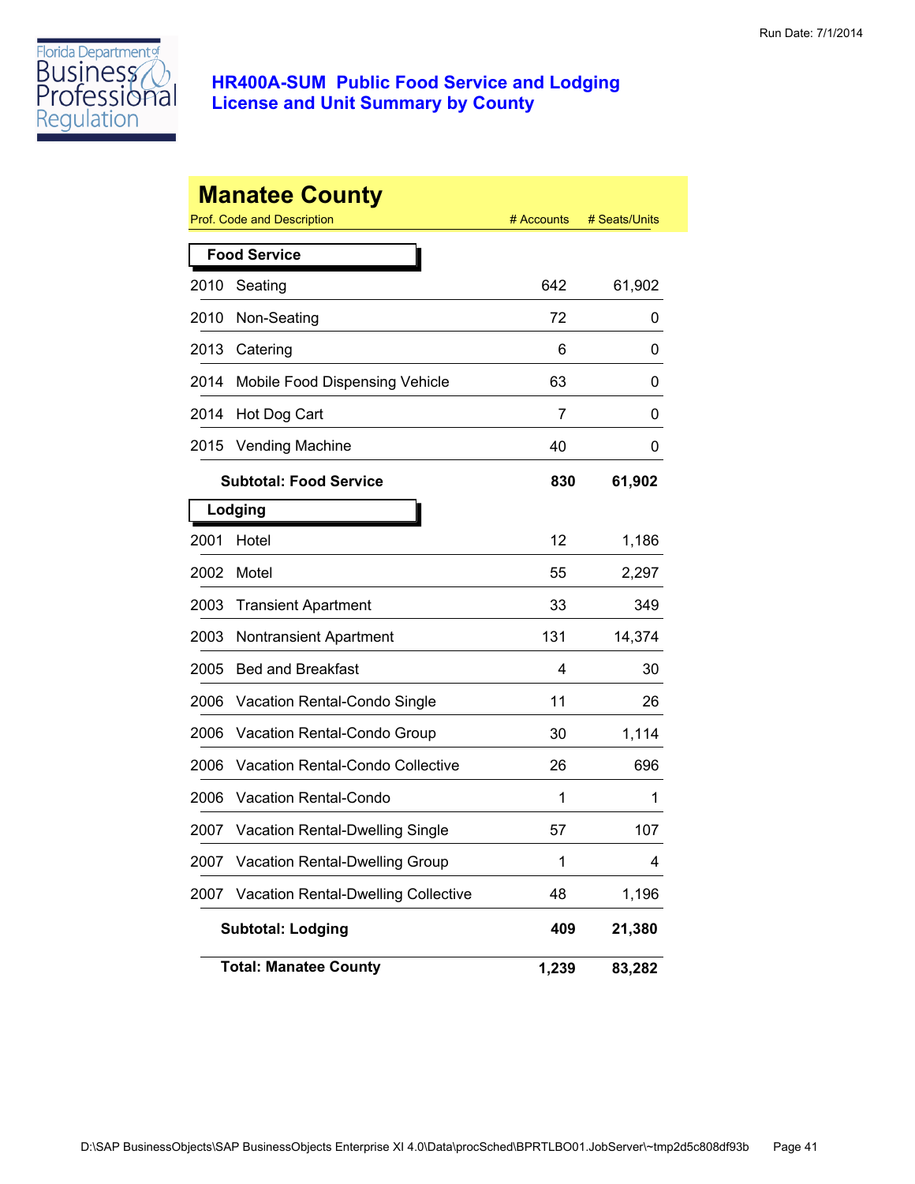# HR400A-SUM Public Food Service and Lodging License and Unit Summary by County

Run Date: 7/1/2014

## Manatee County

| Prof. Code and Description | | # Accounts | # Seats/Units |
|---|---|---|---|
| **Food Service** | | | |
| 2010 | Seating | 642 | 61,902 |
| 2010 | Non-Seating | 72 | 0 |
| 2013 | Catering | 6 | 0 |
| 2014 | Mobile Food Dispensing Vehicle | 63 | 0 |
| 2014 | Hot Dog Cart | 7 | 0 |
| 2015 | Vending Machine | 40 | 0 |
| | **Subtotal: Food Service** | **830** | **61,902** |
| **Lodging** | | | |
| 2001 | Hotel | 12 | 1,186 |
| 2002 | Motel | 55 | 2,297 |
| 2003 | Transient Apartment | 33 | 349 |
| 2003 | Nontransient Apartment | 131 | 14,374 |
| 2005 | Bed and Breakfast | 4 | 30 |
| 2006 | Vacation Rental-Condo Single | 11 | 26 |
| 2006 | Vacation Rental-Condo Group | 30 | 1,114 |
| 2006 | Vacation Rental-Condo Collective | 26 | 696 |
| 2006 | Vacation Rental-Condo | 1 | 1 |
| 2007 | Vacation Rental-Dwelling Single | 57 | 107 |
| 2007 | Vacation Rental-Dwelling Group | 1 | 4 |
| 2007 | Vacation Rental-Dwelling Collective | 48 | 1,196 |
| | **Subtotal: Lodging** | **409** | **21,380** |
| | **Total: Manatee County** | **1,239** | **83,282** |

D:\SAP BusinessObjects\SAP BusinessObjects Enterprise XI 4.0\Data\procSched\BPRTLBO01.JobServer\~tmp2d5c808df93b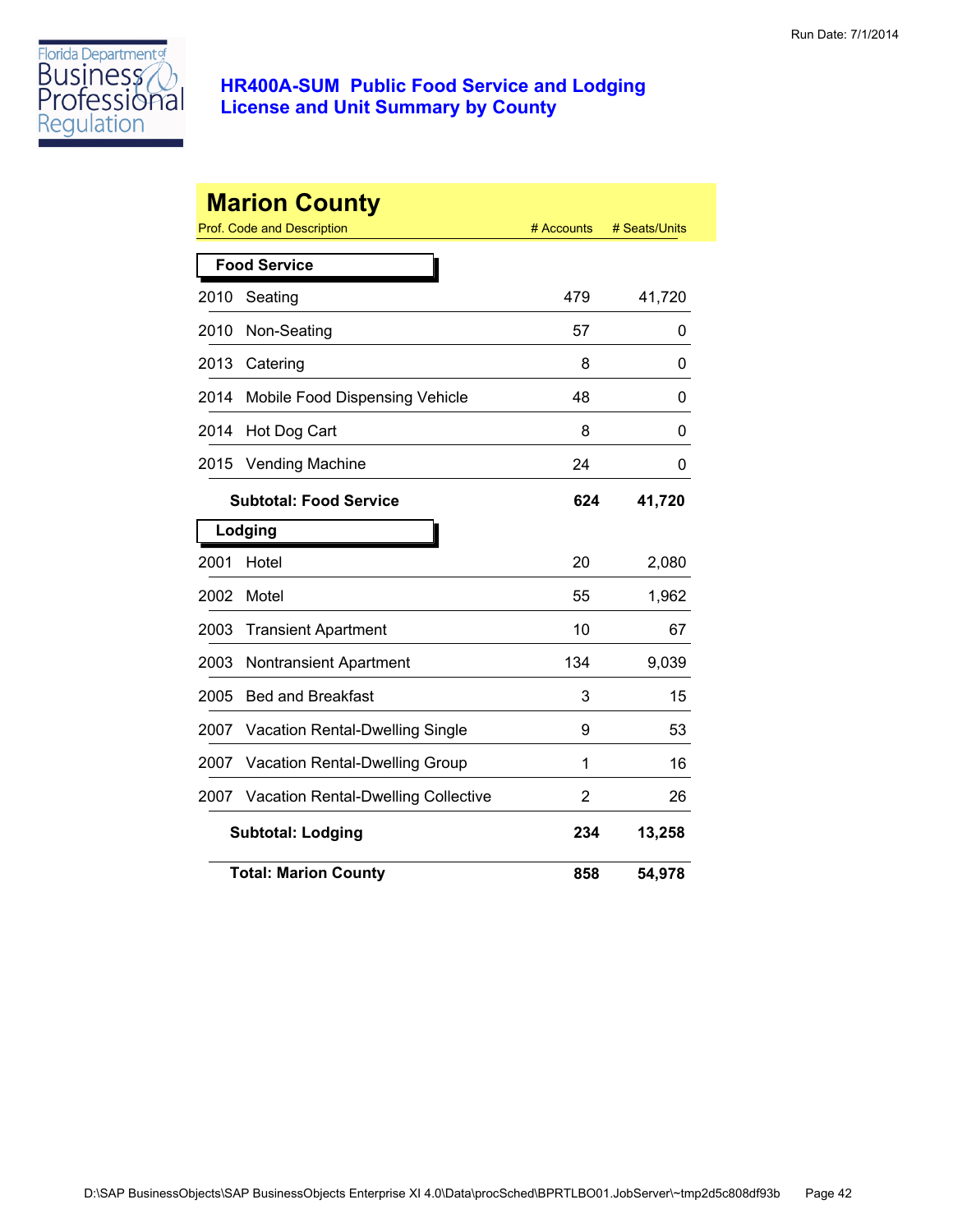Run Date: 7/1/2014

# HR400A-SUM Public Food Service and Lodging License and Unit Summary by County

## Marion County

| Prof. Code and Description | | # Accounts | # Seats/Units |
|---|---|---|---|
| **Food Service** | | | |
| 2010 | Seating | 479 | 41,720 |
| 2010 | Non-Seating | 57 | 0 |
| 2013 | Catering | 8 | 0 |
| 2014 | Mobile Food Dispensing Vehicle | 48 | 0 |
| 2014 | Hot Dog Cart | 8 | 0 |
| 2015 | Vending Machine | 24 | 0 |
| | **Subtotal: Food Service** | **624** | **41,720** |
| **Lodging** | | | |
| 2001 | Hotel | 20 | 2,080 |
| 2002 | Motel | 55 | 1,962 |
| 2003 | Transient Apartment | 10 | 67 |
| 2003 | Nontransient Apartment | 134 | 9,039 |
| 2005 | Bed and Breakfast | 3 | 15 |
| 2007 | Vacation Rental-Dwelling Single | 9 | 53 |
| 2007 | Vacation Rental-Dwelling Group | 1 | 16 |
| 2007 | Vacation Rental-Dwelling Collective | 2 | 26 |
| | **Subtotal: Lodging** | **234** | **13,258** |
| | **Total: Marion County** | **858** | **54,978** |

D:\SAP BusinessObjects\SAP BusinessObjects Enterprise XI 4.0\Data\procSched\BPRTLBO01.JobServer\~tmp2d5c808df93b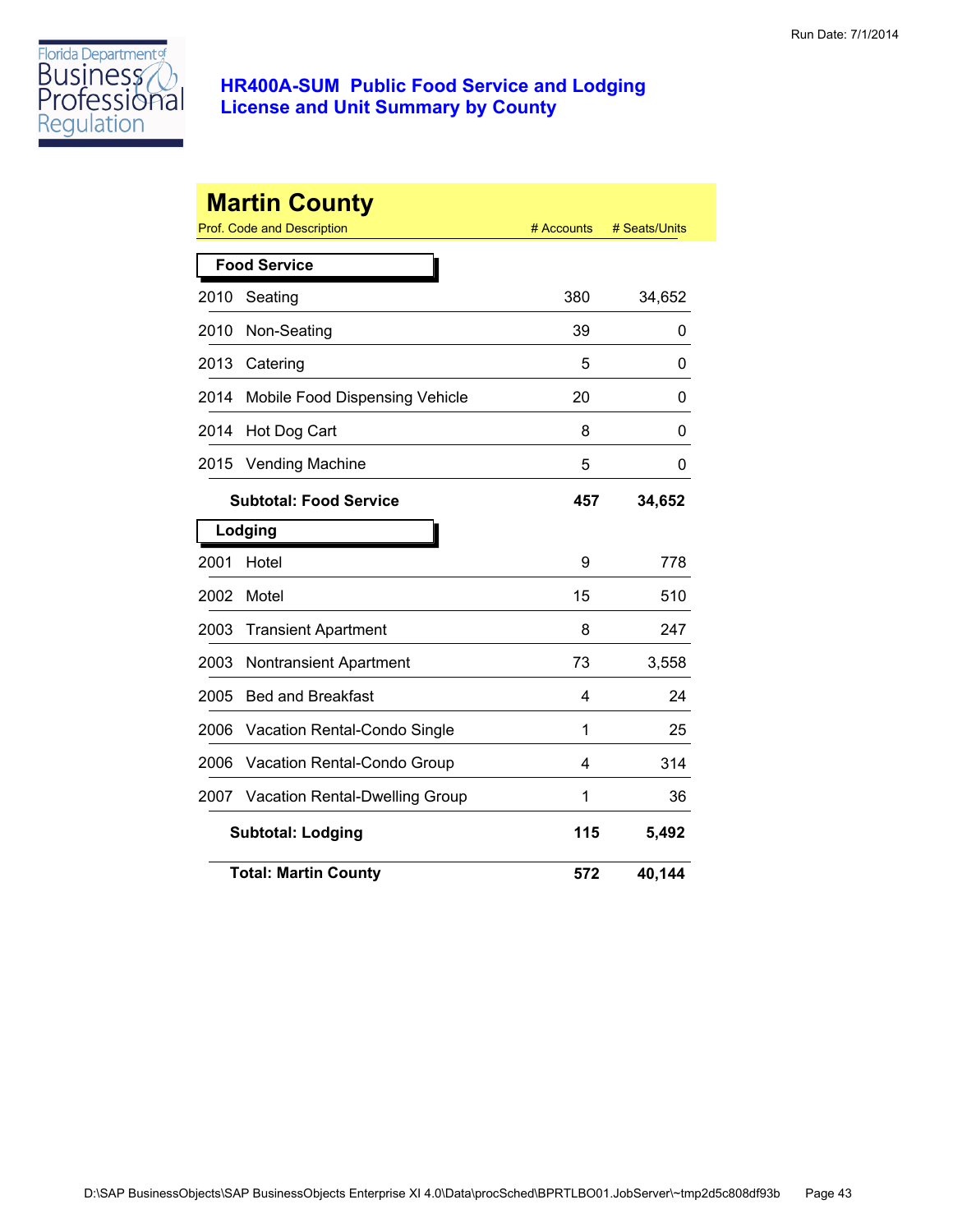Run Date: 7/1/2014

# HR400A-SUM Public Food Service and Lodging
## License and Unit Summary by County

## Martin County

| Prof. Code and Description | | # Accounts | # Seats/Units |
|---|---|---|---|
| **Food Service** | | | |
| 2010 | Seating | 380 | 34,652 |
| 2010 | Non-Seating | 39 | 0 |
| 2013 | Catering | 5 | 0 |
| 2014 | Mobile Food Dispensing Vehicle | 20 | 0 |
| 2014 | Hot Dog Cart | 8 | 0 |
| 2015 | Vending Machine | 5 | 0 |
| | **Subtotal: Food Service** | **457** | **34,652** |
| **Lodging** | | | |
| 2001 | Hotel | 9 | 778 |
| 2002 | Motel | 15 | 510 |
| 2003 | Transient Apartment | 8 | 247 |
| 2003 | Nontransient Apartment | 73 | 3,558 |
| 2005 | Bed and Breakfast | 4 | 24 |
| 2006 | Vacation Rental-Condo Single | 1 | 25 |
| 2006 | Vacation Rental-Condo Group | 4 | 314 |
| 2007 | Vacation Rental-Dwelling Group | 1 | 36 |
| | **Subtotal: Lodging** | **115** | **5,492** |
| | **Total: Martin County** | **572** | **40,144** |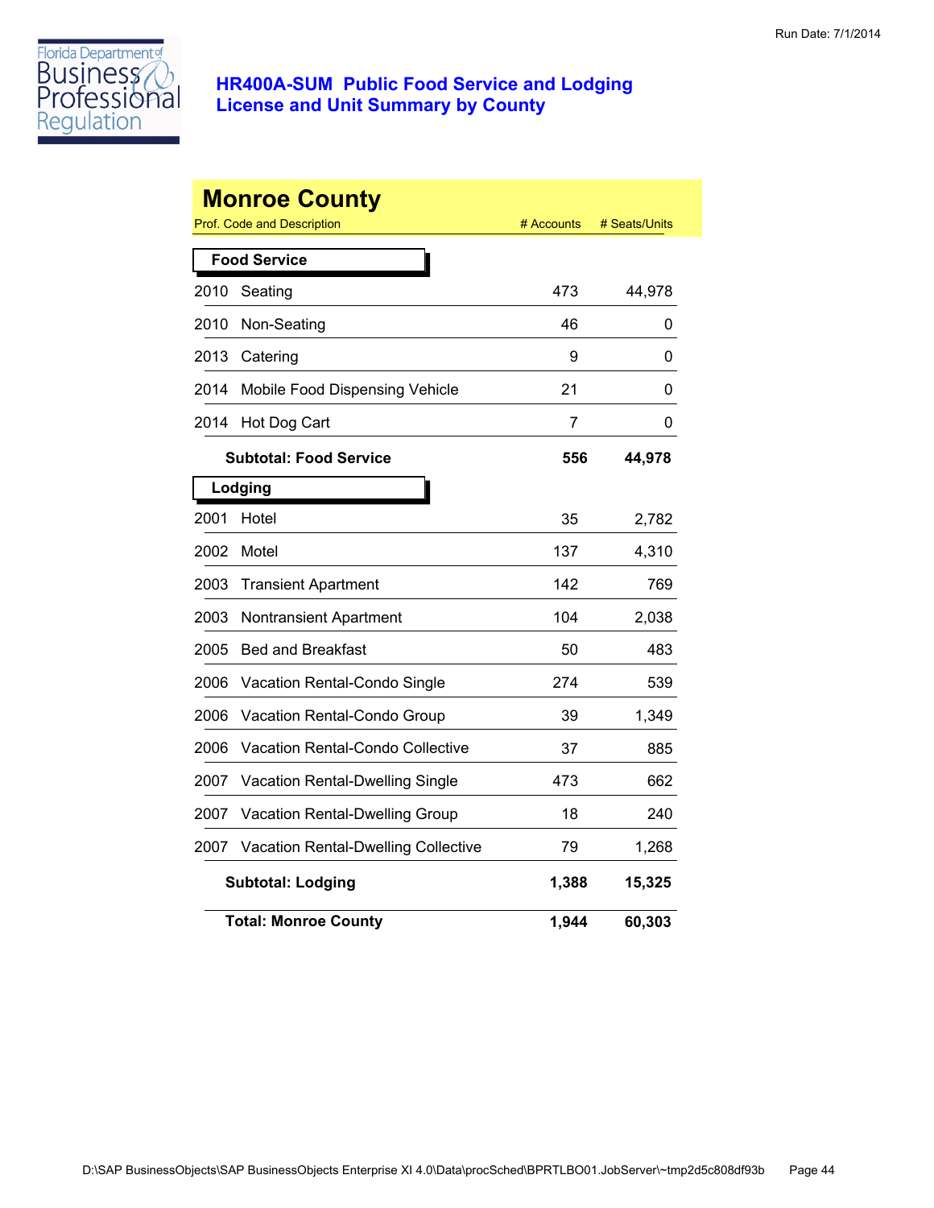Run Date: 7/1/2014

# HR400A-SUM Public Food Service and Lodging License and Unit Summary by County

## Monroe County

| Prof. Code and Description | | # Accounts | # Seats/Units |
|---|---|---|---|
| **Food Service** | | | |
| 2010 | Seating | 473 | 44,978 |
| 2010 | Non-Seating | 46 | 0 |
| 2013 | Catering | 9 | 0 |
| 2014 | Mobile Food Dispensing Vehicle | 21 | 0 |
| 2014 | Hot Dog Cart | 7 | 0 |
| | **Subtotal: Food Service** | **556** | **44,978** |
| **Lodging** | | | |
| 2001 | Hotel | 35 | 2,782 |
| 2002 | Motel | 137 | 4,310 |
| 2003 | Transient Apartment | 142 | 769 |
| 2003 | Nontransient Apartment | 104 | 2,038 |
| 2005 | Bed and Breakfast | 50 | 483 |
| 2006 | Vacation Rental-Condo Single | 274 | 539 |
| 2006 | Vacation Rental-Condo Group | 39 | 1,349 |
| 2006 | Vacation Rental-Condo Collective | 37 | 885 |
| 2007 | Vacation Rental-Dwelling Single | 473 | 662 |
| 2007 | Vacation Rental-Dwelling Group | 18 | 240 |
| 2007 | Vacation Rental-Dwelling Collective | 79 | 1,268 |
| | **Subtotal: Lodging** | **1,388** | **15,325** |
| | **Total: Monroe County** | **1,944** | **60,303** |

D:\SAP BusinessObjects\SAP BusinessObjects Enterprise XI 4.0\Data\procSched\BPRTLBO01.JobServer\~tmp2d5c808df93b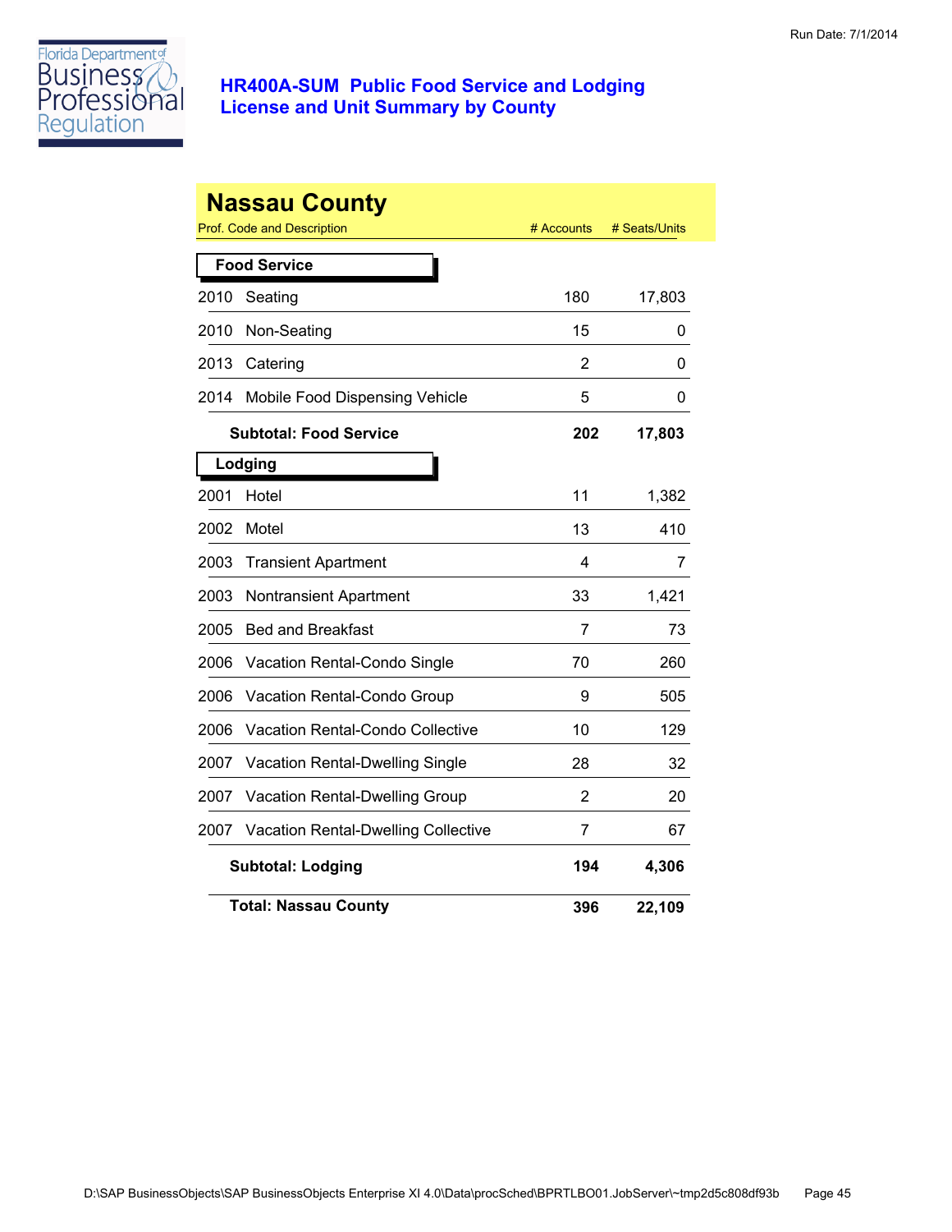Run Date: 7/1/2014

# HR400A-SUM Public Food Service and Lodging License and Unit Summary by County

## Nassau County

| Prof. Code and Description | | # Accounts | # Seats/Units |
|---|---|---|---|
| **Food Service** | | | |
| 2010 | Seating | 180 | 17,803 |
| 2010 | Non-Seating | 15 | 0 |
| 2013 | Catering | 2 | 0 |
| 2014 | Mobile Food Dispensing Vehicle | 5 | 0 |
| | **Subtotal: Food Service** | **202** | **17,803** |
| **Lodging** | | | |
| 2001 | Hotel | 11 | 1,382 |
| 2002 | Motel | 13 | 410 |
| 2003 | Transient Apartment | 4 | 7 |
| 2003 | Nontransient Apartment | 33 | 1,421 |
| 2005 | Bed and Breakfast | 7 | 73 |
| 2006 | Vacation Rental-Condo Single | 70 | 260 |
| 2006 | Vacation Rental-Condo Group | 9 | 505 |
| 2006 | Vacation Rental-Condo Collective | 10 | 129 |
| 2007 | Vacation Rental-Dwelling Single | 28 | 32 |
| 2007 | Vacation Rental-Dwelling Group | 2 | 20 |
| 2007 | Vacation Rental-Dwelling Collective | 7 | 67 |
| | **Subtotal: Lodging** | **194** | **4,306** |
| | **Total: Nassau County** | **396** | **22,109** |

D:\SAP BusinessObjects\SAP BusinessObjects Enterprise XI 4.0\Data\procSched\BPRTLBO01.JobServer\~tmp2d5c808df93b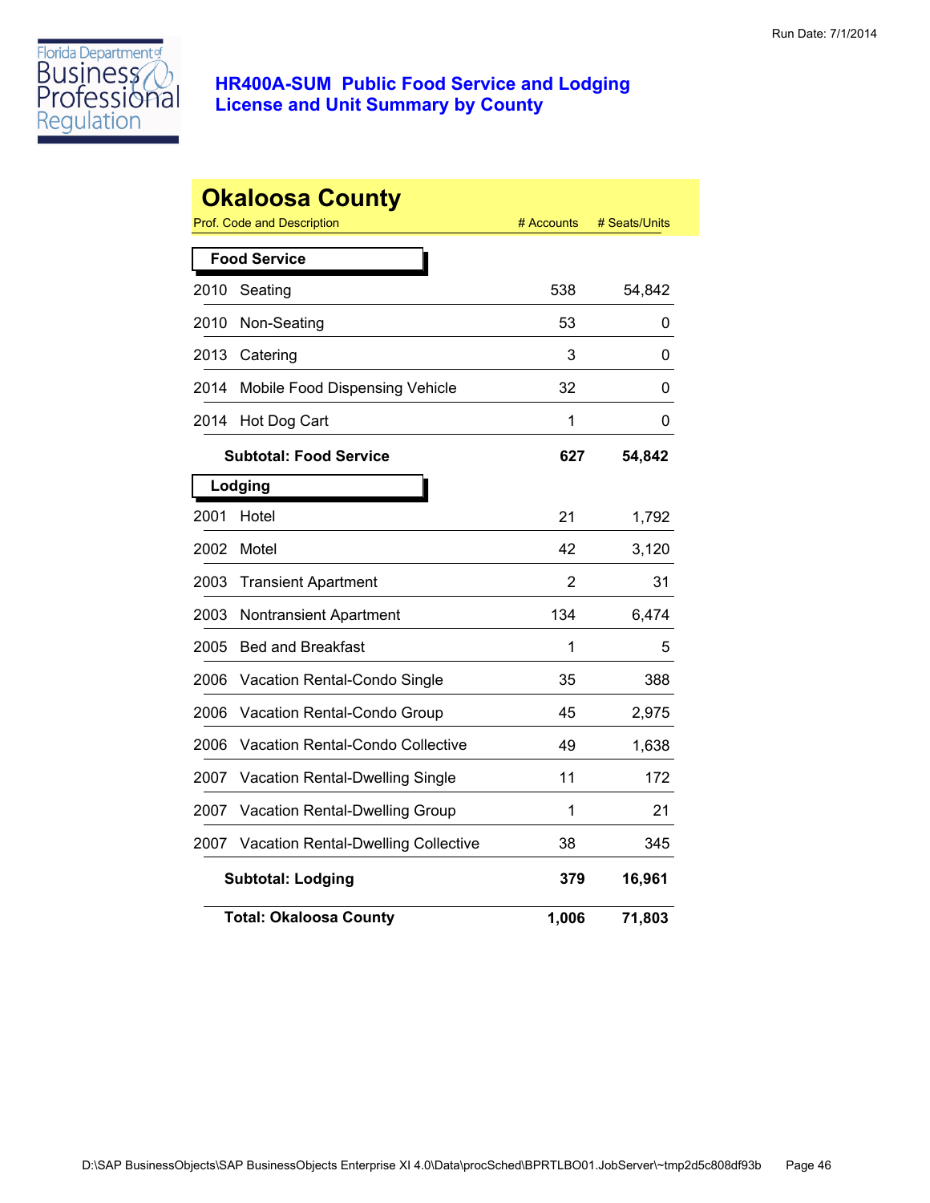# HR400A-SUM Public Food Service and Lodging License and Unit Summary by County

Run Date: 7/1/2014

## Okaloosa County

| Prof. Code and Description | | # Accounts | # Seats/Units |
|---|---|---|---|
| **Food Service** | | | |
| 2010 | Seating | 538 | 54,842 |
| 2010 | Non-Seating | 53 | 0 |
| 2013 | Catering | 3 | 0 |
| 2014 | Mobile Food Dispensing Vehicle | 32 | 0 |
| 2014 | Hot Dog Cart | 1 | 0 |
| | **Subtotal: Food Service** | **627** | **54,842** |
| **Lodging** | | | |
| 2001 | Hotel | 21 | 1,792 |
| 2002 | Motel | 42 | 3,120 |
| 2003 | Transient Apartment | 2 | 31 |
| 2003 | Nontransient Apartment | 134 | 6,474 |
| 2005 | Bed and Breakfast | 1 | 5 |
| 2006 | Vacation Rental-Condo Single | 35 | 388 |
| 2006 | Vacation Rental-Condo Group | 45 | 2,975 |
| 2006 | Vacation Rental-Condo Collective | 49 | 1,638 |
| 2007 | Vacation Rental-Dwelling Single | 11 | 172 |
| 2007 | Vacation Rental-Dwelling Group | 1 | 21 |
| 2007 | Vacation Rental-Dwelling Collective | 38 | 345 |
| | **Subtotal: Lodging** | **379** | **16,961** |
| | **Total: Okaloosa County** | **1,006** | **71,803** |

D:\SAP BusinessObjects\SAP BusinessObjects Enterprise XI 4.0\Data\procSched\BPRTLBO01.JobServer\~tmp2d5c808df93b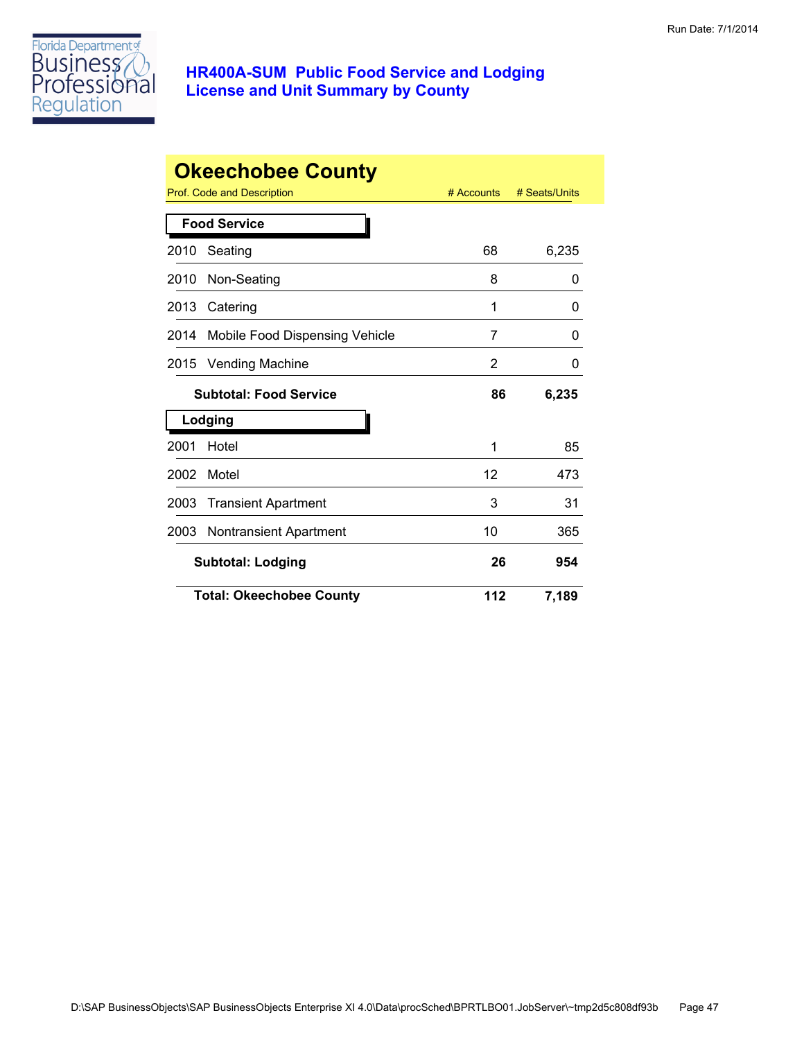# HR400A-SUM Public Food Service and Lodging License and Unit Summary by County

Run Date: 7/1/2014

## Okeechobee County

| Prof. Code and Description | | # Accounts | # Seats/Units |
|---|---|---|---|
| **Food Service** | | | |
| 2010 | Seating | 68 | 6,235 |
| 2010 | Non-Seating | 8 | 0 |
| 2013 | Catering | 1 | 0 |
| 2014 | Mobile Food Dispensing Vehicle | 7 | 0 |
| 2015 | Vending Machine | 2 | 0 |
| | **Subtotal: Food Service** | **86** | **6,235** |
| **Lodging** | | | |
| 2001 | Hotel | 1 | 85 |
| 2002 | Motel | 12 | 473 |
| 2003 | Transient Apartment | 3 | 31 |
| 2003 | Nontransient Apartment | 10 | 365 |
| | **Subtotal: Lodging** | **26** | **954** |
| | **Total: Okeechobee County** | **112** | **7,189** |

D:\SAP BusinessObjects\SAP BusinessObjects Enterprise XI 4.0\Data\procSched\BPRTLBO01.JobServer\~tmp2d5c808df93b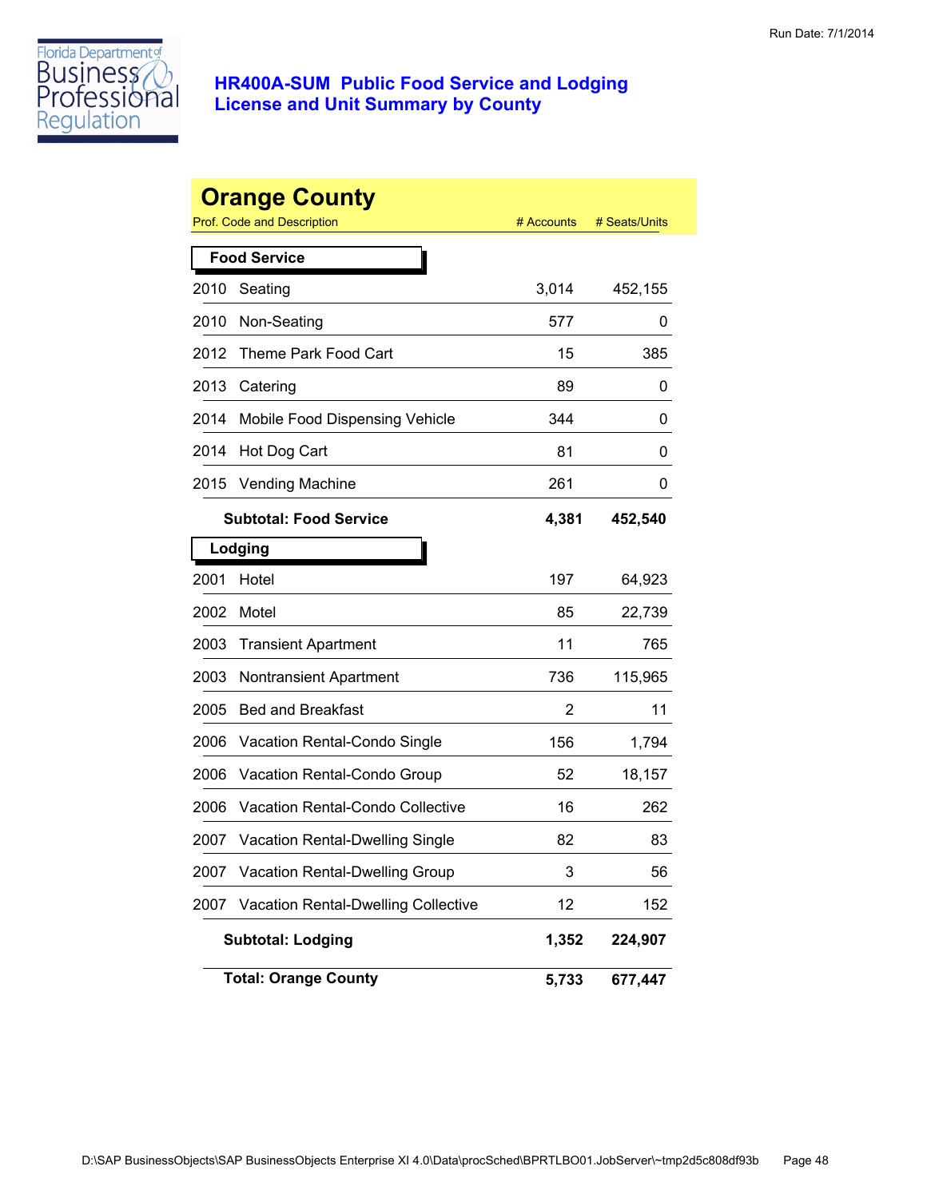# HR400A-SUM Public Food Service and Lodging License and Unit Summary by County

Run Date: 7/1/2014

## Orange County

| Prof. Code and Description | | # Accounts | # Seats/Units |
|---|---|---|---|
| **Food Service** | | | |
| 2010 | Seating | 3,014 | 452,155 |
| 2010 | Non-Seating | 577 | 0 |
| 2012 | Theme Park Food Cart | 15 | 385 |
| 2013 | Catering | 89 | 0 |
| 2014 | Mobile Food Dispensing Vehicle | 344 | 0 |
| 2014 | Hot Dog Cart | 81 | 0 |
| 2015 | Vending Machine | 261 | 0 |
| | **Subtotal: Food Service** | **4,381** | **452,540** |
| **Lodging** | | | |
| 2001 | Hotel | 197 | 64,923 |
| 2002 | Motel | 85 | 22,739 |
| 2003 | Transient Apartment | 11 | 765 |
| 2003 | Nontransient Apartment | 736 | 115,965 |
| 2005 | Bed and Breakfast | 2 | 11 |
| 2006 | Vacation Rental-Condo Single | 156 | 1,794 |
| 2006 | Vacation Rental-Condo Group | 52 | 18,157 |
| 2006 | Vacation Rental-Condo Collective | 16 | 262 |
| 2007 | Vacation Rental-Dwelling Single | 82 | 83 |
| 2007 | Vacation Rental-Dwelling Group | 3 | 56 |
| 2007 | Vacation Rental-Dwelling Collective | 12 | 152 |
| | **Subtotal: Lodging** | **1,352** | **224,907** |
| | **Total: Orange County** | **5,733** | **677,447** |

D:\SAP BusinessObjects\SAP BusinessObjects Enterprise XI 4.0\Data\procSched\BPRTLBO01.JobServer\~tmp2d5c808df93b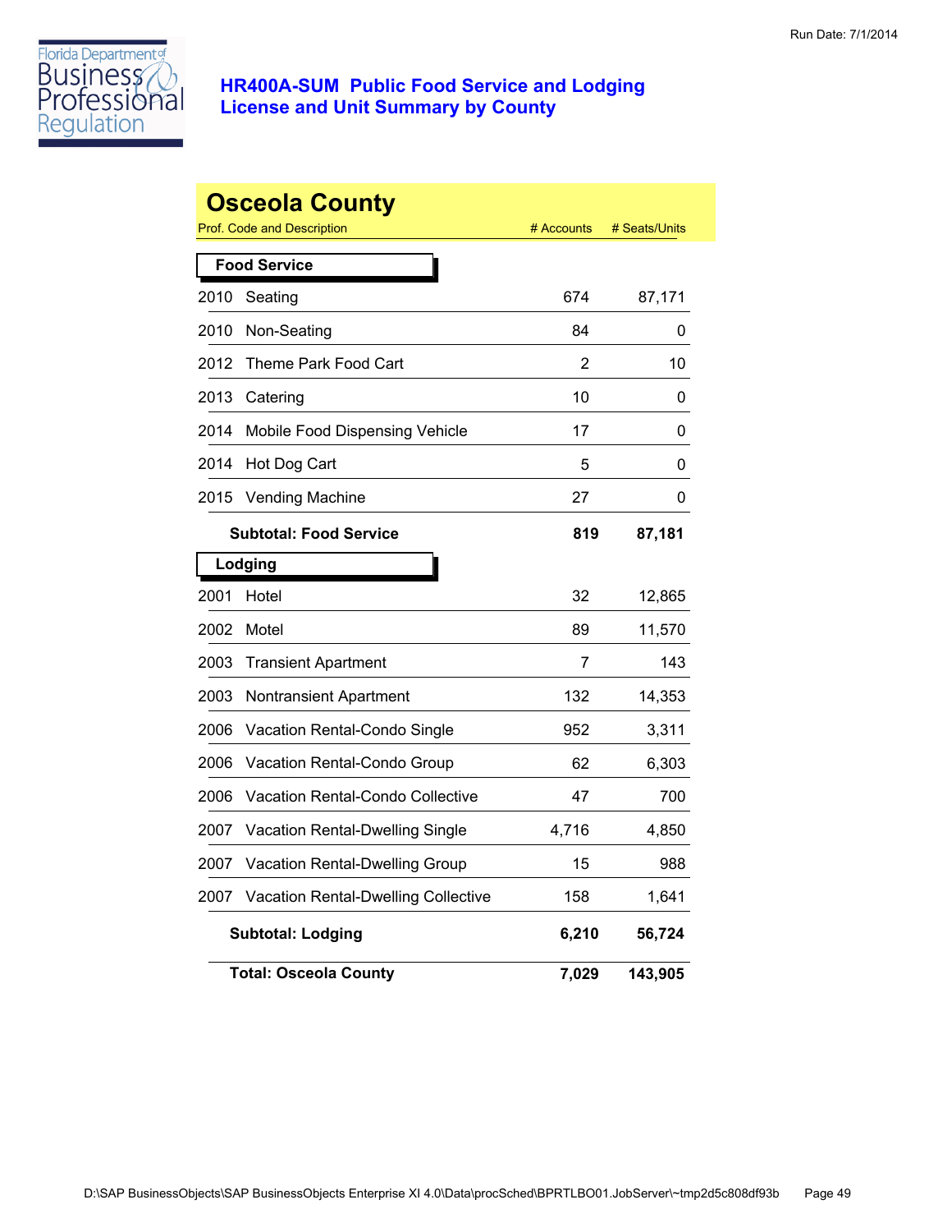Run Date: 7/1/2014

# HR400A-SUM Public Food Service and Lodging License and Unit Summary by County

## Osceola County

| Prof. Code and Description | | # Accounts | # Seats/Units |
|---|---|---|---|
| **Food Service** | | | |
| 2010 | Seating | 674 | 87,171 |
| 2010 | Non-Seating | 84 | 0 |
| 2012 | Theme Park Food Cart | 2 | 10 |
| 2013 | Catering | 10 | 0 |
| 2014 | Mobile Food Dispensing Vehicle | 17 | 0 |
| 2014 | Hot Dog Cart | 5 | 0 |
| 2015 | Vending Machine | 27 | 0 |
| | **Subtotal: Food Service** | **819** | **87,181** |
| **Lodging** | | | |
| 2001 | Hotel | 32 | 12,865 |
| 2002 | Motel | 89 | 11,570 |
| 2003 | Transient Apartment | 7 | 143 |
| 2003 | Nontransient Apartment | 132 | 14,353 |
| 2006 | Vacation Rental-Condo Single | 952 | 3,311 |
| 2006 | Vacation Rental-Condo Group | 62 | 6,303 |
| 2006 | Vacation Rental-Condo Collective | 47 | 700 |
| 2007 | Vacation Rental-Dwelling Single | 4,716 | 4,850 |
| 2007 | Vacation Rental-Dwelling Group | 15 | 988 |
| 2007 | Vacation Rental-Dwelling Collective | 158 | 1,641 |
| | **Subtotal: Lodging** | **6,210** | **56,724** |
| | **Total: Osceola County** | **7,029** | **143,905** |

D:\SAP BusinessObjects\SAP BusinessObjects Enterprise XI 4.0\Data\procSched\BPRTLBO01.JobServer\~tmp2d5c808df93b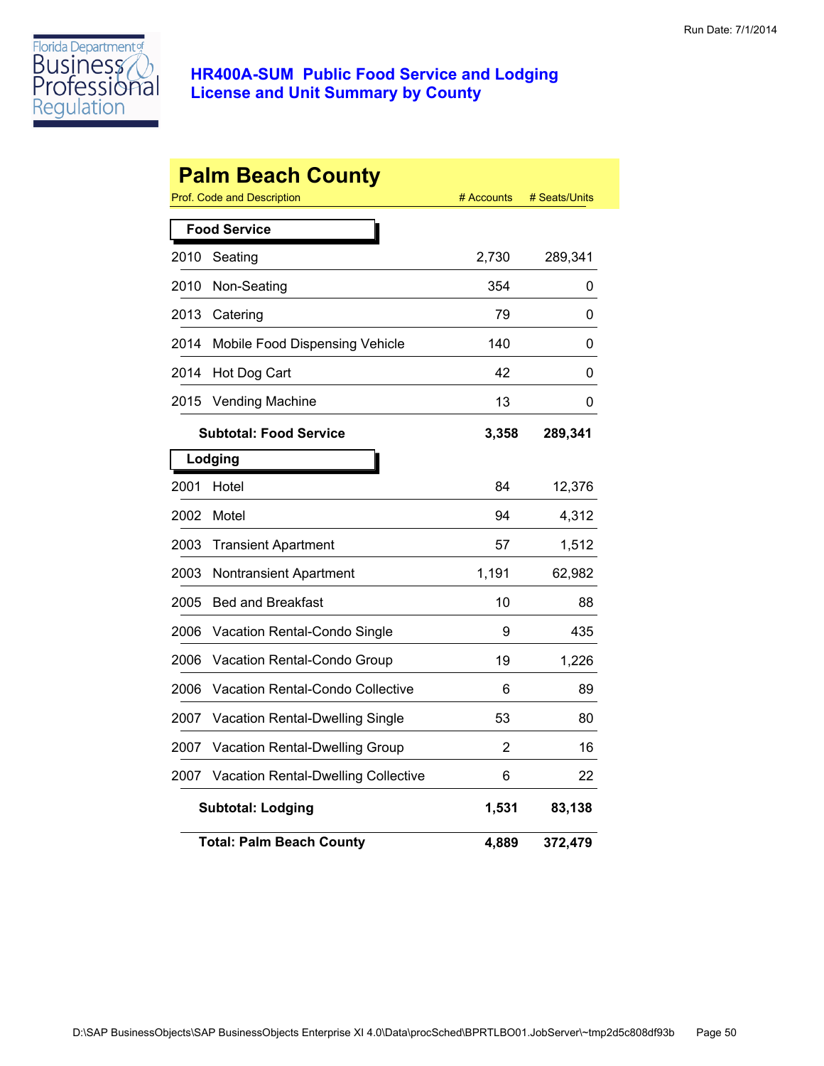# HR400A-SUM Public Food Service and Lodging License and Unit Summary by County

Run Date: 7/1/2014

## Palm Beach County

| Prof. Code and Description | | # Accounts | # Seats/Units |
|---|---|---|---|
| **Food Service** | | | |
| 2010 | Seating | 2,730 | 289,341 |
| 2010 | Non-Seating | 354 | 0 |
| 2013 | Catering | 79 | 0 |
| 2014 | Mobile Food Dispensing Vehicle | 140 | 0 |
| 2014 | Hot Dog Cart | 42 | 0 |
| 2015 | Vending Machine | 13 | 0 |
| **Subtotal: Food Service** | | **3,358** | **289,341** |
| **Lodging** | | | |
| 2001 | Hotel | 84 | 12,376 |
| 2002 | Motel | 94 | 4,312 |
| 2003 | Transient Apartment | 57 | 1,512 |
| 2003 | Nontransient Apartment | 1,191 | 62,982 |
| 2005 | Bed and Breakfast | 10 | 88 |
| 2006 | Vacation Rental-Condo Single | 9 | 435 |
| 2006 | Vacation Rental-Condo Group | 19 | 1,226 |
| 2006 | Vacation Rental-Condo Collective | 6 | 89 |
| 2007 | Vacation Rental-Dwelling Single | 53 | 80 |
| 2007 | Vacation Rental-Dwelling Group | 2 | 16 |
| 2007 | Vacation Rental-Dwelling Collective | 6 | 22 |
| **Subtotal: Lodging** | | **1,531** | **83,138** |
| **Total: Palm Beach County** | | **4,889** | **372,479** |

D:\SAP BusinessObjects\SAP BusinessObjects Enterprise XI 4.0\Data\procSched\BPRTLBO01.JobServer\~tmp2d5c808df93b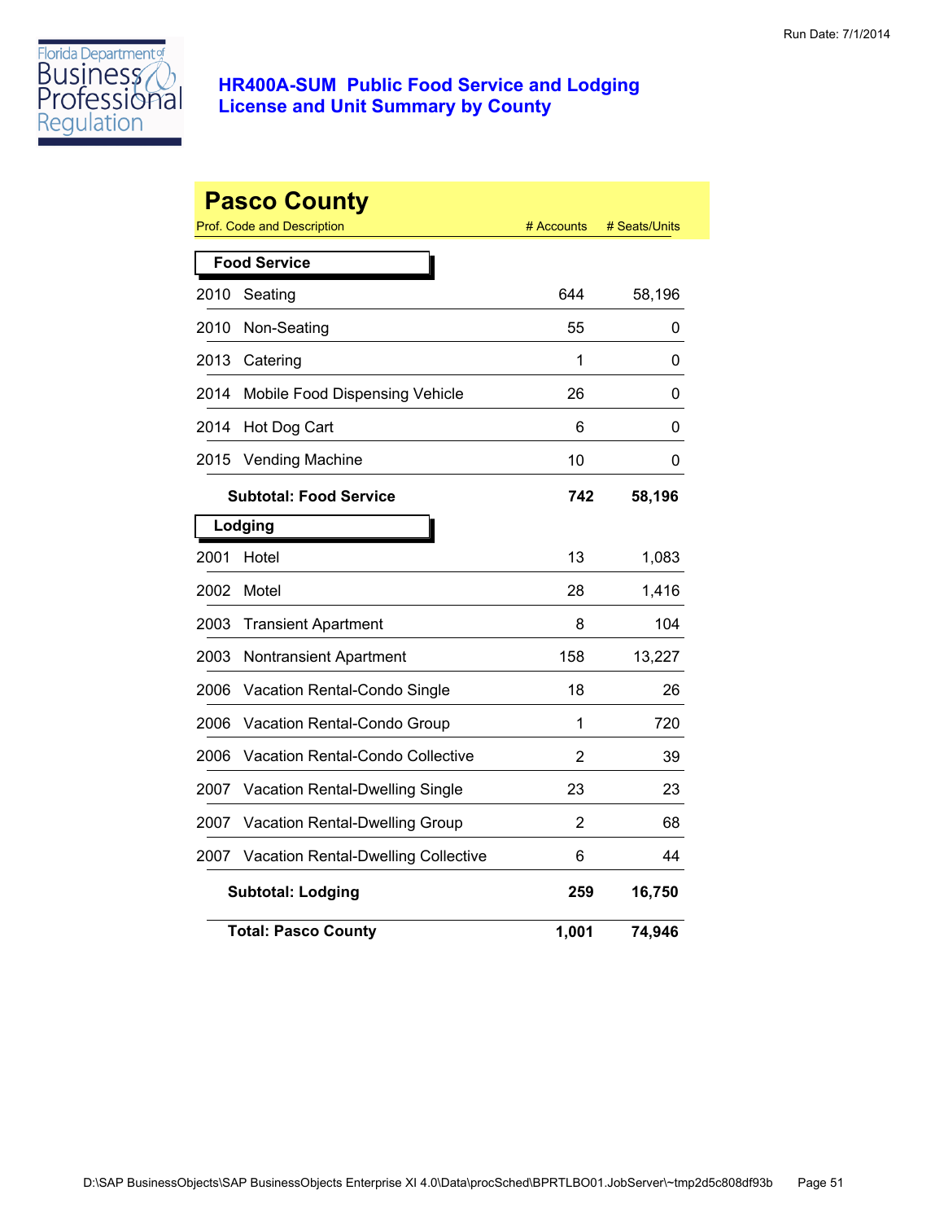Florida Department of Business & Professional Regulation

## HR400A-SUM Public Food Service and Lodging License and Unit Summary by County

Run Date: 7/1/2014

# Pasco County

| Prof. Code and Description | | # Accounts | # Seats/Units |
|---|---|---|---|
| **Food Service** | | | |
| 2010 | Seating | 644 | 58,196 |
| 2010 | Non-Seating | 55 | 0 |
| 2013 | Catering | 1 | 0 |
| 2014 | Mobile Food Dispensing Vehicle | 26 | 0 |
| 2014 | Hot Dog Cart | 6 | 0 |
| 2015 | Vending Machine | 10 | 0 |
| | **Subtotal: Food Service** | **742** | **58,196** |
| **Lodging** | | | |
| 2001 | Hotel | 13 | 1,083 |
| 2002 | Motel | 28 | 1,416 |
| 2003 | Transient Apartment | 8 | 104 |
| 2003 | Nontransient Apartment | 158 | 13,227 |
| 2006 | Vacation Rental-Condo Single | 18 | 26 |
| 2006 | Vacation Rental-Condo Group | 1 | 720 |
| 2006 | Vacation Rental-Condo Collective | 2 | 39 |
| 2007 | Vacation Rental-Dwelling Single | 23 | 23 |
| 2007 | Vacation Rental-Dwelling Group | 2 | 68 |
| 2007 | Vacation Rental-Dwelling Collective | 6 | 44 |
| | **Subtotal: Lodging** | **259** | **16,750** |
| | **Total: Pasco County** | **1,001** | **74,946** |

D:\SAP BusinessObjects\SAP BusinessObjects Enterprise XI 4.0\Data\procSched\BPRTLBO01.JobServer\~tmp2d5c808df93b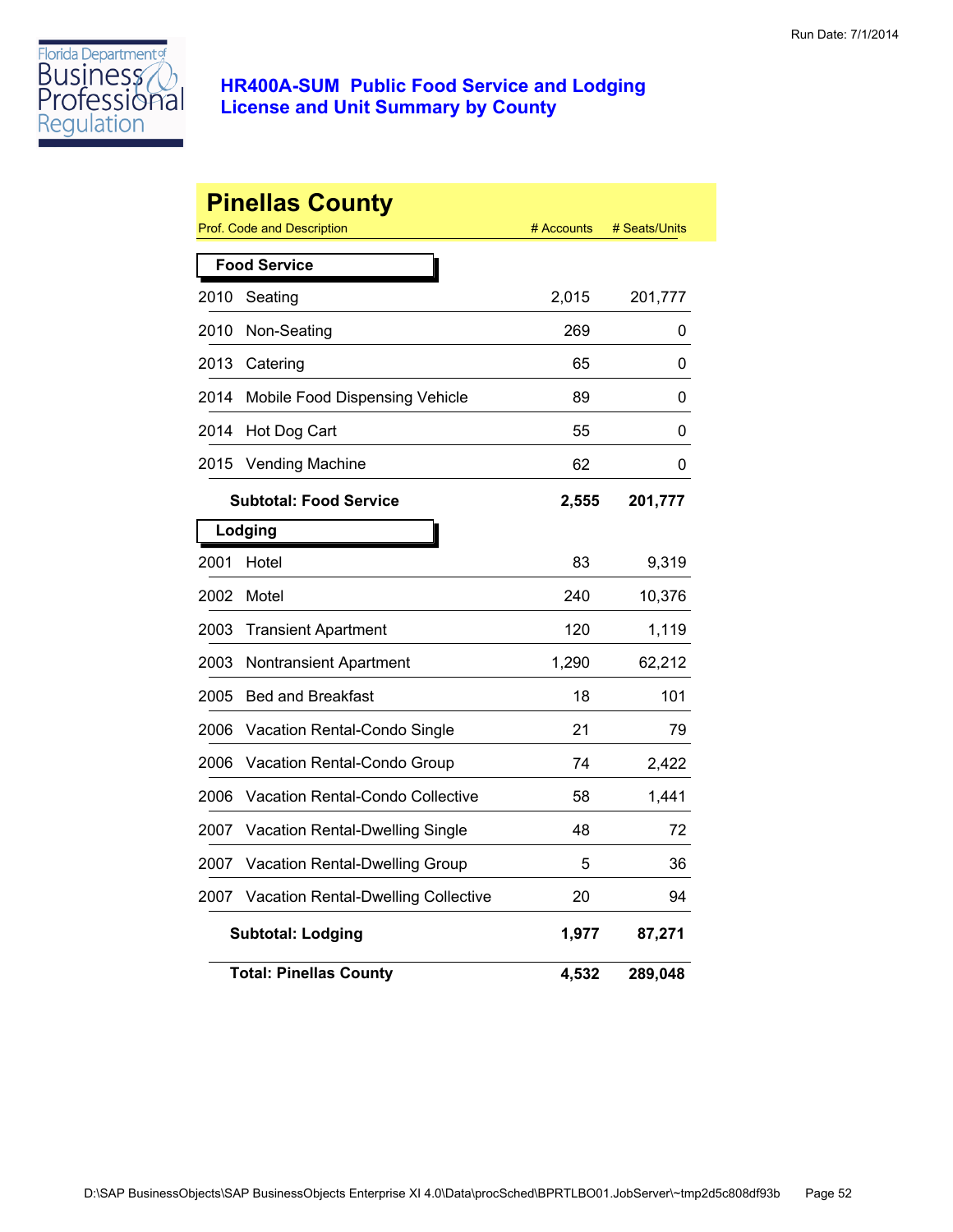Florida Department of Business & Professional Regulation

Run Date: 7/1/2014

# HR400A-SUM Public Food Service and Lodging License and Unit Summary by County

## Pinellas County

| Prof. Code and Description | | # Accounts | # Seats/Units |
|---|---|---|---|
| **Food Service** | | | |
| 2010 | Seating | 2,015 | 201,777 |
| 2010 | Non-Seating | 269 | 0 |
| 2013 | Catering | 65 | 0 |
| 2014 | Mobile Food Dispensing Vehicle | 89 | 0 |
| 2014 | Hot Dog Cart | 55 | 0 |
| 2015 | Vending Machine | 62 | 0 |
| **Subtotal: Food Service** | | **2,555** | **201,777** |
| **Lodging** | | | |
| 2001 | Hotel | 83 | 9,319 |
| 2002 | Motel | 240 | 10,376 |
| 2003 | Transient Apartment | 120 | 1,119 |
| 2003 | Nontransient Apartment | 1,290 | 62,212 |
| 2005 | Bed and Breakfast | 18 | 101 |
| 2006 | Vacation Rental-Condo Single | 21 | 79 |
| 2006 | Vacation Rental-Condo Group | 74 | 2,422 |
| 2006 | Vacation Rental-Condo Collective | 58 | 1,441 |
| 2007 | Vacation Rental-Dwelling Single | 48 | 72 |
| 2007 | Vacation Rental-Dwelling Group | 5 | 36 |
| 2007 | Vacation Rental-Dwelling Collective | 20 | 94 |
| **Subtotal: Lodging** | | **1,977** | **87,271** |
| **Total: Pinellas County** | | **4,532** | **289,048** |

D:\SAP BusinessObjects\SAP BusinessObjects Enterprise XI 4.0\Data\procSched\BPRTLBO01.JobServer\~tmp2d5c808df93b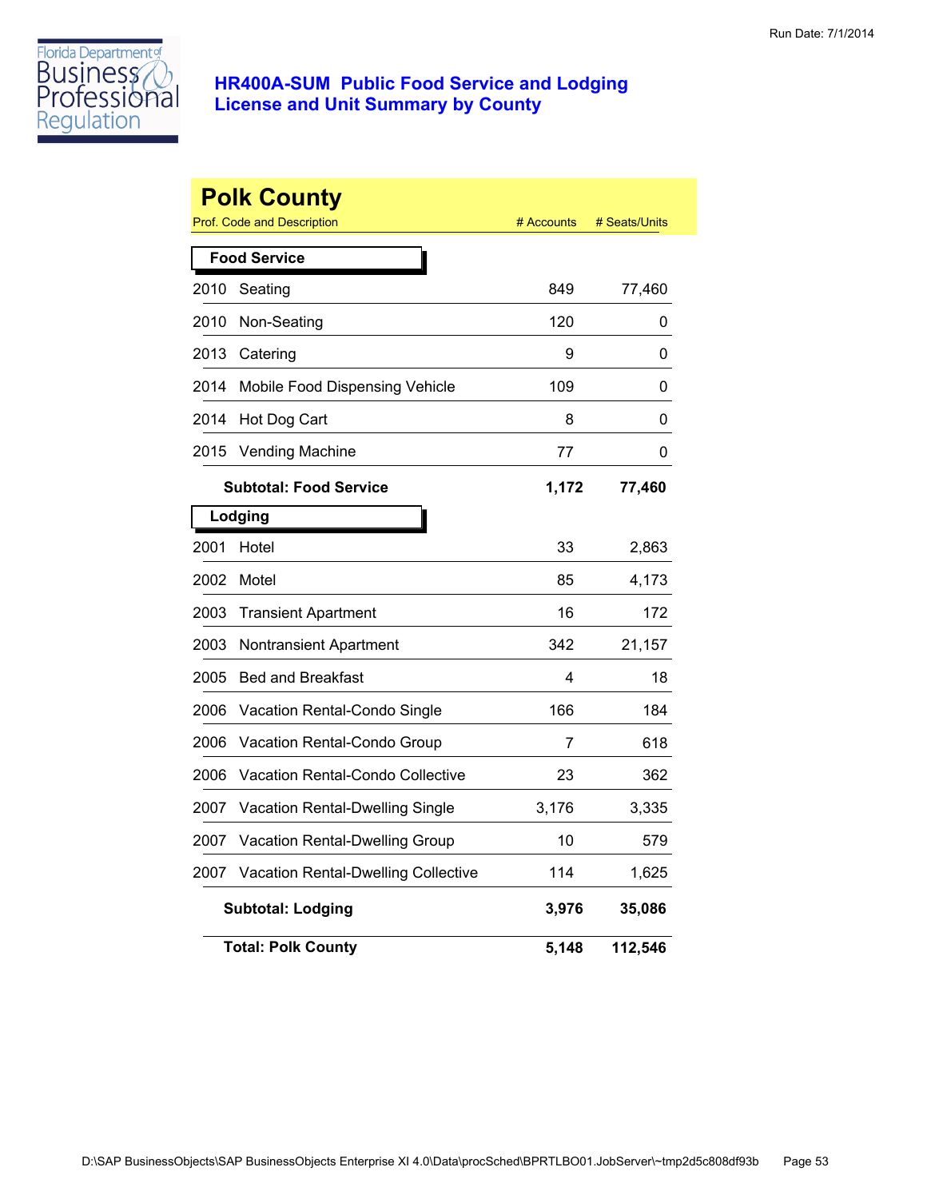Florida Department of Business & Professional Regulation

Run Date: 7/1/2014

## HR400A-SUM Public Food Service and Lodging License and Unit Summary by County

# Polk County

| Prof. Code and Description | | # Accounts | # Seats/Units |
|---|---|---|---|
| **Food Service** | | | |
| 2010 | Seating | 849 | 77,460 |
| 2010 | Non-Seating | 120 | 0 |
| 2013 | Catering | 9 | 0 |
| 2014 | Mobile Food Dispensing Vehicle | 109 | 0 |
| 2014 | Hot Dog Cart | 8 | 0 |
| 2015 | Vending Machine | 77 | 0 |
| **Subtotal: Food Service** | | **1,172** | **77,460** |
| **Lodging** | | | |
| 2001 | Hotel | 33 | 2,863 |
| 2002 | Motel | 85 | 4,173 |
| 2003 | Transient Apartment | 16 | 172 |
| 2003 | Nontransient Apartment | 342 | 21,157 |
| 2005 | Bed and Breakfast | 4 | 18 |
| 2006 | Vacation Rental-Condo Single | 166 | 184 |
| 2006 | Vacation Rental-Condo Group | 7 | 618 |
| 2006 | Vacation Rental-Condo Collective | 23 | 362 |
| 2007 | Vacation Rental-Dwelling Single | 3,176 | 3,335 |
| 2007 | Vacation Rental-Dwelling Group | 10 | 579 |
| 2007 | Vacation Rental-Dwelling Collective | 114 | 1,625 |
| **Subtotal: Lodging** | | **3,976** | **35,086** |
| **Total: Polk County** | | **5,148** | **112,546** |

D:\SAP BusinessObjects\SAP BusinessObjects Enterprise XI 4.0\Data\procSched\BPRTLBO01.JobServer\~tmp2d5c808df93b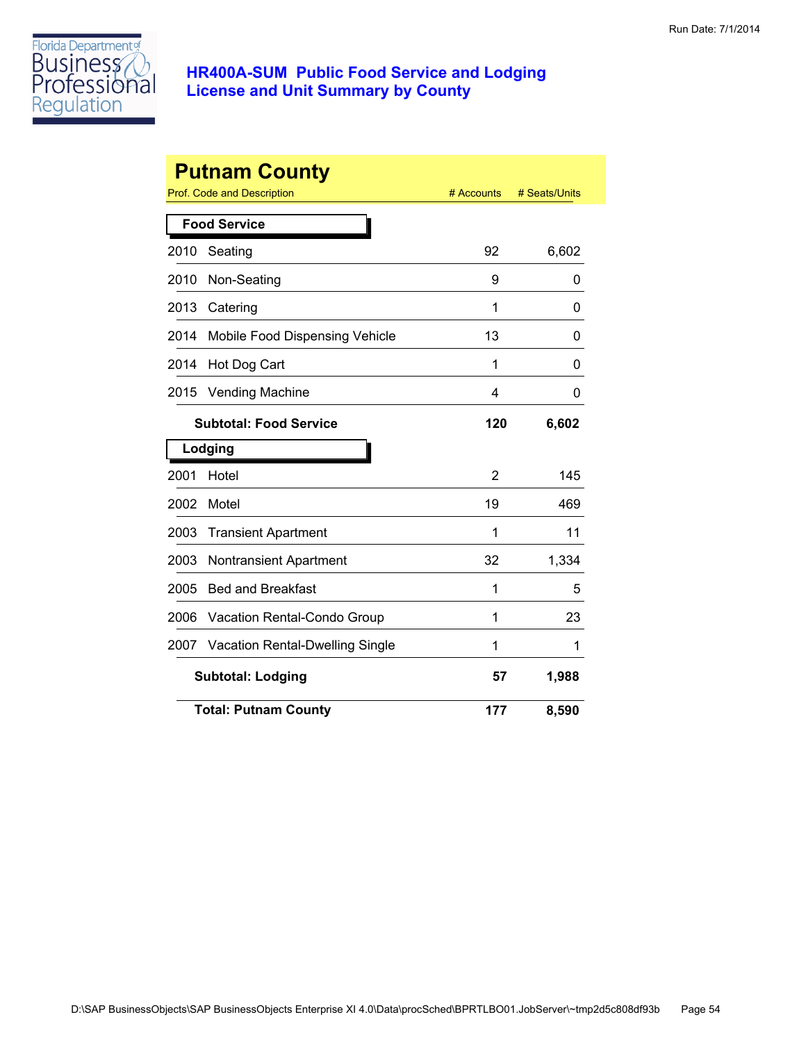Florida Department of Business & Professional Regulation

## HR400A-SUM Public Food Service and Lodging
## License and Unit Summary by County

# Putnam County

| Prof. Code and Description | | # Accounts | # Seats/Units |
|---|---|---|---|
| **Food Service** | | | |
| 2010 | Seating | 92 | 6,602 |
| 2010 | Non-Seating | 9 | 0 |
| 2013 | Catering | 1 | 0 |
| 2014 | Mobile Food Dispensing Vehicle | 13 | 0 |
| 2014 | Hot Dog Cart | 1 | 0 |
| 2015 | Vending Machine | 4 | 0 |
| | **Subtotal: Food Service** | **120** | **6,602** |
| **Lodging** | | | |
| 2001 | Hotel | 2 | 145 |
| 2002 | Motel | 19 | 469 |
| 2003 | Transient Apartment | 1 | 11 |
| 2003 | Nontransient Apartment | 32 | 1,334 |
| 2005 | Bed and Breakfast | 1 | 5 |
| 2006 | Vacation Rental-Condo Group | 1 | 23 |
| 2007 | Vacation Rental-Dwelling Single | 1 | 1 |
| | **Subtotal: Lodging** | **57** | **1,988** |
| | **Total: Putnam County** | **177** | **8,590** |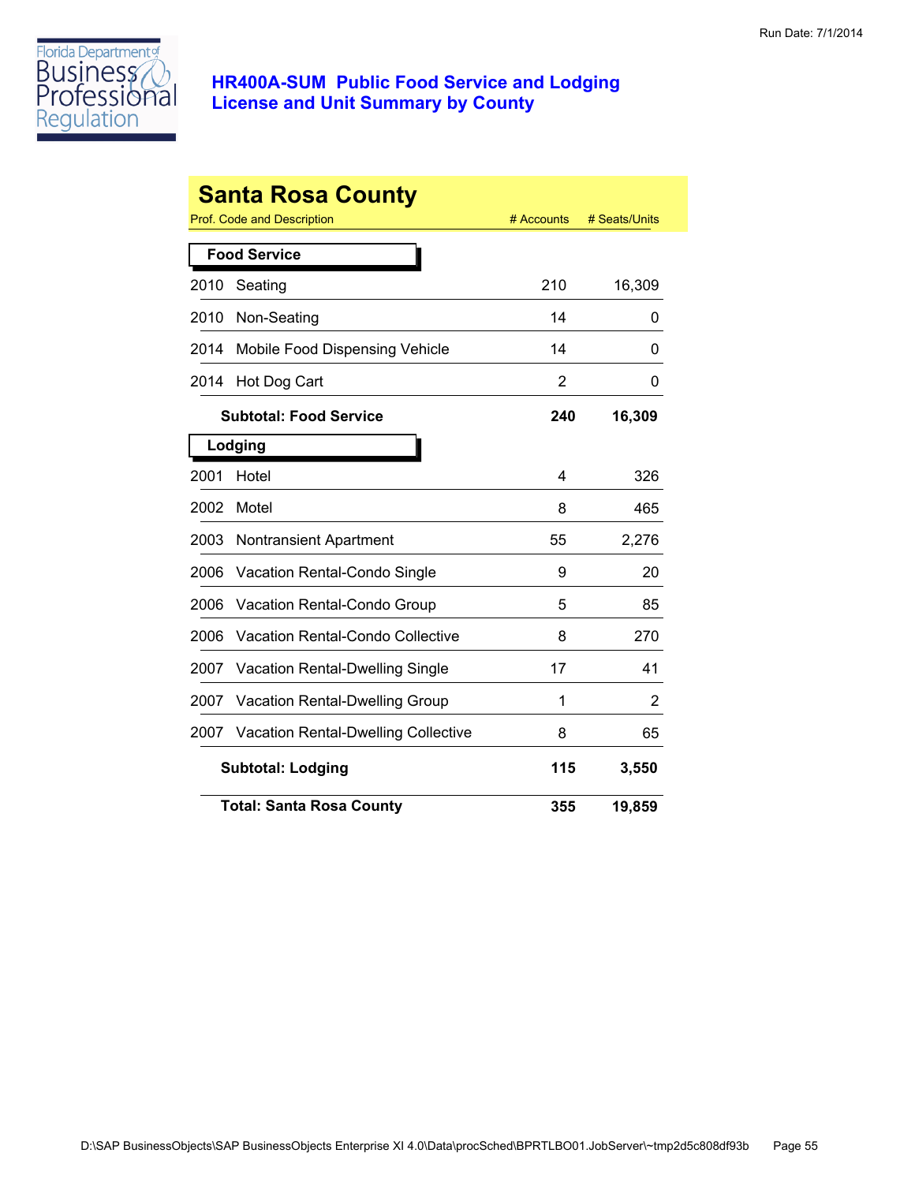# HR400A-SUM Public Food Service and Lodging License and Unit Summary by County

Run Date: 7/1/2014

## Santa Rosa County

| Prof. Code and Description | | # Accounts | # Seats/Units |
|---|---|---|---|
| **Food Service** | | | |
| 2010 | Seating | 210 | 16,309 |
| 2010 | Non-Seating | 14 | 0 |
| 2014 | Mobile Food Dispensing Vehicle | 14 | 0 |
| 2014 | Hot Dog Cart | 2 | 0 |
| | **Subtotal: Food Service** | **240** | **16,309** |
| **Lodging** | | | |
| 2001 | Hotel | 4 | 326 |
| 2002 | Motel | 8 | 465 |
| 2003 | Nontransient Apartment | 55 | 2,276 |
| 2006 | Vacation Rental-Condo Single | 9 | 20 |
| 2006 | Vacation Rental-Condo Group | 5 | 85 |
| 2006 | Vacation Rental-Condo Collective | 8 | 270 |
| 2007 | Vacation Rental-Dwelling Single | 17 | 41 |
| 2007 | Vacation Rental-Dwelling Group | 1 | 2 |
| 2007 | Vacation Rental-Dwelling Collective | 8 | 65 |
| | **Subtotal: Lodging** | **115** | **3,550** |
| | **Total: Santa Rosa County** | **355** | **19,859** |

D:\SAP BusinessObjects\SAP BusinessObjects Enterprise XI 4.0\Data\procSched\BPRTLBO01.JobServer\~tmp2d5c808df93b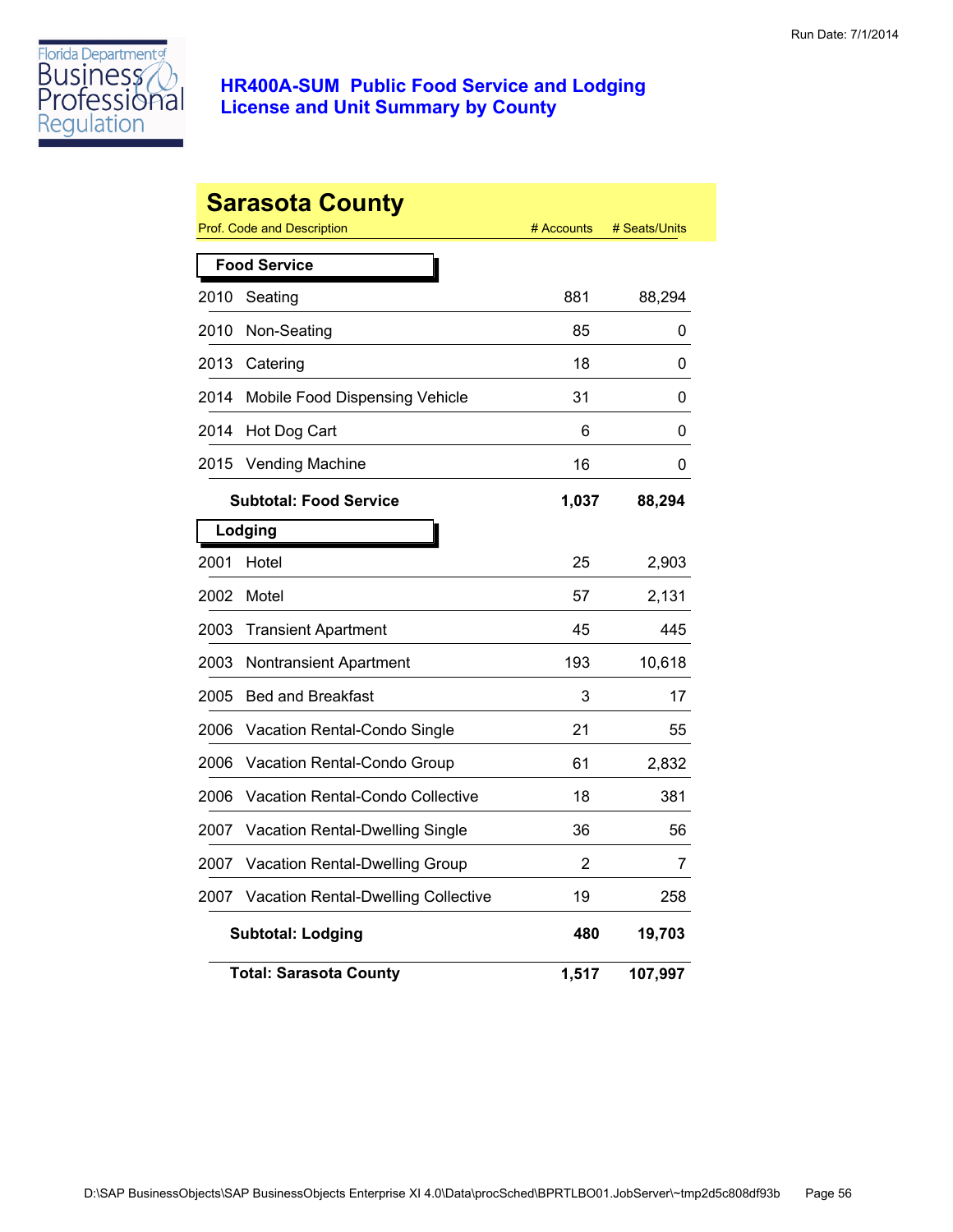Florida Department of Business & Professional Regulation

# HR400A-SUM Public Food Service and Lodging License and Unit Summary by County

Run Date: 7/1/2014

## Sarasota County

| Prof. Code and Description | | # Accounts | # Seats/Units |
|---|---|---|---|
| **Food Service** | | | |
| 2010 | Seating | 881 | 88,294 |
| 2010 | Non-Seating | 85 | 0 |
| 2013 | Catering | 18 | 0 |
| 2014 | Mobile Food Dispensing Vehicle | 31 | 0 |
| 2014 | Hot Dog Cart | 6 | 0 |
| 2015 | Vending Machine | 16 | 0 |
| | **Subtotal: Food Service** | **1,037** | **88,294** |
| **Lodging** | | | |
| 2001 | Hotel | 25 | 2,903 |
| 2002 | Motel | 57 | 2,131 |
| 2003 | Transient Apartment | 45 | 445 |
| 2003 | Nontransient Apartment | 193 | 10,618 |
| 2005 | Bed and Breakfast | 3 | 17 |
| 2006 | Vacation Rental-Condo Single | 21 | 55 |
| 2006 | Vacation Rental-Condo Group | 61 | 2,832 |
| 2006 | Vacation Rental-Condo Collective | 18 | 381 |
| 2007 | Vacation Rental-Dwelling Single | 36 | 56 |
| 2007 | Vacation Rental-Dwelling Group | 2 | 7 |
| 2007 | Vacation Rental-Dwelling Collective | 19 | 258 |
| | **Subtotal: Lodging** | **480** | **19,703** |
| | **Total: Sarasota County** | **1,517** | **107,997** |

D:\SAP BusinessObjects\SAP BusinessObjects Enterprise XI 4.0\Data\procSched\BPRTLBO01.JobServer\~tmp2d5c808df93b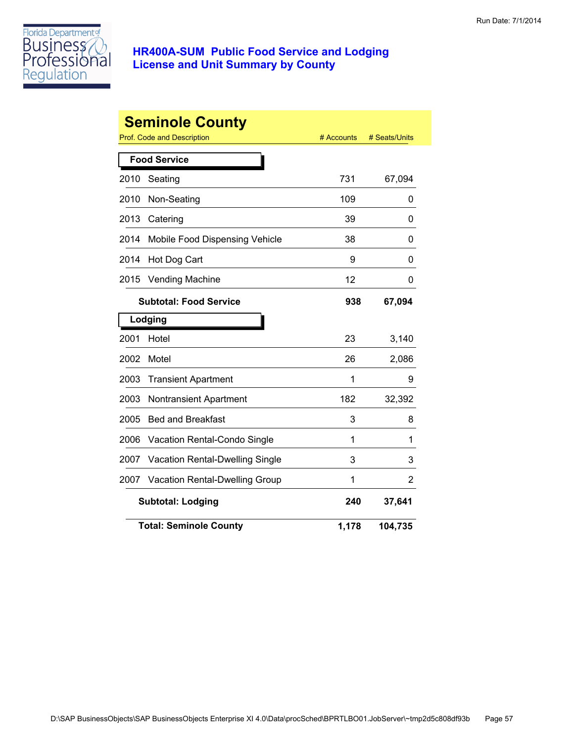# HR400A-SUM Public Food Service and Lodging License and Unit Summary by County

Run Date: 7/1/2014

## Seminole County

| Prof. Code and Description | | # Accounts | # Seats/Units |
|---|---|---|---|
| **Food Service** | | | |
| 2010 | Seating | 731 | 67,094 |
| 2010 | Non-Seating | 109 | 0 |
| 2013 | Catering | 39 | 0 |
| 2014 | Mobile Food Dispensing Vehicle | 38 | 0 |
| 2014 | Hot Dog Cart | 9 | 0 |
| 2015 | Vending Machine | 12 | 0 |
| | **Subtotal: Food Service** | **938** | **67,094** |
| **Lodging** | | | |
| 2001 | Hotel | 23 | 3,140 |
| 2002 | Motel | 26 | 2,086 |
| 2003 | Transient Apartment | 1 | 9 |
| 2003 | Nontransient Apartment | 182 | 32,392 |
| 2005 | Bed and Breakfast | 3 | 8 |
| 2006 | Vacation Rental-Condo Single | 1 | 1 |
| 2007 | Vacation Rental-Dwelling Single | 3 | 3 |
| 2007 | Vacation Rental-Dwelling Group | 1 | 2 |
| | **Subtotal: Lodging** | **240** | **37,641** |
| | **Total: Seminole County** | **1,178** | **104,735** |

D:\SAP BusinessObjects\SAP BusinessObjects Enterprise XI 4.0\Data\procSched\BPRTLBO01.JobServer\~tmp2d5c808df93b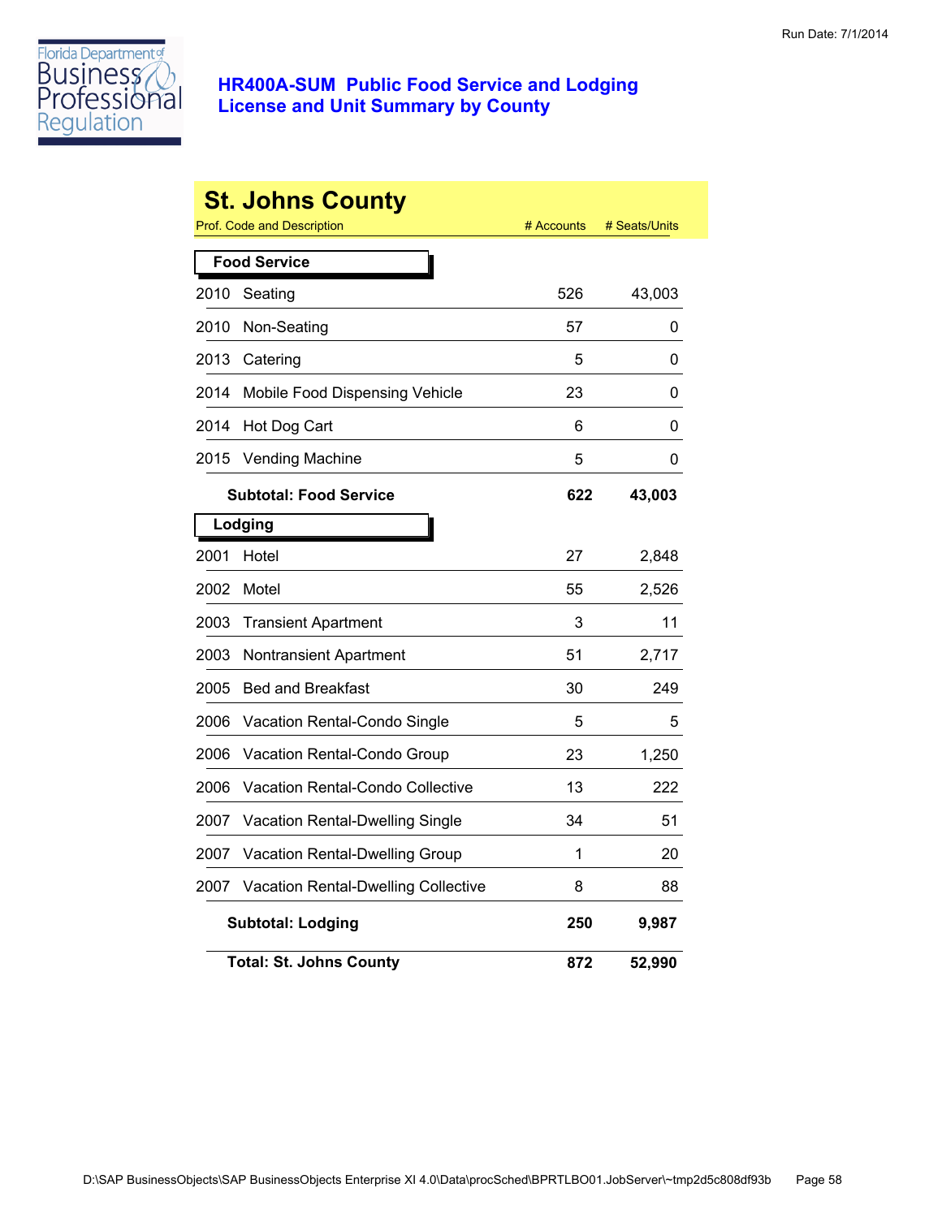Florida Department of Business & Professional Regulation

# HR400A-SUM Public Food Service and Lodging License and Unit Summary by County

Run Date: 7/1/2014

## St. Johns County

| Prof. Code and Description | | # Accounts | # Seats/Units |
|---|---|---|---|
| **Food Service** | | | |
| 2010 | Seating | 526 | 43,003 |
| 2010 | Non-Seating | 57 | 0 |
| 2013 | Catering | 5 | 0 |
| 2014 | Mobile Food Dispensing Vehicle | 23 | 0 |
| 2014 | Hot Dog Cart | 6 | 0 |
| 2015 | Vending Machine | 5 | 0 |
| | **Subtotal: Food Service** | **622** | **43,003** |
| **Lodging** | | | |
| 2001 | Hotel | 27 | 2,848 |
| 2002 | Motel | 55 | 2,526 |
| 2003 | Transient Apartment | 3 | 11 |
| 2003 | Nontransient Apartment | 51 | 2,717 |
| 2005 | Bed and Breakfast | 30 | 249 |
| 2006 | Vacation Rental-Condo Single | 5 | 5 |
| 2006 | Vacation Rental-Condo Group | 23 | 1,250 |
| 2006 | Vacation Rental-Condo Collective | 13 | 222 |
| 2007 | Vacation Rental-Dwelling Single | 34 | 51 |
| 2007 | Vacation Rental-Dwelling Group | 1 | 20 |
| 2007 | Vacation Rental-Dwelling Collective | 8 | 88 |
| | **Subtotal: Lodging** | **250** | **9,987** |
| | **Total: St. Johns County** | **872** | **52,990** |

D:\SAP BusinessObjects\SAP BusinessObjects Enterprise XI 4.0\Data\procSched\BPRTLBO01.JobServer\~tmp2d5c808df93b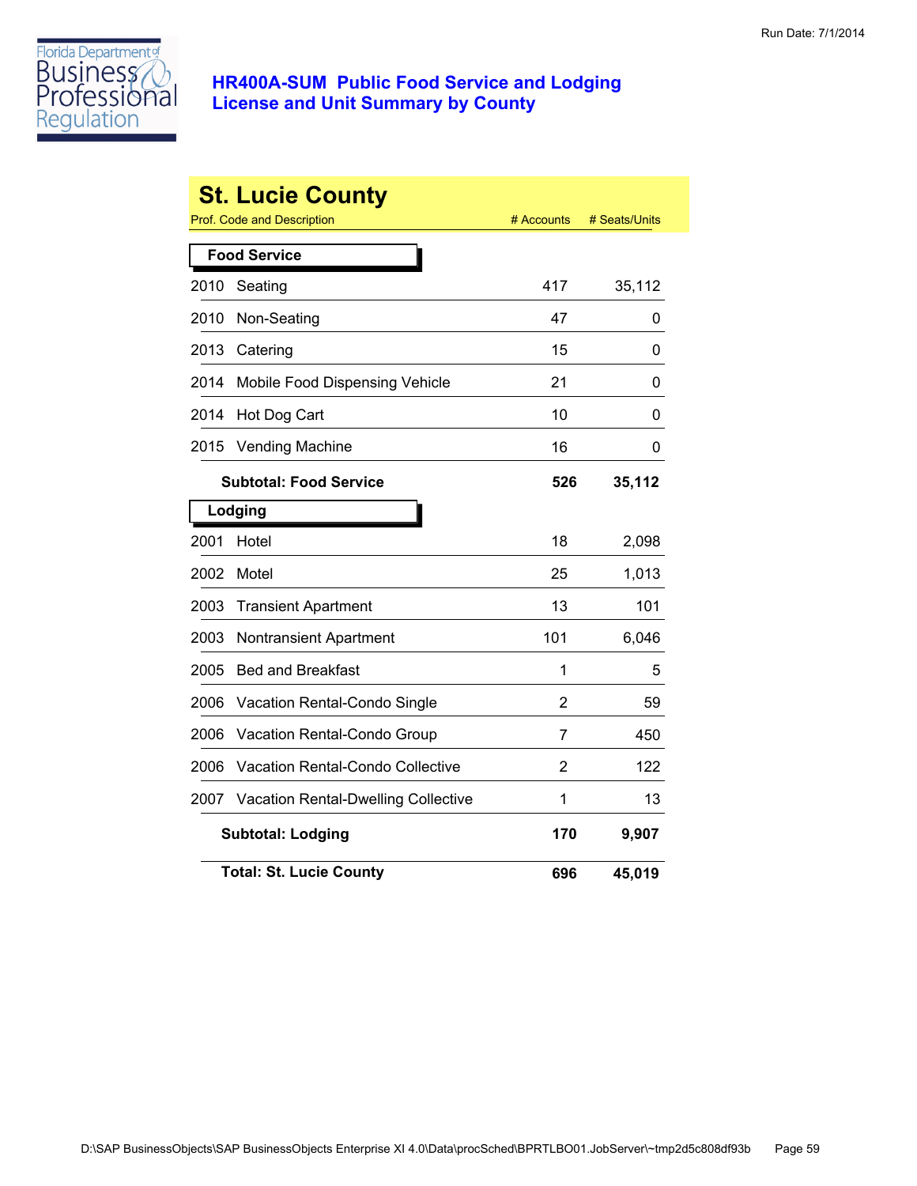Florida Department of Business & Professional Regulation

## HR400A-SUM Public Food Service and Lodging License and Unit Summary by County

Run Date: 7/1/2014

# St. Lucie County

| Prof. Code and Description | | # Accounts | # Seats/Units |
|---|---|---|---|
| **Food Service** | | | |
| 2010 | Seating | 417 | 35,112 |
| 2010 | Non-Seating | 47 | 0 |
| 2013 | Catering | 15 | 0 |
| 2014 | Mobile Food Dispensing Vehicle | 21 | 0 |
| 2014 | Hot Dog Cart | 10 | 0 |
| 2015 | Vending Machine | 16 | 0 |
| | **Subtotal: Food Service** | **526** | **35,112** |
| **Lodging** | | | |
| 2001 | Hotel | 18 | 2,098 |
| 2002 | Motel | 25 | 1,013 |
| 2003 | Transient Apartment | 13 | 101 |
| 2003 | Nontransient Apartment | 101 | 6,046 |
| 2005 | Bed and Breakfast | 1 | 5 |
| 2006 | Vacation Rental-Condo Single | 2 | 59 |
| 2006 | Vacation Rental-Condo Group | 7 | 450 |
| 2006 | Vacation Rental-Condo Collective | 2 | 122 |
| 2007 | Vacation Rental-Dwelling Collective | 1 | 13 |
| | **Subtotal: Lodging** | **170** | **9,907** |
| | **Total: St. Lucie County** | **696** | **45,019** |

D:\SAP BusinessObjects\SAP BusinessObjects Enterprise XI 4.0\Data\procSched\BPRTLBO01.JobServer\~tmp2d5c808df93b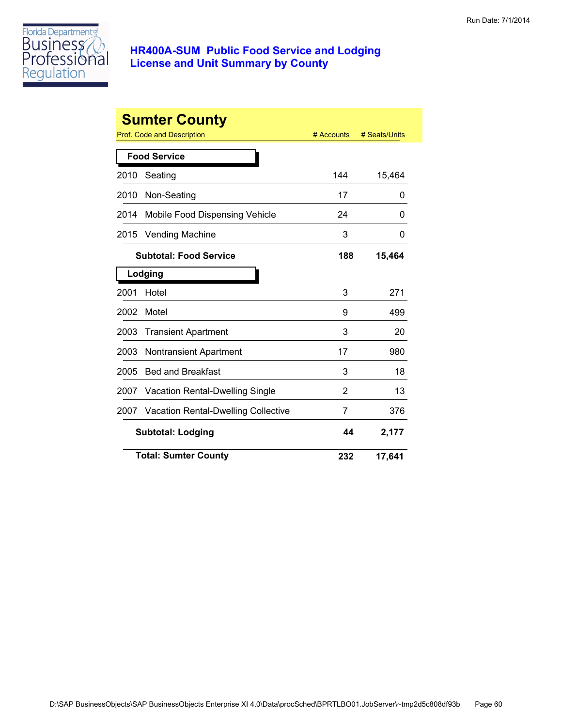Florida Department of Business & Professional Regulation

## HR400A-SUM Public Food Service and Lodging License and Unit Summary by County

Run Date: 7/1/2014

# Sumter County

| Prof. Code and Description | | # Accounts | # Seats/Units |
|---|---|---|---|
| **Food Service** | | | |
| 2010 | Seating | 144 | 15,464 |
| 2010 | Non-Seating | 17 | 0 |
| 2014 | Mobile Food Dispensing Vehicle | 24 | 0 |
| 2015 | Vending Machine | 3 | 0 |
| | **Subtotal: Food Service** | **188** | **15,464** |
| **Lodging** | | | |
| 2001 | Hotel | 3 | 271 |
| 2002 | Motel | 9 | 499 |
| 2003 | Transient Apartment | 3 | 20 |
| 2003 | Nontransient Apartment | 17 | 980 |
| 2005 | Bed and Breakfast | 3 | 18 |
| 2007 | Vacation Rental-Dwelling Single | 2 | 13 |
| 2007 | Vacation Rental-Dwelling Collective | 7 | 376 |
| | **Subtotal: Lodging** | **44** | **2,177** |
| | **Total: Sumter County** | **232** | **17,641** |

D:\SAP BusinessObjects\SAP BusinessObjects Enterprise XI 4.0\Data\procSched\BPRTLBO01.JobServer\~tmp2d5c808df93b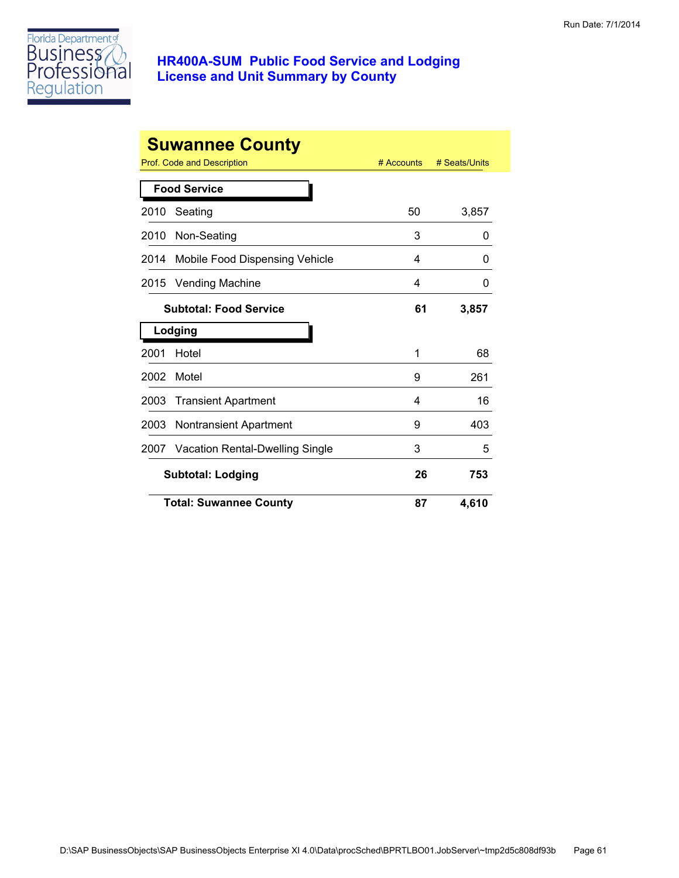Run Date: 7/1/2014

Florida Department of Business & Professional Regulation

## HR400A-SUM Public Food Service and Lodging License and Unit Summary by County

# Suwannee County

| Prof. Code and Description | # Accounts | # Seats/Units |
|---|---|---|
| **Food Service** | | |
| 2010 Seating | 50 | 3,857 |
| 2010 Non-Seating | 3 | 0 |
| 2014 Mobile Food Dispensing Vehicle | 4 | 0 |
| 2015 Vending Machine | 4 | 0 |
| **Subtotal: Food Service** | **61** | **3,857** |
| **Lodging** | | |
| 2001 Hotel | 1 | 68 |
| 2002 Motel | 9 | 261 |
| 2003 Transient Apartment | 4 | 16 |
| 2003 Nontransient Apartment | 9 | 403 |
| 2007 Vacation Rental-Dwelling Single | 3 | 5 |
| **Subtotal: Lodging** | **26** | **753** |
| **Total: Suwannee County** | **87** | **4,610** |

D:\SAP BusinessObjects\SAP BusinessObjects Enterprise XI 4.0\Data\procSched\BPRTLBO01.JobServer\~tmp2d5c808df93b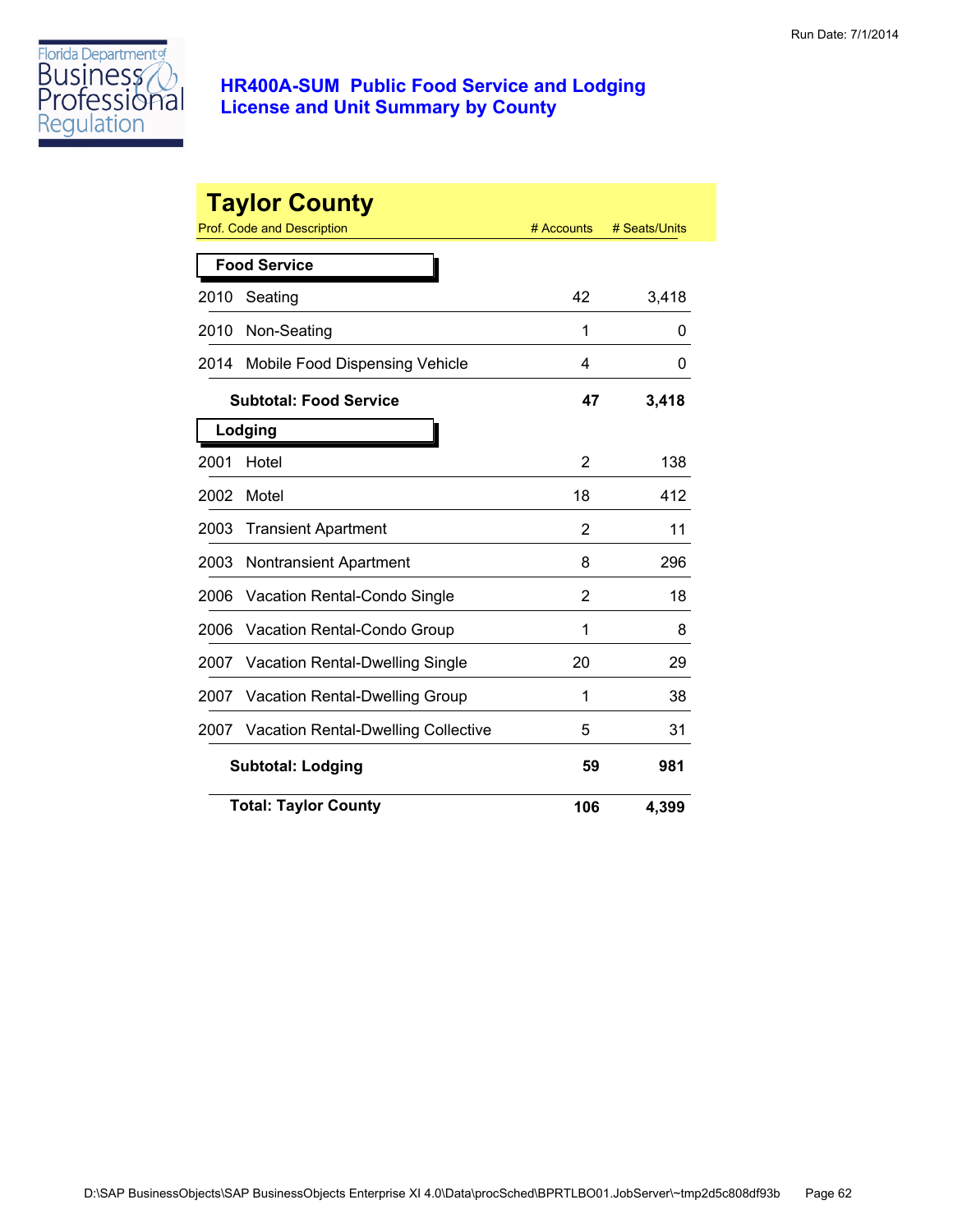Run Date: 7/1/2014

Florida Department of Business & Professional Regulation

# HR400A-SUM Public Food Service and Lodging License and Unit Summary by County

## Taylor County

| Prof. Code and Description | # Accounts | # Seats/Units |
|---|---|---|
| **Food Service** | | |
| 2010 Seating | 42 | 3,418 |
| 2010 Non-Seating | 1 | 0 |
| 2014 Mobile Food Dispensing Vehicle | 4 | 0 |
| **Subtotal: Food Service** | **47** | **3,418** |
| **Lodging** | | |
| 2001 Hotel | 2 | 138 |
| 2002 Motel | 18 | 412 |
| 2003 Transient Apartment | 2 | 11 |
| 2003 Nontransient Apartment | 8 | 296 |
| 2006 Vacation Rental-Condo Single | 2 | 18 |
| 2006 Vacation Rental-Condo Group | 1 | 8 |
| 2007 Vacation Rental-Dwelling Single | 20 | 29 |
| 2007 Vacation Rental-Dwelling Group | 1 | 38 |
| 2007 Vacation Rental-Dwelling Collective | 5 | 31 |
| **Subtotal: Lodging** | **59** | **981** |
| **Total: Taylor County** | **106** | **4,399** |

D:\SAP BusinessObjects\SAP BusinessObjects Enterprise XI 4.0\Data\procSched\BPRTLBO01.JobServer\~tmp2d5c808df93b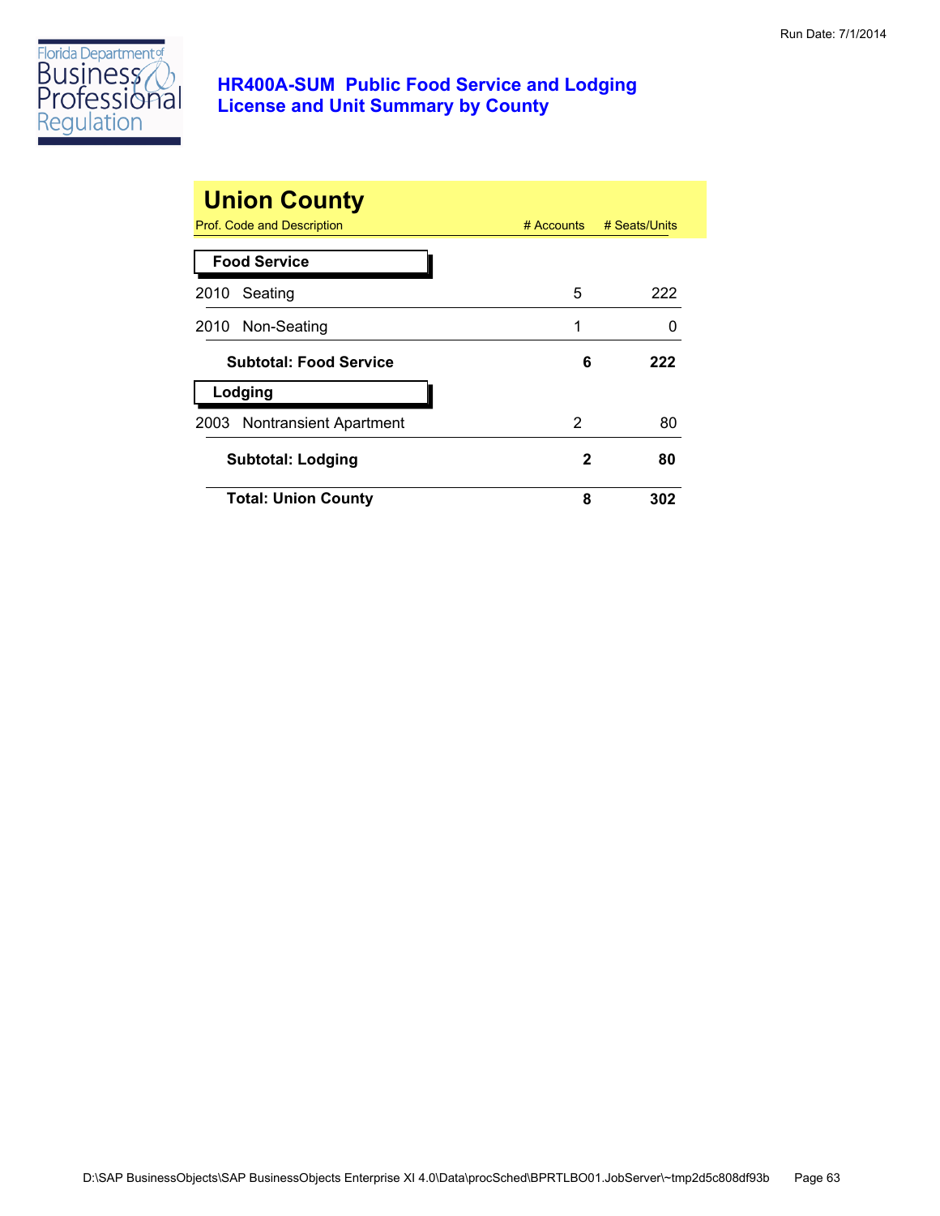Run Date: 7/1/2014

# HR400A-SUM Public Food Service and Lodging License and Unit Summary by County

## Union County

| Prof. Code and Description | # Accounts | # Seats/Units |
|---|---|---|
| **Food Service** | | |
| 2010 Seating | 5 | 222 |
| 2010 Non-Seating | 1 | 0 |
| **Subtotal: Food Service** | **6** | **222** |
| **Lodging** | | |
| 2003 Nontransient Apartment | 2 | 80 |
| **Subtotal: Lodging** | **2** | **80** |
| **Total: Union County** | **8** | **302** |

D:\SAP BusinessObjects\SAP BusinessObjects Enterprise XI 4.0\Data\procSched\BPRTLBO01.JobServer\~tmp2d5c808df93b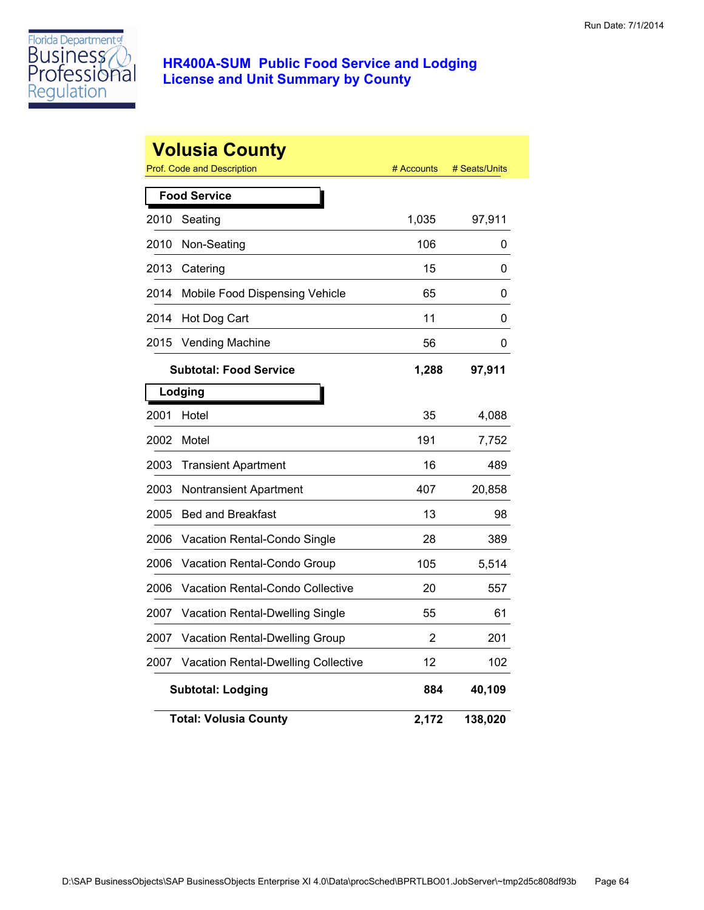# HR400A-SUM Public Food Service and Lodging License and Unit Summary by County

Run Date: 7/1/2014

## Volusia County

| Prof. Code and Description | | # Accounts | # Seats/Units |
|---|---|---|---|
| **Food Service** | | | |
| 2010 | Seating | 1,035 | 97,911 |
| 2010 | Non-Seating | 106 | 0 |
| 2013 | Catering | 15 | 0 |
| 2014 | Mobile Food Dispensing Vehicle | 65 | 0 |
| 2014 | Hot Dog Cart | 11 | 0 |
| 2015 | Vending Machine | 56 | 0 |
| **Subtotal: Food Service** | | **1,288** | **97,911** |
| **Lodging** | | | |
| 2001 | Hotel | 35 | 4,088 |
| 2002 | Motel | 191 | 7,752 |
| 2003 | Transient Apartment | 16 | 489 |
| 2003 | Nontransient Apartment | 407 | 20,858 |
| 2005 | Bed and Breakfast | 13 | 98 |
| 2006 | Vacation Rental-Condo Single | 28 | 389 |
| 2006 | Vacation Rental-Condo Group | 105 | 5,514 |
| 2006 | Vacation Rental-Condo Collective | 20 | 557 |
| 2007 | Vacation Rental-Dwelling Single | 55 | 61 |
| 2007 | Vacation Rental-Dwelling Group | 2 | 201 |
| 2007 | Vacation Rental-Dwelling Collective | 12 | 102 |
| **Subtotal: Lodging** | | **884** | **40,109** |
| **Total: Volusia County** | | **2,172** | **138,020** |

D:\SAP BusinessObjects\SAP BusinessObjects Enterprise XI 4.0\Data\procSched\BPRTLBO01.JobServer\~tmp2d5c808df93b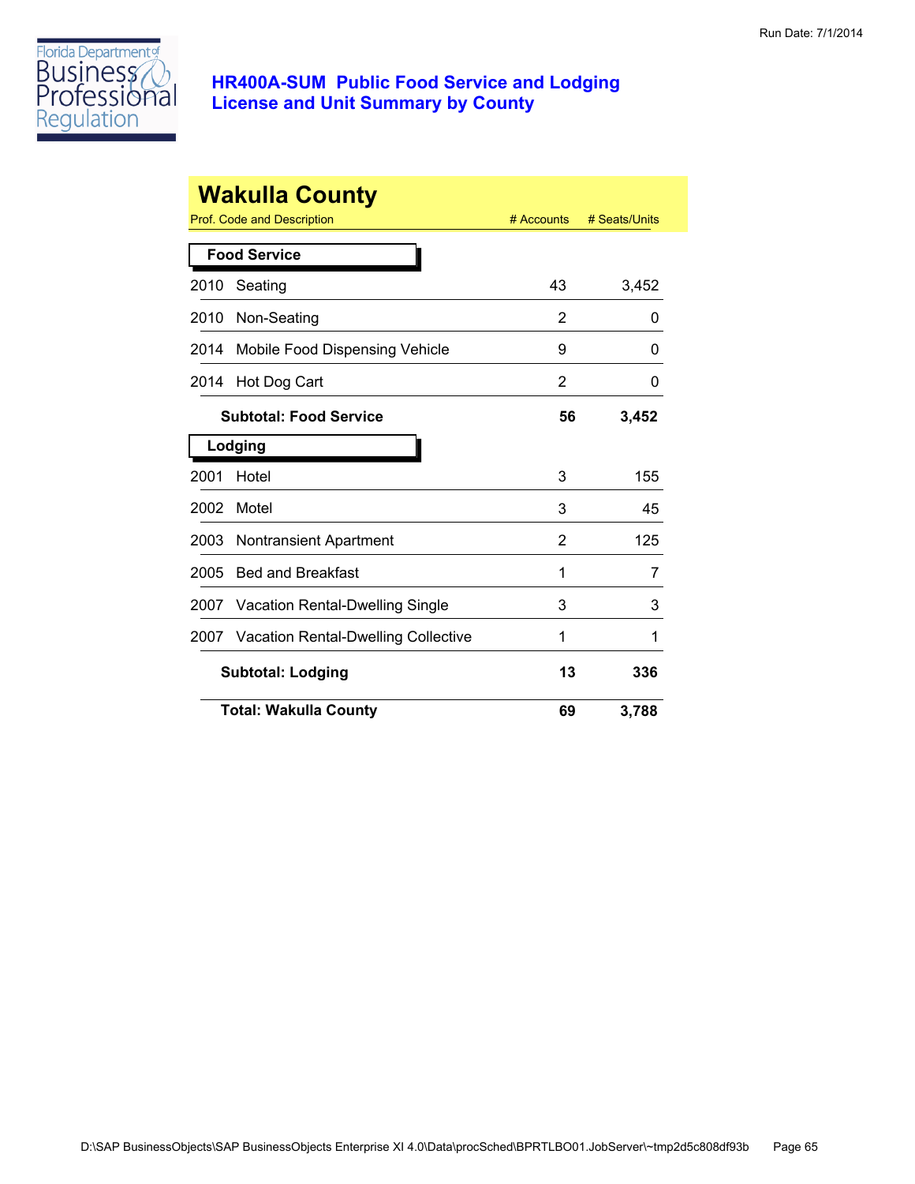# HR400A-SUM Public Food Service and Lodging License and Unit Summary by County

Run Date: 7/1/2014

## Wakulla County

| Prof. Code and Description | # Accounts | # Seats/Units |
|---|---|---|
| **Food Service** | | |
| 2010 Seating | 43 | 3,452 |
| 2010 Non-Seating | 2 | 0 |
| 2014 Mobile Food Dispensing Vehicle | 9 | 0 |
| 2014 Hot Dog Cart | 2 | 0 |
| **Subtotal: Food Service** | **56** | **3,452** |
| **Lodging** | | |
| 2001 Hotel | 3 | 155 |
| 2002 Motel | 3 | 45 |
| 2003 Nontransient Apartment | 2 | 125 |
| 2005 Bed and Breakfast | 1 | 7 |
| 2007 Vacation Rental-Dwelling Single | 3 | 3 |
| 2007 Vacation Rental-Dwelling Collective | 1 | 1 |
| **Subtotal: Lodging** | **13** | **336** |
| **Total: Wakulla County** | **69** | **3,788** |

D:\SAP BusinessObjects\SAP BusinessObjects Enterprise XI 4.0\Data\procSched\BPRTLBO01.JobServer\~tmp2d5c808df93b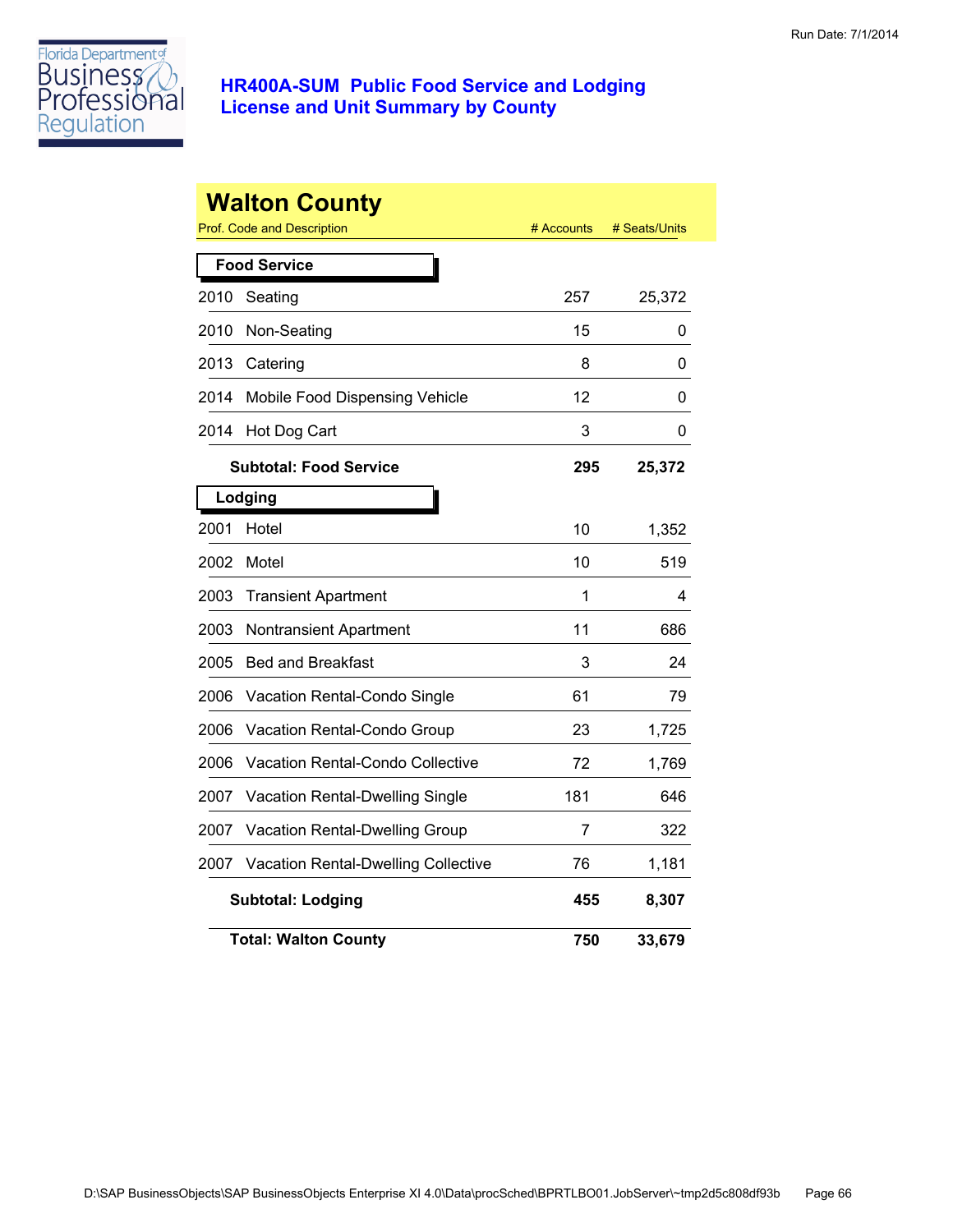Run Date: 7/1/2014

# HR400A-SUM Public Food Service and Lodging License and Unit Summary by County

## Walton County

| Prof. Code and Description | | # Accounts | # Seats/Units |
|---|---|---|---|
| **Food Service** | | | |
| 2010 | Seating | 257 | 25,372 |
| 2010 | Non-Seating | 15 | 0 |
| 2013 | Catering | 8 | 0 |
| 2014 | Mobile Food Dispensing Vehicle | 12 | 0 |
| 2014 | Hot Dog Cart | 3 | 0 |
| | **Subtotal: Food Service** | **295** | **25,372** |
| **Lodging** | | | |
| 2001 | Hotel | 10 | 1,352 |
| 2002 | Motel | 10 | 519 |
| 2003 | Transient Apartment | 1 | 4 |
| 2003 | Nontransient Apartment | 11 | 686 |
| 2005 | Bed and Breakfast | 3 | 24 |
| 2006 | Vacation Rental-Condo Single | 61 | 79 |
| 2006 | Vacation Rental-Condo Group | 23 | 1,725 |
| 2006 | Vacation Rental-Condo Collective | 72 | 1,769 |
| 2007 | Vacation Rental-Dwelling Single | 181 | 646 |
| 2007 | Vacation Rental-Dwelling Group | 7 | 322 |
| 2007 | Vacation Rental-Dwelling Collective | 76 | 1,181 |
| | **Subtotal: Lodging** | **455** | **8,307** |
| | **Total: Walton County** | **750** | **33,679** |

D:\SAP BusinessObjects\SAP BusinessObjects Enterprise XI 4.0\Data\procSched\BPRTLBO01.JobServer\~tmp2d5c808df93b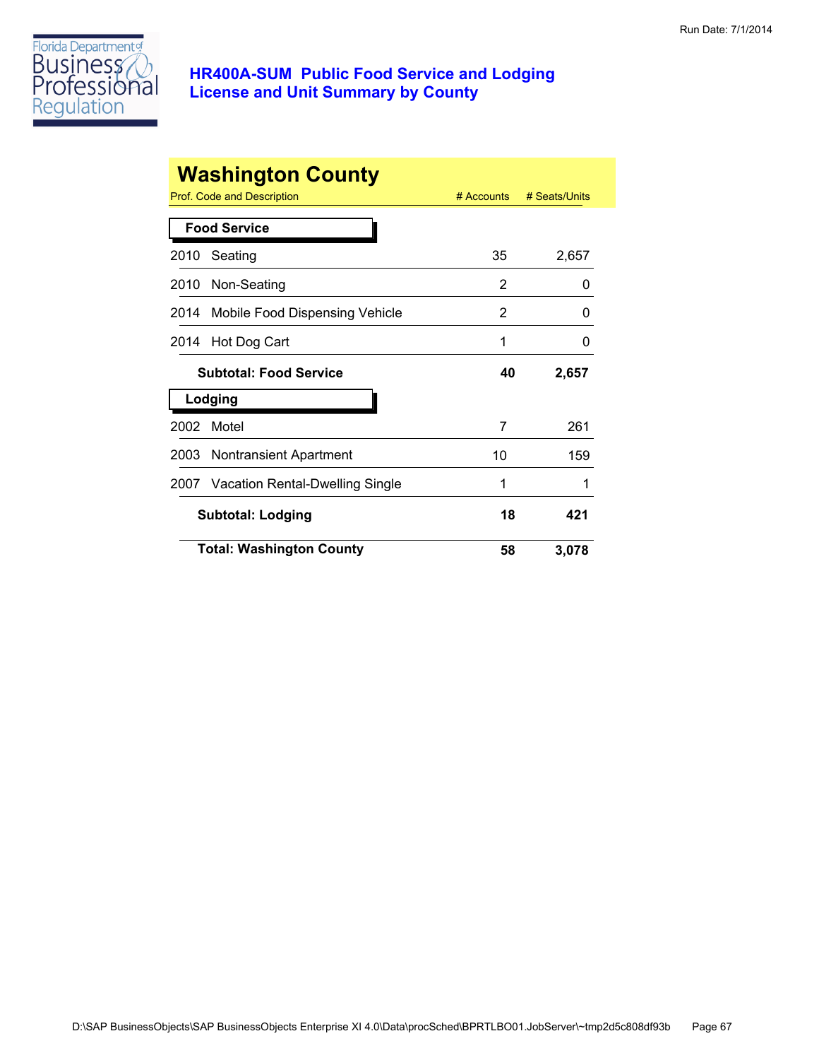Run Date: 7/1/2014

# HR400A-SUM Public Food Service and Lodging License and Unit Summary by County

## Washington County

| Prof. Code and Description | # Accounts | # Seats/Units |
|---|---|---|
| **Food Service** | | |
| 2010 Seating | 35 | 2,657 |
| 2010 Non-Seating | 2 | 0 |
| 2014 Mobile Food Dispensing Vehicle | 2 | 0 |
| 2014 Hot Dog Cart | 1 | 0 |
| **Subtotal: Food Service** | **40** | **2,657** |
| **Lodging** | | |
| 2002 Motel | 7 | 261 |
| 2003 Nontransient Apartment | 10 | 159 |
| 2007 Vacation Rental-Dwelling Single | 1 | 1 |
| **Subtotal: Lodging** | **18** | **421** |
| **Total: Washington County** | **58** | **3,078** |

D:\SAP BusinessObjects\SAP BusinessObjects Enterprise XI 4.0\Data\procSched\BPRTLBO01.JobServer\~tmp2d5c808df93b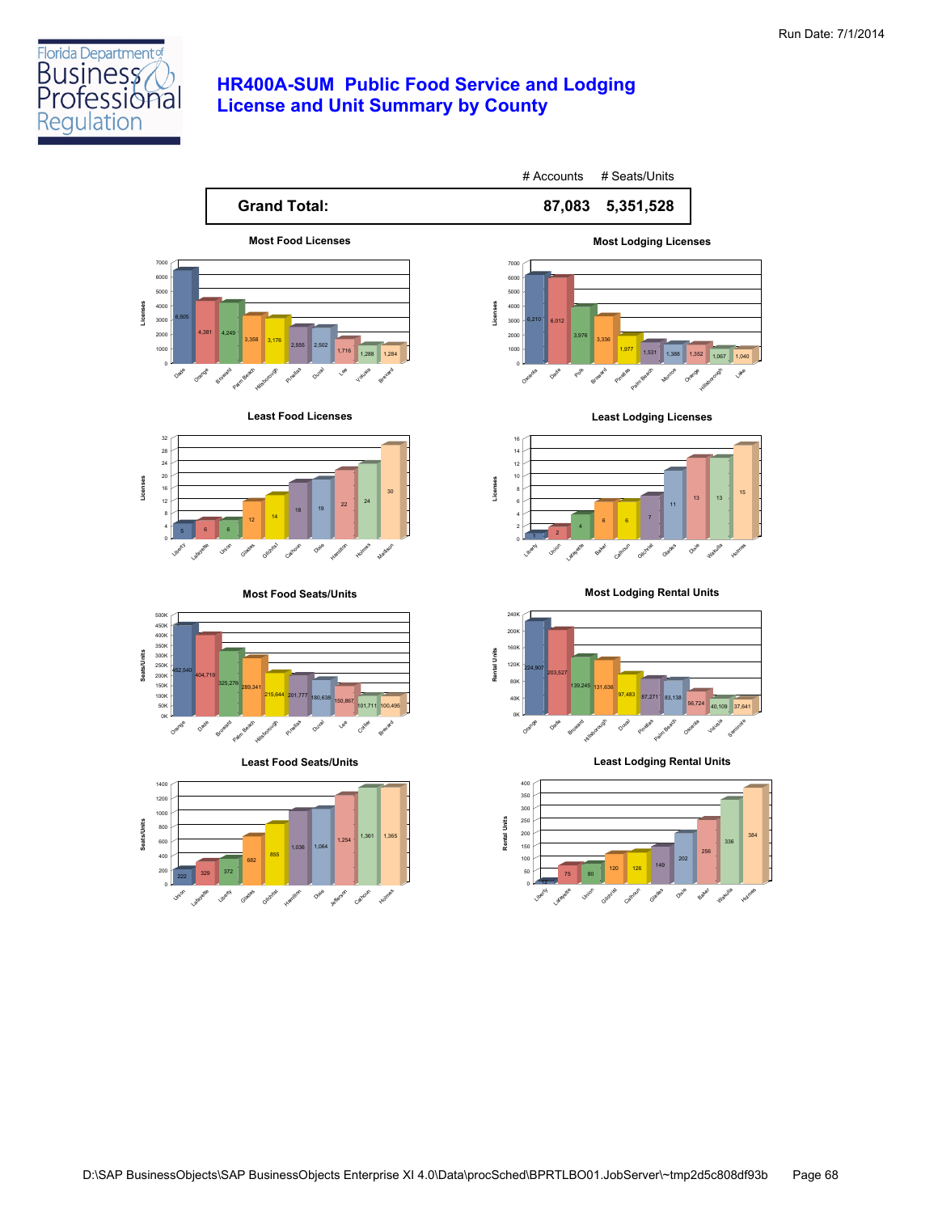Florida Department of Business & Professional Regulation

# HR400A-SUM Public Food Service and Lodging License and Unit Summary by County

Run Date: 7/1/2014

| | # Accounts | # Seats/Units |
|---|---|---|
| **Grand Total:** | **87,083** | **5,351,528** |

### Most Food Licenses

Licenses

7000
6000
5000
4000
3000
2000
1000
0

6,505 4,381 4,249 3,358 3,176 2,555 2,502 1,716 1,288 1,284

Dade Orange Broward Palm Beach Hillsborough Pinellas Duval Lee Volusia Brevard

### Most Lodging Licenses

Licenses

7000
6000
5000
4000
3000
2000
1000
0

6,210 6,012 3,976 3,336 1,977 1,531 1,388 1,352 1,067 1,040

Osceola Dade Polk Broward Pinellas Palm Beach Monroe Orange Hillsborough Lake

### Least Food Licenses

Licenses

32
28
24
20
16
12
8
4
0

5 6 6 12 14 18 19 22 24 30

Liberty Lafayette Union Glades Gilchrist Calhoun Dixie Hamilton Holmes Madison

### Least Lodging Licenses

Licenses

16
14
12
10
8
6
4
2
0

1 2 4 6 6 7 11 13 13 15

Liberty Union Lafayette Baker Calhoun Gilchrist Glades Dixie Wakulla Holmes

### Most Food Seats/Units

Seats/Units

500K
450K
400K
350K
300K
250K
200K
150K
100K
50K
0K

452,540 404,719 326,276 289,341 215,644 201,777 180,638 150,867 101,711 100,495

Orange Dade Broward Palm Beach Hillsborough Pinellas Duval Lee Collier Brevard

### Most Lodging Rental Units

Rental Units

240K
200K
160K
120K
80K
40K
0K

224,907 203,527 139,245 131,636 97,483 87,271 83,138 56,724 40,109 37,641

Orange Dade Broward Hillsborough Duval Pinellas Palm Beach Osceola Volusia Seminole

### Least Food Seats/Units

Seats/Units

1400
1200
1000
800
600
400
200
0

222 329 372 682 855 1,036 1,064 1,254 1,361 1,365

Union Lafayette Liberty Glades Gilchrist Hamilton Dixie Jefferson Calhoun Holmes

### Least Lodging Rental Units

Rental Units

400
350
300
250
200
150
100
50
0

12 75 80 120 126 149 202 256 336 384

Liberty Lafayette Union Gilchrist Calhoun Glades Dixie Baker Wakulla Holmes

D:\SAP BusinessObjects\SAP BusinessObjects Enterprise XI 4.0\Data\procSched\BPRTLBO01.JobServer\~tmp2d5c808df93b